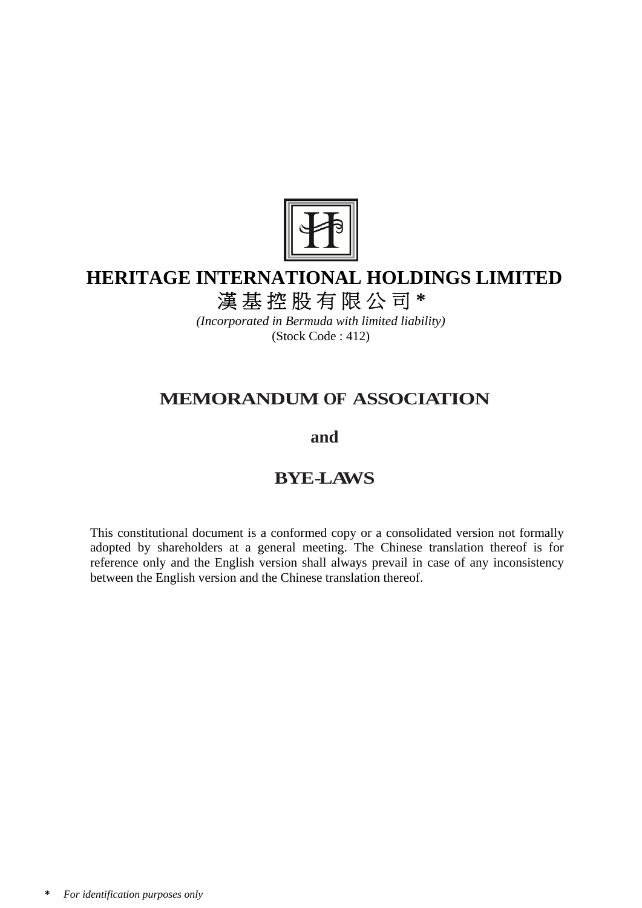# HERITAGE INTERNATIONAL HOLDINGS LIMITED

# 漢基控股有限公司*

*(Incorporated in Bermuda with limited liability)*

(Stock Code : 412)

## MEMORANDUM OF ASSOCIATION

**and**

## BYE-LAWS

This constitutional document is a conformed copy or a consolidated version not formally adopted by shareholders at a general meeting. The Chinese translation thereof is for reference only and the English version shall always prevail in case of any inconsistency between the English version and the Chinese translation thereof.

\* *For identification purposes only*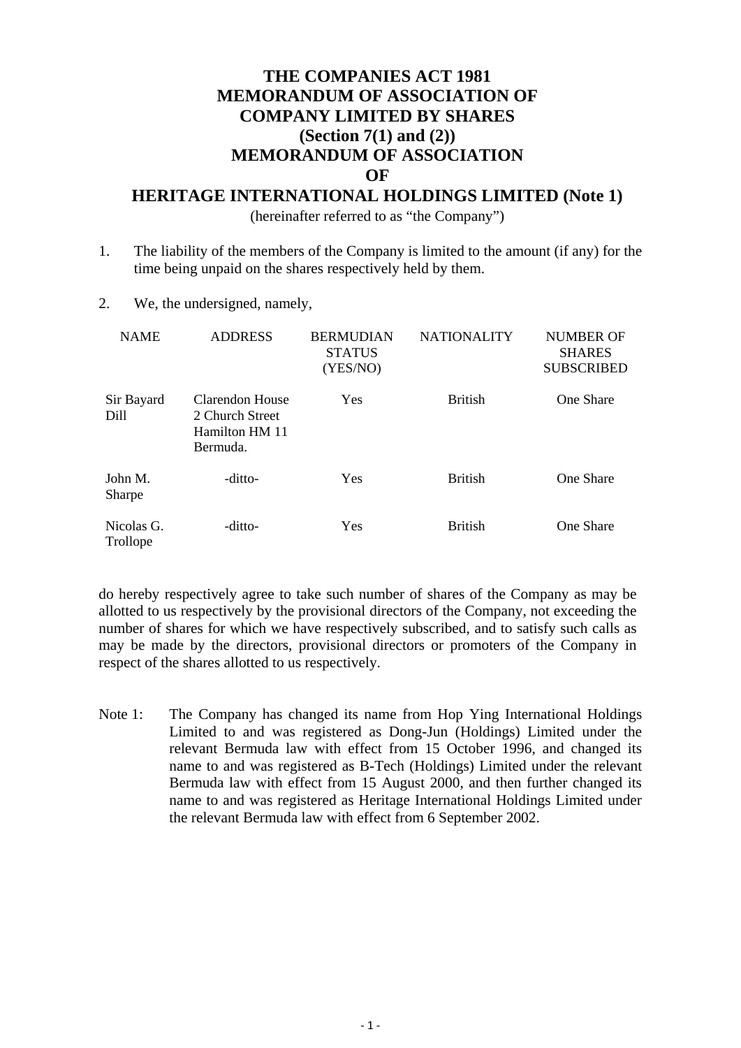# THE COMPANIES ACT 1981
# MEMORANDUM OF ASSOCIATION OF
# COMPANY LIMITED BY SHARES
# (Section 7(1) and (2))
# MEMORANDUM OF ASSOCIATION
# OF
# HERITAGE INTERNATIONAL HOLDINGS LIMITED (Note 1)

(hereinafter referred to as "the Company")

1. The liability of the members of the Company is limited to the amount (if any) for the time being unpaid on the shares respectively held by them.

2. We, the undersigned, namely,

| NAME | ADDRESS | BERMUDIAN STATUS (YES/NO) | NATIONALITY | NUMBER OF SHARES SUBSCRIBED |
|---|---|---|---|---|
| Sir Bayard Dill | Clarendon House 2 Church Street Hamilton HM 11 Bermuda. | Yes | British | One Share |
| John M. Sharpe | -ditto- | Yes | British | One Share |
| Nicolas G. Trollope | -ditto- | Yes | British | One Share |

do hereby respectively agree to take such number of shares of the Company as may be allotted to us respectively by the provisional directors of the Company, not exceeding the number of shares for which we have respectively subscribed, and to satisfy such calls as may be made by the directors, provisional directors or promoters of the Company in respect of the shares allotted to us respectively.

Note 1: The Company has changed its name from Hop Ying International Holdings Limited to and was registered as Dong-Jun (Holdings) Limited under the relevant Bermuda law with effect from 15 October 1996, and changed its name to and was registered as B-Tech (Holdings) Limited under the relevant Bermuda law with effect from 15 August 2000, and then further changed its name to and was registered as Heritage International Holdings Limited under the relevant Bermuda law with effect from 6 September 2002.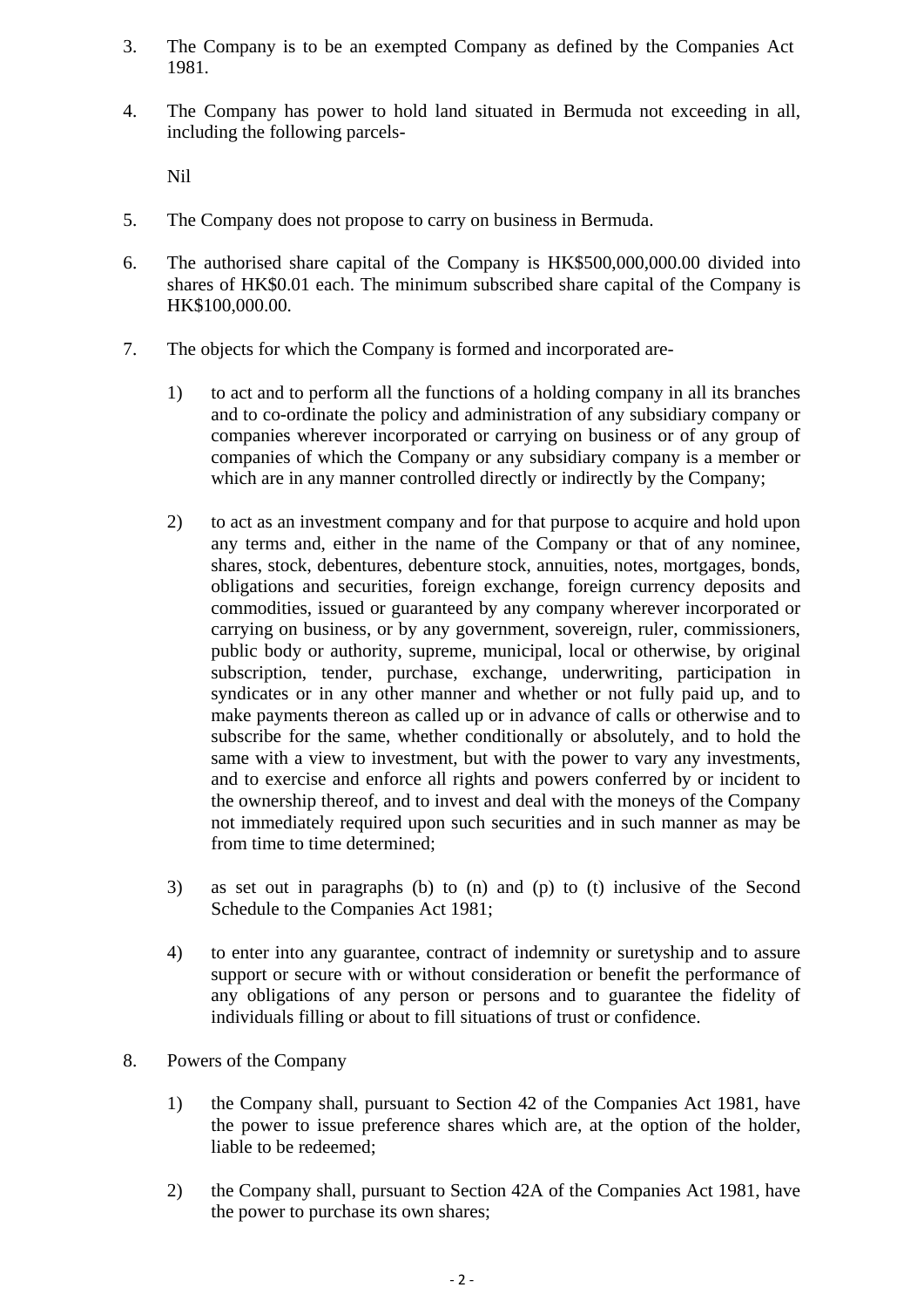3. The Company is to be an exempted Company as defined by the Companies Act 1981.

4. The Company has power to hold land situated in Bermuda not exceeding in all, including the following parcels-

   Nil

5. The Company does not propose to carry on business in Bermuda.

6. The authorised share capital of the Company is HK$500,000,000.00 divided into shares of HK$0.01 each. The minimum subscribed share capital of the Company is HK$100,000.00.

7. The objects for which the Company is formed and incorporated are-

   1) to act and to perform all the functions of a holding company in all its branches and to co-ordinate the policy and administration of any subsidiary company or companies wherever incorporated or carrying on business or of any group of companies of which the Company or any subsidiary company is a member or which are in any manner controlled directly or indirectly by the Company;

   2) to act as an investment company and for that purpose to acquire and hold upon any terms and, either in the name of the Company or that of any nominee, shares, stock, debentures, debenture stock, annuities, notes, mortgages, bonds, obligations and securities, foreign exchange, foreign currency deposits and commodities, issued or guaranteed by any company wherever incorporated or carrying on business, or by any government, sovereign, ruler, commissioners, public body or authority, supreme, municipal, local or otherwise, by original subscription, tender, purchase, exchange, underwriting, participation in syndicates or in any other manner and whether or not fully paid up, and to make payments thereon as called up or in advance of calls or otherwise and to subscribe for the same, whether conditionally or absolutely, and to hold the same with a view to investment, but with the power to vary any investments, and to exercise and enforce all rights and powers conferred by or incident to the ownership thereof, and to invest and deal with the moneys of the Company not immediately required upon such securities and in such manner as may be from time to time determined;

   3) as set out in paragraphs (b) to (n) and (p) to (t) inclusive of the Second Schedule to the Companies Act 1981;

   4) to enter into any guarantee, contract of indemnity or suretyship and to assure support or secure with or without consideration or benefit the performance of any obligations of any person or persons and to guarantee the fidelity of individuals filling or about to fill situations of trust or confidence.

8. Powers of the Company

   1) the Company shall, pursuant to Section 42 of the Companies Act 1981, have the power to issue preference shares which are, at the option of the holder, liable to be redeemed;

   2) the Company shall, pursuant to Section 42A of the Companies Act 1981, have the power to purchase its own shares;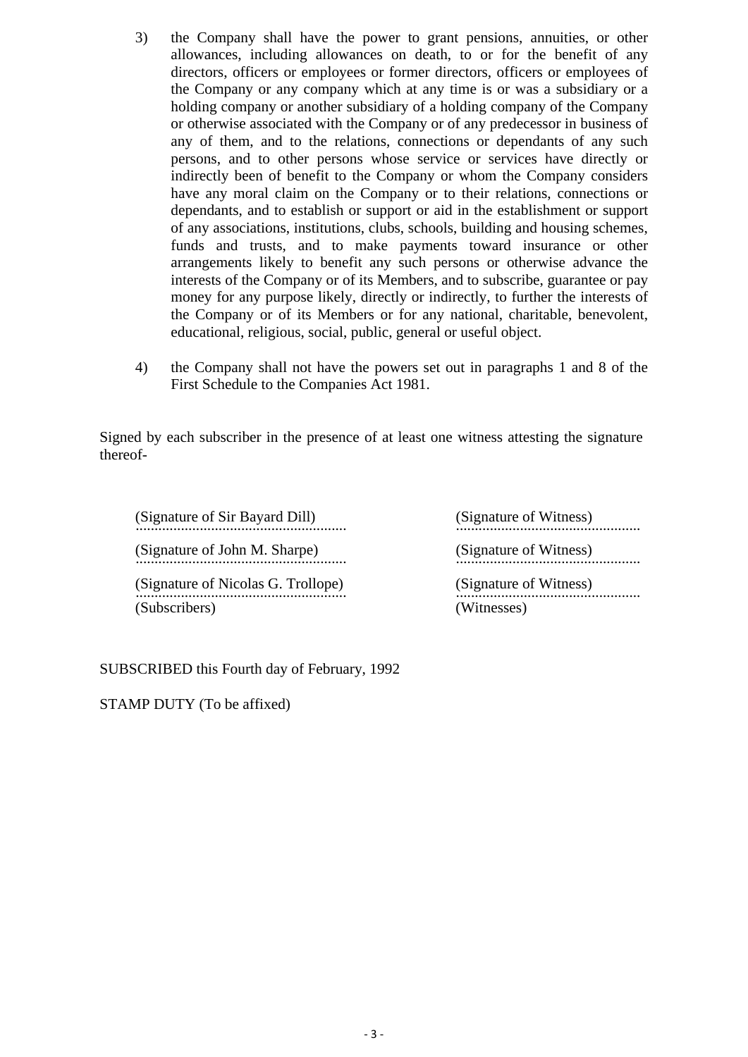3) the Company shall have the power to grant pensions, annuities, or other allowances, including allowances on death, to or for the benefit of any directors, officers or employees or former directors, officers or employees of the Company or any company which at any time is or was a subsidiary or a holding company or another subsidiary of a holding company of the Company or otherwise associated with the Company or of any predecessor in business of any of them, and to the relations, connections or dependants of any such persons, and to other persons whose service or services have directly or indirectly been of benefit to the Company or whom the Company considers have any moral claim on the Company or to their relations, connections or dependants, and to establish or support or aid in the establishment or support of any associations, institutions, clubs, schools, building and housing schemes, funds and trusts, and to make payments toward insurance or other arrangements likely to benefit any such persons or otherwise advance the interests of the Company or of its Members, and to subscribe, guarantee or pay money for any purpose likely, directly or indirectly, to further the interests of the Company or of its Members or for any national, charitable, benevolent, educational, religious, social, public, general or useful object.

4) the Company shall not have the powers set out in paragraphs 1 and 8 of the First Schedule to the Companies Act 1981.

Signed by each subscriber in the presence of at least one witness attesting the signature thereof-

| (Subscribers) | (Witnesses) |
|---|---|
| (Signature of Sir Bayard Dill) | (Signature of Witness) |
| (Signature of John M. Sharpe) | (Signature of Witness) |
| (Signature of Nicolas G. Trollope) | (Signature of Witness) |

SUBSCRIBED this Fourth day of February, 1992

STAMP DUTY (To be affixed)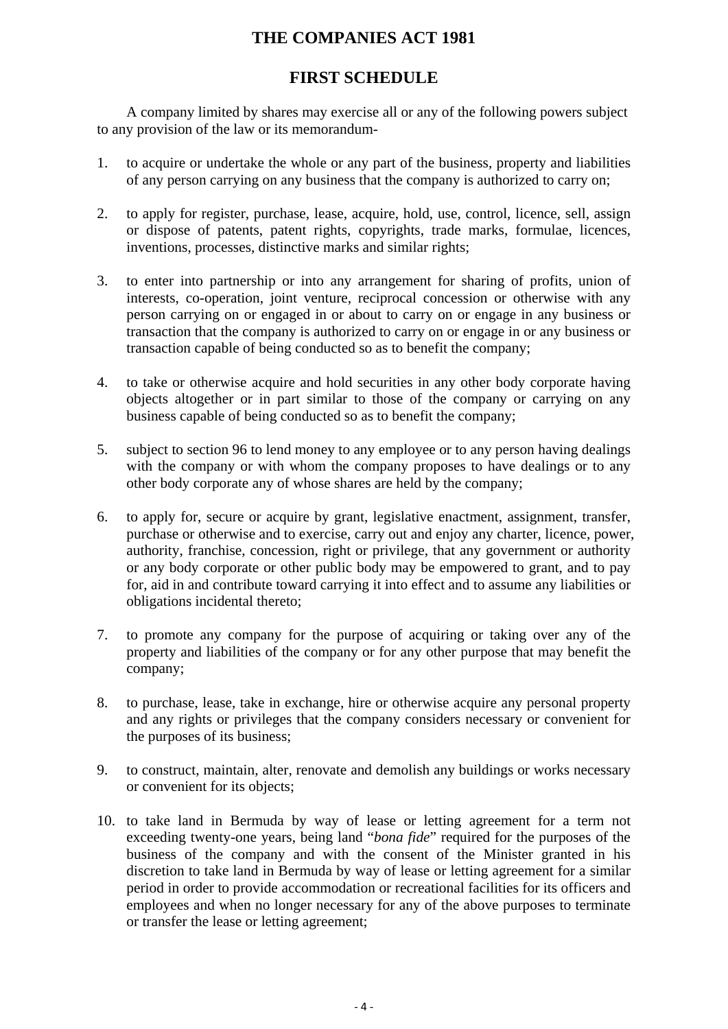# THE COMPANIES ACT 1981

## FIRST SCHEDULE

A company limited by shares may exercise all or any of the following powers subject to any provision of the law or its memorandum-

1. to acquire or undertake the whole or any part of the business, property and liabilities of any person carrying on any business that the company is authorized to carry on;

2. to apply for register, purchase, lease, acquire, hold, use, control, licence, sell, assign or dispose of patents, patent rights, copyrights, trade marks, formulae, licences, inventions, processes, distinctive marks and similar rights;

3. to enter into partnership or into any arrangement for sharing of profits, union of interests, co-operation, joint venture, reciprocal concession or otherwise with any person carrying on or engaged in or about to carry on or engage in any business or transaction that the company is authorized to carry on or engage in or any business or transaction capable of being conducted so as to benefit the company;

4. to take or otherwise acquire and hold securities in any other body corporate having objects altogether or in part similar to those of the company or carrying on any business capable of being conducted so as to benefit the company;

5. subject to section 96 to lend money to any employee or to any person having dealings with the company or with whom the company proposes to have dealings or to any other body corporate any of whose shares are held by the company;

6. to apply for, secure or acquire by grant, legislative enactment, assignment, transfer, purchase or otherwise and to exercise, carry out and enjoy any charter, licence, power, authority, franchise, concession, right or privilege, that any government or authority or any body corporate or other public body may be empowered to grant, and to pay for, aid in and contribute toward carrying it into effect and to assume any liabilities or obligations incidental thereto;

7. to promote any company for the purpose of acquiring or taking over any of the property and liabilities of the company or for any other purpose that may benefit the company;

8. to purchase, lease, take in exchange, hire or otherwise acquire any personal property and any rights or privileges that the company considers necessary or convenient for the purposes of its business;

9. to construct, maintain, alter, renovate and demolish any buildings or works necessary or convenient for its objects;

10. to take land in Bermuda by way of lease or letting agreement for a term not exceeding twenty-one years, being land "*bona fide*" required for the purposes of the business of the company and with the consent of the Minister granted in his discretion to take land in Bermuda by way of lease or letting agreement for a similar period in order to provide accommodation or recreational facilities for its officers and employees and when no longer necessary for any of the above purposes to terminate or transfer the lease or letting agreement;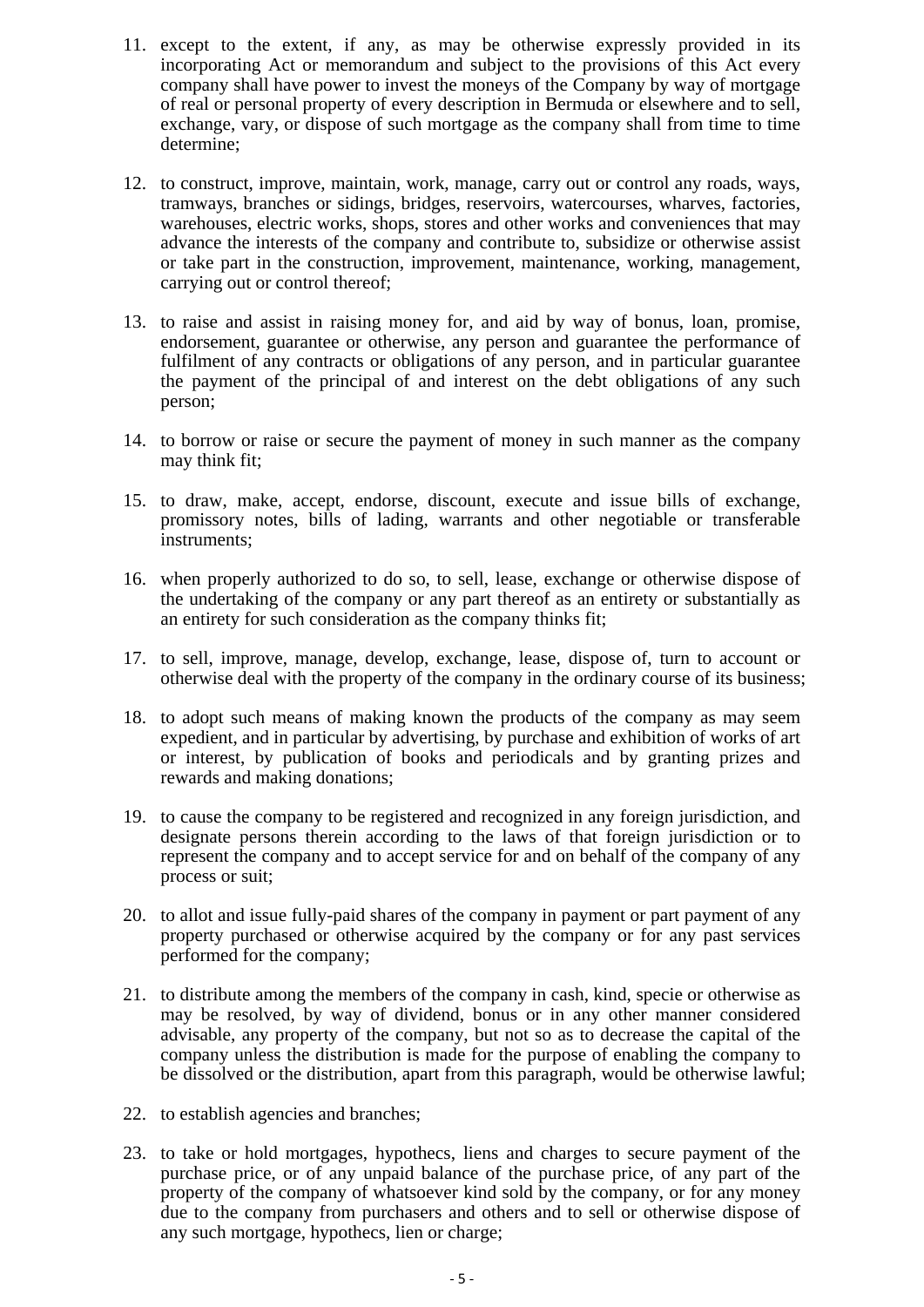11. except to the extent, if any, as may be otherwise expressly provided in its incorporating Act or memorandum and subject to the provisions of this Act every company shall have power to invest the moneys of the Company by way of mortgage of real or personal property of every description in Bermuda or elsewhere and to sell, exchange, vary, or dispose of such mortgage as the company shall from time to time determine;

12. to construct, improve, maintain, work, manage, carry out or control any roads, ways, tramways, branches or sidings, bridges, reservoirs, watercourses, wharves, factories, warehouses, electric works, shops, stores and other works and conveniences that may advance the interests of the company and contribute to, subsidize or otherwise assist or take part in the construction, improvement, maintenance, working, management, carrying out or control thereof;

13. to raise and assist in raising money for, and aid by way of bonus, loan, promise, endorsement, guarantee or otherwise, any person and guarantee the performance of fulfilment of any contracts or obligations of any person, and in particular guarantee the payment of the principal of and interest on the debt obligations of any such person;

14. to borrow or raise or secure the payment of money in such manner as the company may think fit;

15. to draw, make, accept, endorse, discount, execute and issue bills of exchange, promissory notes, bills of lading, warrants and other negotiable or transferable instruments;

16. when properly authorized to do so, to sell, lease, exchange or otherwise dispose of the undertaking of the company or any part thereof as an entirety or substantially as an entirety for such consideration as the company thinks fit;

17. to sell, improve, manage, develop, exchange, lease, dispose of, turn to account or otherwise deal with the property of the company in the ordinary course of its business;

18. to adopt such means of making known the products of the company as may seem expedient, and in particular by advertising, by purchase and exhibition of works of art or interest, by publication of books and periodicals and by granting prizes and rewards and making donations;

19. to cause the company to be registered and recognized in any foreign jurisdiction, and designate persons therein according to the laws of that foreign jurisdiction or to represent the company and to accept service for and on behalf of the company of any process or suit;

20. to allot and issue fully-paid shares of the company in payment or part payment of any property purchased or otherwise acquired by the company or for any past services performed for the company;

21. to distribute among the members of the company in cash, kind, specie or otherwise as may be resolved, by way of dividend, bonus or in any other manner considered advisable, any property of the company, but not so as to decrease the capital of the company unless the distribution is made for the purpose of enabling the company to be dissolved or the distribution, apart from this paragraph, would be otherwise lawful;

22. to establish agencies and branches;

23. to take or hold mortgages, hypothecs, liens and charges to secure payment of the purchase price, or of any unpaid balance of the purchase price, of any part of the property of the company of whatsoever kind sold by the company, or for any money due to the company from purchasers and others and to sell or otherwise dispose of any such mortgage, hypothecs, lien or charge;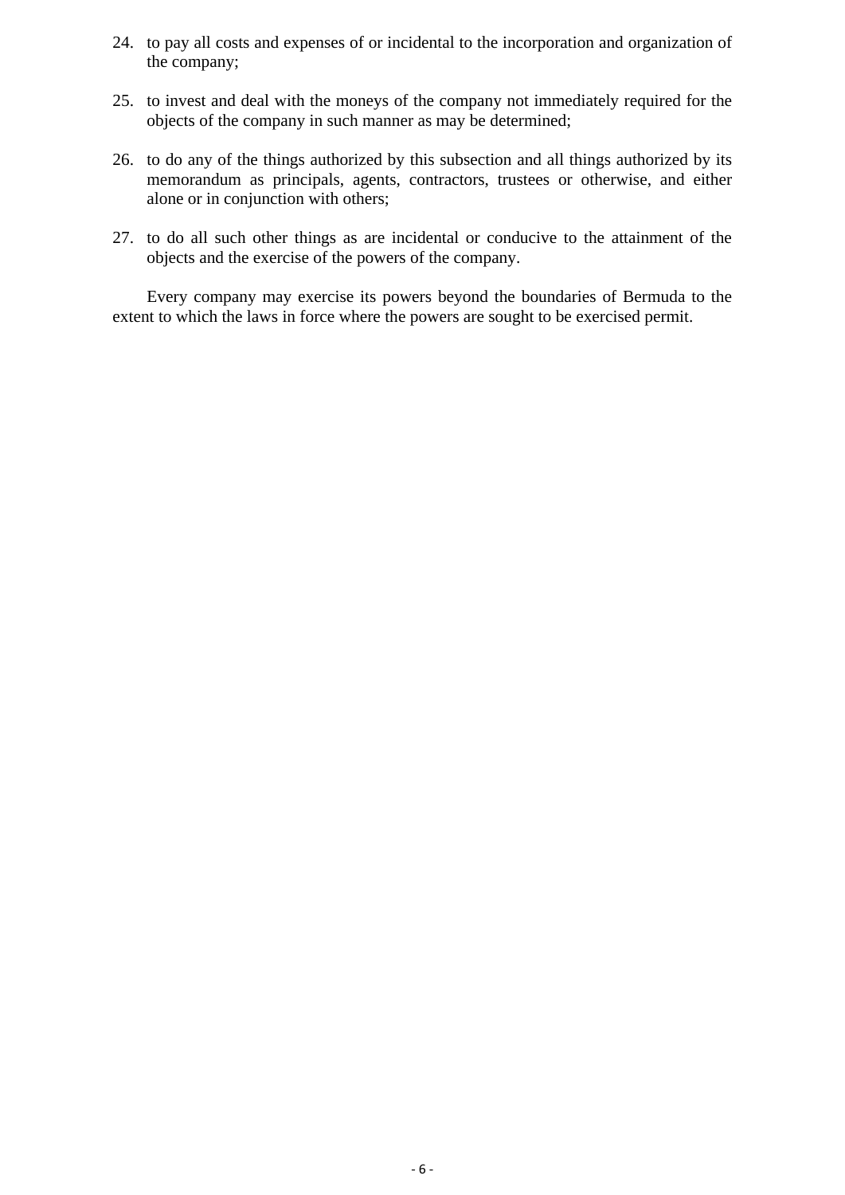24. to pay all costs and expenses of or incidental to the incorporation and organization of the company;

25. to invest and deal with the moneys of the company not immediately required for the objects of the company in such manner as may be determined;

26. to do any of the things authorized by this subsection and all things authorized by its memorandum as principals, agents, contractors, trustees or otherwise, and either alone or in conjunction with others;

27. to do all such other things as are incidental or conducive to the attainment of the objects and the exercise of the powers of the company.

Every company may exercise its powers beyond the boundaries of Bermuda to the extent to which the laws in force where the powers are sought to be exercised permit.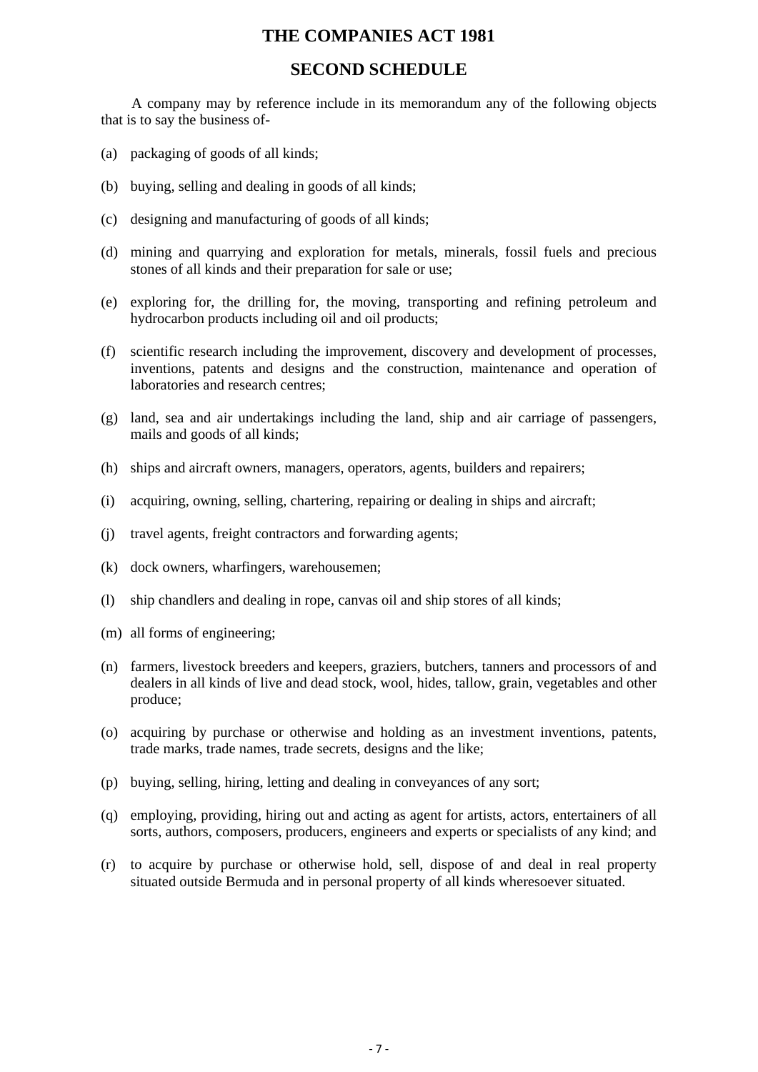# THE COMPANIES ACT 1981

## SECOND SCHEDULE

A company may by reference include in its memorandum any of the following objects that is to say the business of-

(a) packaging of goods of all kinds;

(b) buying, selling and dealing in goods of all kinds;

(c) designing and manufacturing of goods of all kinds;

(d) mining and quarrying and exploration for metals, minerals, fossil fuels and precious stones of all kinds and their preparation for sale or use;

(e) exploring for, the drilling for, the moving, transporting and refining petroleum and hydrocarbon products including oil and oil products;

(f) scientific research including the improvement, discovery and development of processes, inventions, patents and designs and the construction, maintenance and operation of laboratories and research centres;

(g) land, sea and air undertakings including the land, ship and air carriage of passengers, mails and goods of all kinds;

(h) ships and aircraft owners, managers, operators, agents, builders and repairers;

(i) acquiring, owning, selling, chartering, repairing or dealing in ships and aircraft;

(j) travel agents, freight contractors and forwarding agents;

(k) dock owners, wharfingers, warehousemen;

(l) ship chandlers and dealing in rope, canvas oil and ship stores of all kinds;

(m) all forms of engineering;

(n) farmers, livestock breeders and keepers, graziers, butchers, tanners and processors of and dealers in all kinds of live and dead stock, wool, hides, tallow, grain, vegetables and other produce;

(o) acquiring by purchase or otherwise and holding as an investment inventions, patents, trade marks, trade names, trade secrets, designs and the like;

(p) buying, selling, hiring, letting and dealing in conveyances of any sort;

(q) employing, providing, hiring out and acting as agent for artists, actors, entertainers of all sorts, authors, composers, producers, engineers and experts or specialists of any kind; and

(r) to acquire by purchase or otherwise hold, sell, dispose of and deal in real property situated outside Bermuda and in personal property of all kinds wheresoever situated.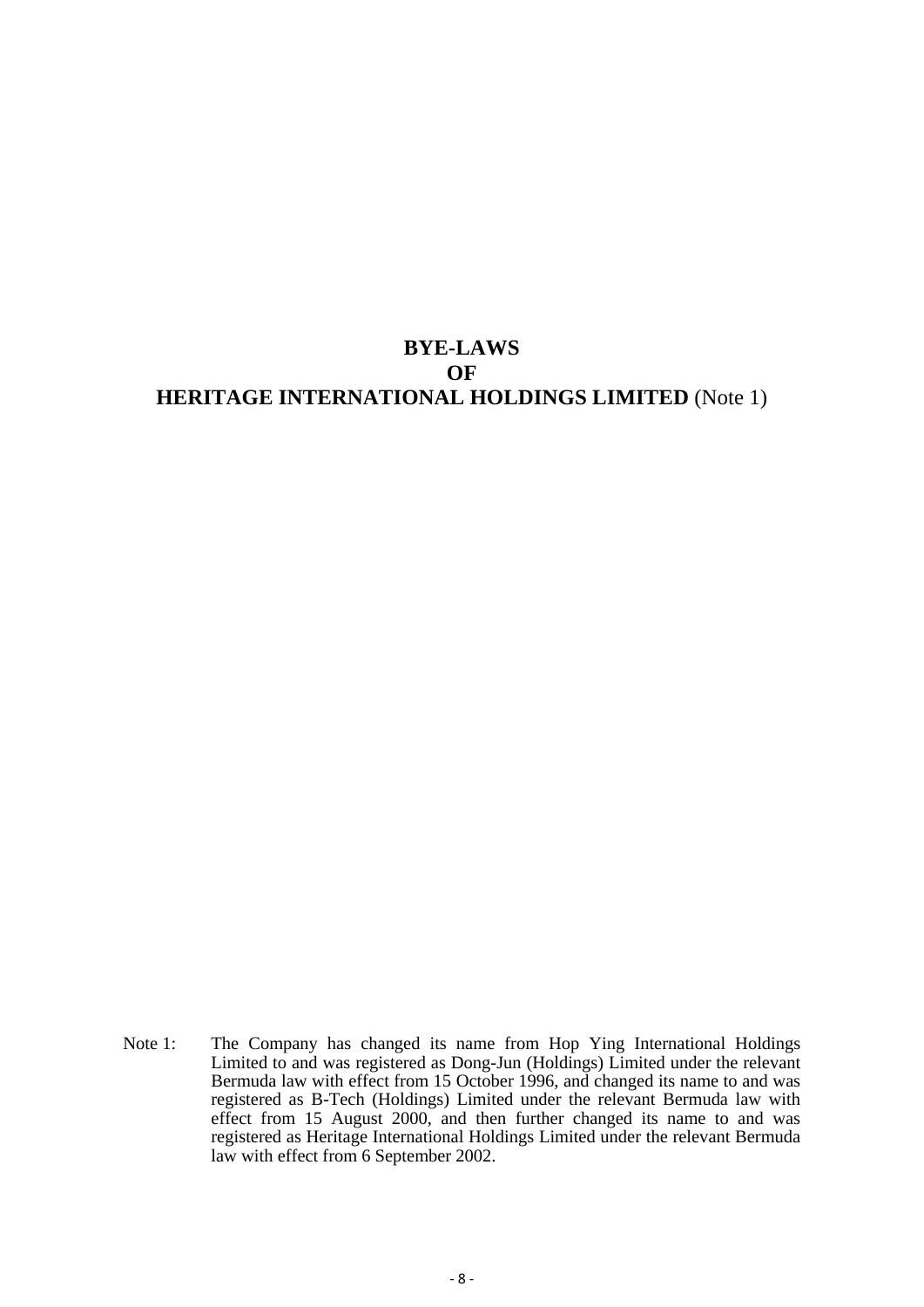# BYE-LAWS
# OF
# HERITAGE INTERNATIONAL HOLDINGS LIMITED (Note 1)

Note 1: The Company has changed its name from Hop Ying International Holdings Limited to and was registered as Dong-Jun (Holdings) Limited under the relevant Bermuda law with effect from 15 October 1996, and changed its name to and was registered as B-Tech (Holdings) Limited under the relevant Bermuda law with effect from 15 August 2000, and then further changed its name to and was registered as Heritage International Holdings Limited under the relevant Bermuda law with effect from 6 September 2002.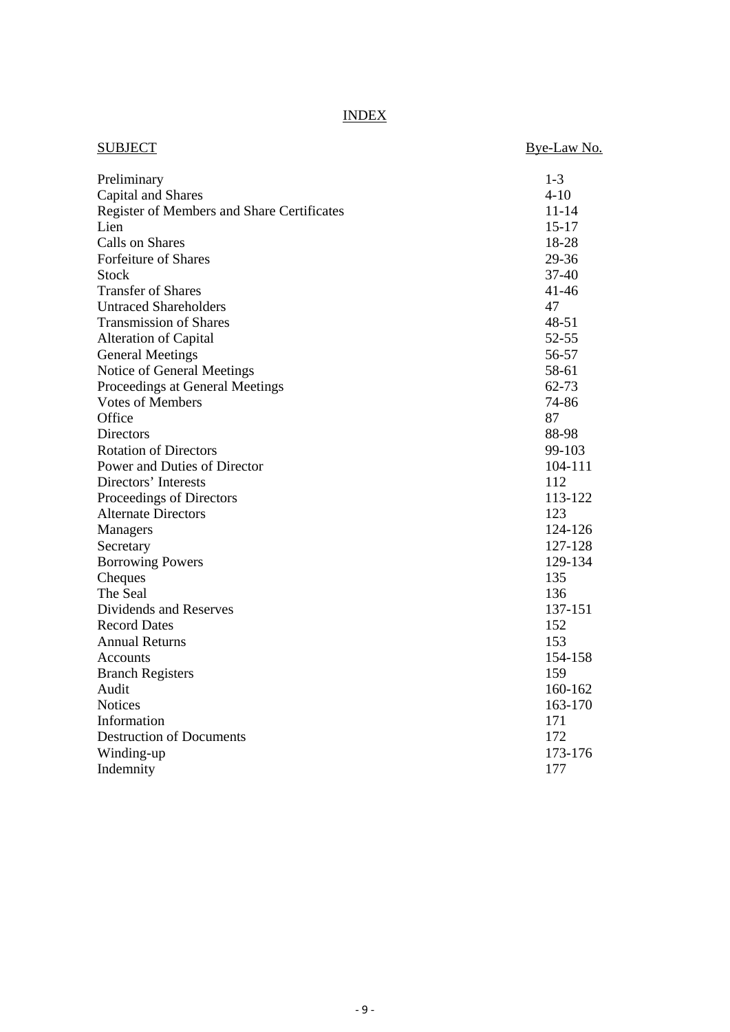# INDEX

| SUBJECT | Bye-Law No. |
|---|---|
| Preliminary | 1-3 |
| Capital and Shares | 4-10 |
| Register of Members and Share Certificates | 11-14 |
| Lien | 15-17 |
| Calls on Shares | 18-28 |
| Forfeiture of Shares | 29-36 |
| Stock | 37-40 |
| Transfer of Shares | 41-46 |
| Untraced Shareholders | 47 |
| Transmission of Shares | 48-51 |
| Alteration of Capital | 52-55 |
| General Meetings | 56-57 |
| Notice of General Meetings | 58-61 |
| Proceedings at General Meetings | 62-73 |
| Votes of Members | 74-86 |
| Office | 87 |
| Directors | 88-98 |
| Rotation of Directors | 99-103 |
| Power and Duties of Director | 104-111 |
| Directors' Interests | 112 |
| Proceedings of Directors | 113-122 |
| Alternate Directors | 123 |
| Managers | 124-126 |
| Secretary | 127-128 |
| Borrowing Powers | 129-134 |
| Cheques | 135 |
| The Seal | 136 |
| Dividends and Reserves | 137-151 |
| Record Dates | 152 |
| Annual Returns | 153 |
| Accounts | 154-158 |
| Branch Registers | 159 |
| Audit | 160-162 |
| Notices | 163-170 |
| Information | 171 |
| Destruction of Documents | 172 |
| Winding-up | 173-176 |
| Indemnity | 177 |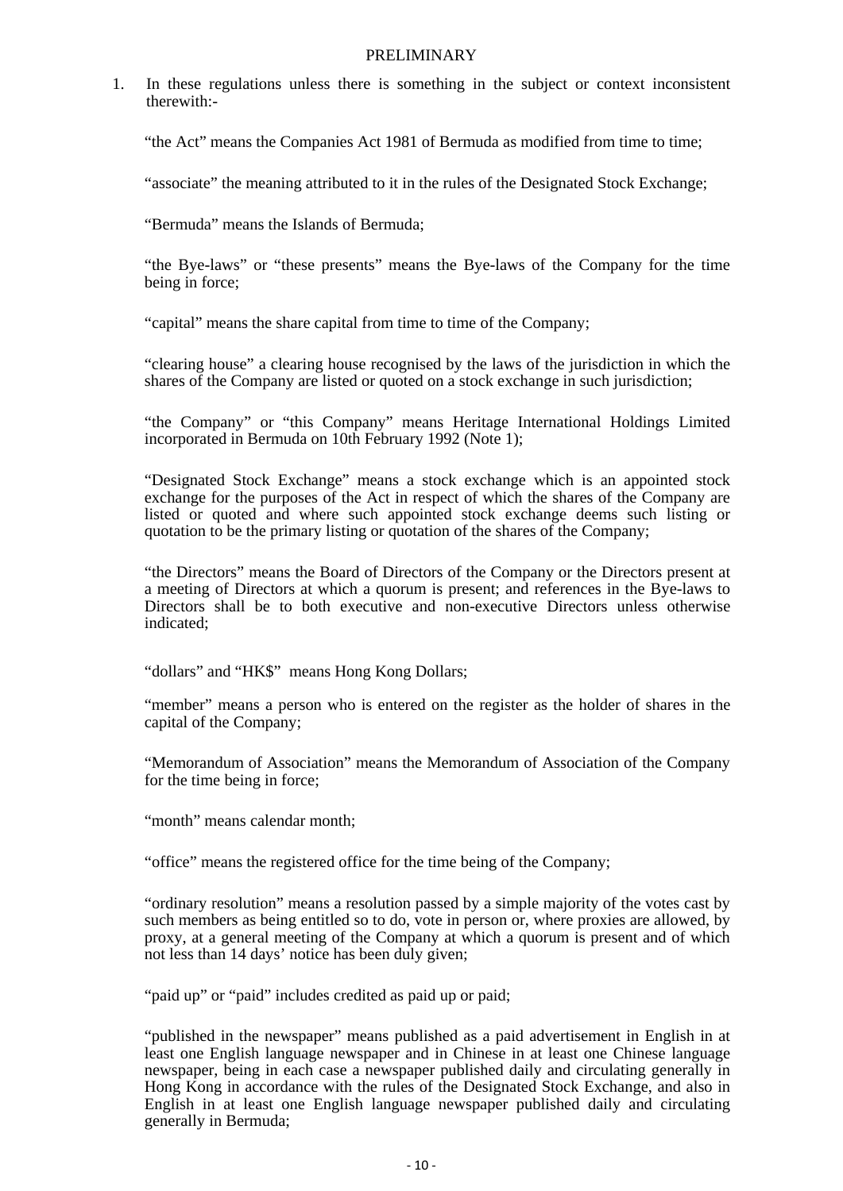## PRELIMINARY

1. In these regulations unless there is something in the subject or context inconsistent therewith:-

"the Act" means the Companies Act 1981 of Bermuda as modified from time to time;

"associate" the meaning attributed to it in the rules of the Designated Stock Exchange;

"Bermuda" means the Islands of Bermuda;

"the Bye-laws" or "these presents" means the Bye-laws of the Company for the time being in force;

"capital" means the share capital from time to time of the Company;

"clearing house" a clearing house recognised by the laws of the jurisdiction in which the shares of the Company are listed or quoted on a stock exchange in such jurisdiction;

"the Company" or "this Company" means Heritage International Holdings Limited incorporated in Bermuda on 10th February 1992 (Note 1);

"Designated Stock Exchange" means a stock exchange which is an appointed stock exchange for the purposes of the Act in respect of which the shares of the Company are listed or quoted and where such appointed stock exchange deems such listing or quotation to be the primary listing or quotation of the shares of the Company;

"the Directors" means the Board of Directors of the Company or the Directors present at a meeting of Directors at which a quorum is present; and references in the Bye-laws to Directors shall be to both executive and non-executive Directors unless otherwise indicated;

"dollars" and "HK$" means Hong Kong Dollars;

"member" means a person who is entered on the register as the holder of shares in the capital of the Company;

"Memorandum of Association" means the Memorandum of Association of the Company for the time being in force;

"month" means calendar month;

"office" means the registered office for the time being of the Company;

"ordinary resolution" means a resolution passed by a simple majority of the votes cast by such members as being entitled so to do, vote in person or, where proxies are allowed, by proxy, at a general meeting of the Company at which a quorum is present and of which not less than 14 days' notice has been duly given;

"paid up" or "paid" includes credited as paid up or paid;

"published in the newspaper" means published as a paid advertisement in English in at least one English language newspaper and in Chinese in at least one Chinese language newspaper, being in each case a newspaper published daily and circulating generally in Hong Kong in accordance with the rules of the Designated Stock Exchange, and also in English in at least one English language newspaper published daily and circulating generally in Bermuda;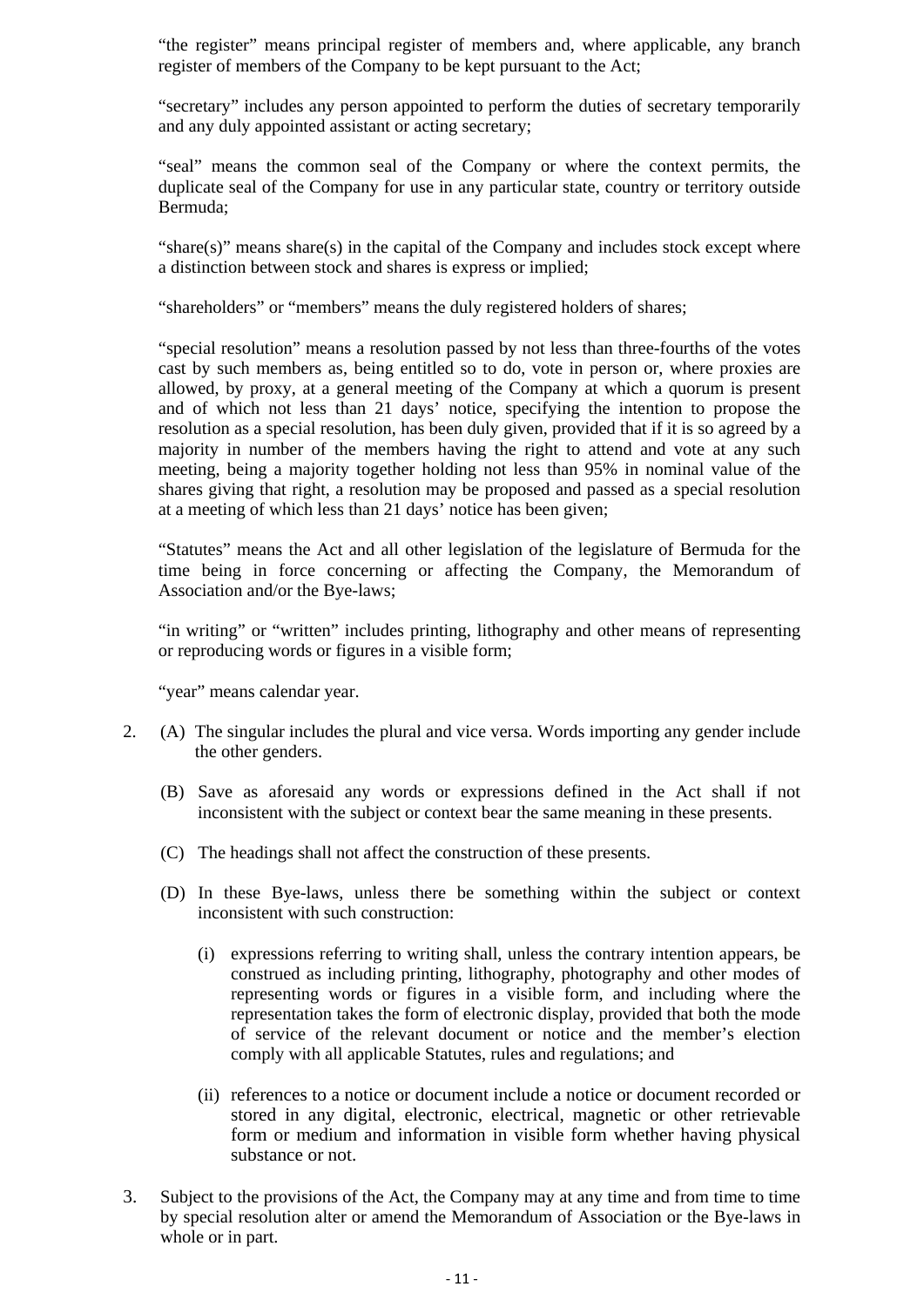"the register" means principal register of members and, where applicable, any branch register of members of the Company to be kept pursuant to the Act;

"secretary" includes any person appointed to perform the duties of secretary temporarily and any duly appointed assistant or acting secretary;

"seal" means the common seal of the Company or where the context permits, the duplicate seal of the Company for use in any particular state, country or territory outside Bermuda;

"share(s)" means share(s) in the capital of the Company and includes stock except where a distinction between stock and shares is express or implied;

"shareholders" or "members" means the duly registered holders of shares;

"special resolution" means a resolution passed by not less than three-fourths of the votes cast by such members as, being entitled so to do, vote in person or, where proxies are allowed, by proxy, at a general meeting of the Company at which a quorum is present and of which not less than 21 days' notice, specifying the intention to propose the resolution as a special resolution, has been duly given, provided that if it is so agreed by a majority in number of the members having the right to attend and vote at any such meeting, being a majority together holding not less than 95% in nominal value of the shares giving that right, a resolution may be proposed and passed as a special resolution at a meeting of which less than 21 days' notice has been given;

"Statutes" means the Act and all other legislation of the legislature of Bermuda for the time being in force concerning or affecting the Company, the Memorandum of Association and/or the Bye-laws;

"in writing" or "written" includes printing, lithography and other means of representing or reproducing words or figures in a visible form;

"year" means calendar year.

2. (A) The singular includes the plural and vice versa. Words importing any gender include the other genders.

   (B) Save as aforesaid any words or expressions defined in the Act shall if not inconsistent with the subject or context bear the same meaning in these presents.

   (C) The headings shall not affect the construction of these presents.

   (D) In these Bye-laws, unless there be something within the subject or context inconsistent with such construction:

      (i) expressions referring to writing shall, unless the contrary intention appears, be construed as including printing, lithography, photography and other modes of representing words or figures in a visible form, and including where the representation takes the form of electronic display, provided that both the mode of service of the relevant document or notice and the member's election comply with all applicable Statutes, rules and regulations; and

      (ii) references to a notice or document include a notice or document recorded or stored in any digital, electronic, electrical, magnetic or other retrievable form or medium and information in visible form whether having physical substance or not.

3. Subject to the provisions of the Act, the Company may at any time and from time to time by special resolution alter or amend the Memorandum of Association or the Bye-laws in whole or in part.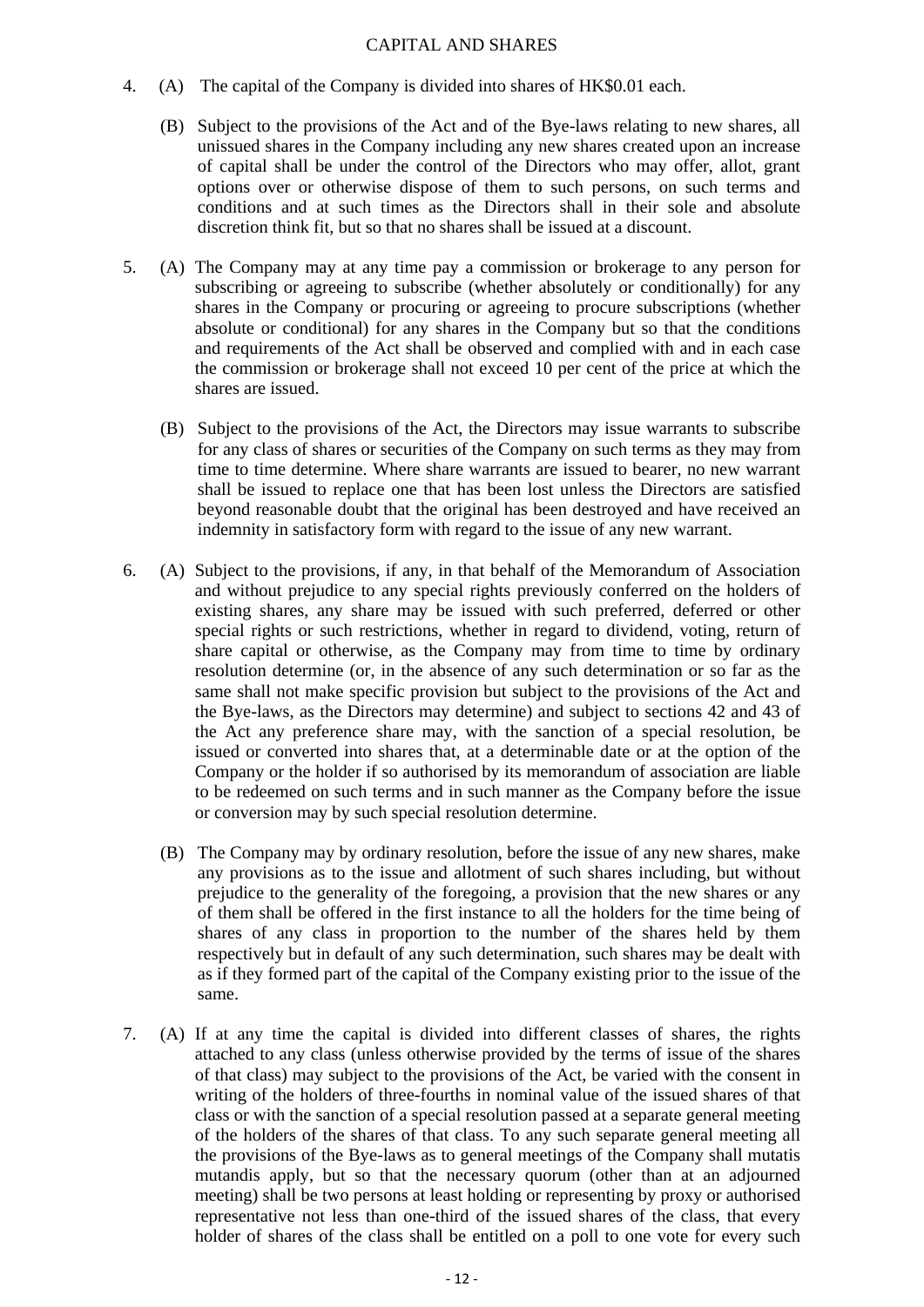## CAPITAL AND SHARES

4. (A) The capital of the Company is divided into shares of HK$0.01 each.

   (B) Subject to the provisions of the Act and of the Bye-laws relating to new shares, all unissued shares in the Company including any new shares created upon an increase of capital shall be under the control of the Directors who may offer, allot, grant options over or otherwise dispose of them to such persons, on such terms and conditions and at such times as the Directors shall in their sole and absolute discretion think fit, but so that no shares shall be issued at a discount.

5. (A) The Company may at any time pay a commission or brokerage to any person for subscribing or agreeing to subscribe (whether absolutely or conditionally) for any shares in the Company or procuring or agreeing to procure subscriptions (whether absolute or conditional) for any shares in the Company but so that the conditions and requirements of the Act shall be observed and complied with and in each case the commission or brokerage shall not exceed 10 per cent of the price at which the shares are issued.

   (B) Subject to the provisions of the Act, the Directors may issue warrants to subscribe for any class of shares or securities of the Company on such terms as they may from time to time determine. Where share warrants are issued to bearer, no new warrant shall be issued to replace one that has been lost unless the Directors are satisfied beyond reasonable doubt that the original has been destroyed and have received an indemnity in satisfactory form with regard to the issue of any new warrant.

6. (A) Subject to the provisions, if any, in that behalf of the Memorandum of Association and without prejudice to any special rights previously conferred on the holders of existing shares, any share may be issued with such preferred, deferred or other special rights or such restrictions, whether in regard to dividend, voting, return of share capital or otherwise, as the Company may from time to time by ordinary resolution determine (or, in the absence of any such determination or so far as the same shall not make specific provision but subject to the provisions of the Act and the Bye-laws, as the Directors may determine) and subject to sections 42 and 43 of the Act any preference share may, with the sanction of a special resolution, be issued or converted into shares that, at a determinable date or at the option of the Company or the holder if so authorised by its memorandum of association are liable to be redeemed on such terms and in such manner as the Company before the issue or conversion may by such special resolution determine.

   (B) The Company may by ordinary resolution, before the issue of any new shares, make any provisions as to the issue and allotment of such shares including, but without prejudice to the generality of the foregoing, a provision that the new shares or any of them shall be offered in the first instance to all the holders for the time being of shares of any class in proportion to the number of the shares held by them respectively but in default of any such determination, such shares may be dealt with as if they formed part of the capital of the Company existing prior to the issue of the same.

7. (A) If at any time the capital is divided into different classes of shares, the rights attached to any class (unless otherwise provided by the terms of issue of the shares of that class) may subject to the provisions of the Act, be varied with the consent in writing of the holders of three-fourths in nominal value of the issued shares of that class or with the sanction of a special resolution passed at a separate general meeting of the holders of the shares of that class. To any such separate general meeting all the provisions of the Bye-laws as to general meetings of the Company shall mutatis mutandis apply, but so that the necessary quorum (other than at an adjourned meeting) shall be two persons at least holding or representing by proxy or authorised representative not less than one-third of the issued shares of the class, that every holder of shares of the class shall be entitled on a poll to one vote for every such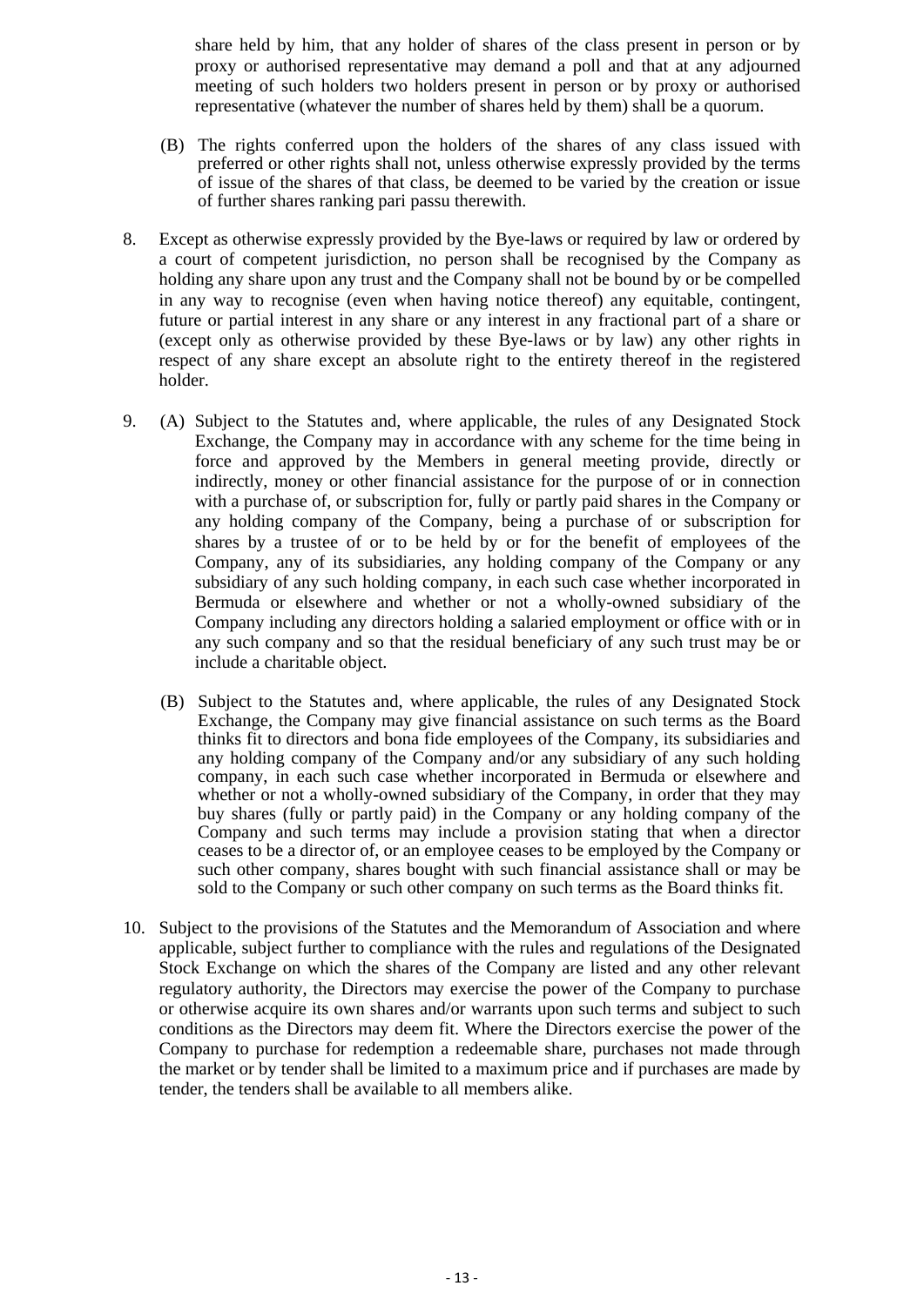share held by him, that any holder of shares of the class present in person or by proxy or authorised representative may demand a poll and that at any adjourned meeting of such holders two holders present in person or by proxy or authorised representative (whatever the number of shares held by them) shall be a quorum.

(B) The rights conferred upon the holders of the shares of any class issued with preferred or other rights shall not, unless otherwise expressly provided by the terms of issue of the shares of that class, be deemed to be varied by the creation or issue of further shares ranking pari passu therewith.

8. Except as otherwise expressly provided by the Bye-laws or required by law or ordered by a court of competent jurisdiction, no person shall be recognised by the Company as holding any share upon any trust and the Company shall not be bound by or be compelled in any way to recognise (even when having notice thereof) any equitable, contingent, future or partial interest in any share or any interest in any fractional part of a share or (except only as otherwise provided by these Bye-laws or by law) any other rights in respect of any share except an absolute right to the entirety thereof in the registered holder.

9. (A) Subject to the Statutes and, where applicable, the rules of any Designated Stock Exchange, the Company may in accordance with any scheme for the time being in force and approved by the Members in general meeting provide, directly or indirectly, money or other financial assistance for the purpose of or in connection with a purchase of, or subscription for, fully or partly paid shares in the Company or any holding company of the Company, being a purchase of or subscription for shares by a trustee of or to be held by or for the benefit of employees of the Company, any of its subsidiaries, any holding company of the Company or any subsidiary of any such holding company, in each such case whether incorporated in Bermuda or elsewhere and whether or not a wholly-owned subsidiary of the Company including any directors holding a salaried employment or office with or in any such company and so that the residual beneficiary of any such trust may be or include a charitable object.

   (B) Subject to the Statutes and, where applicable, the rules of any Designated Stock Exchange, the Company may give financial assistance on such terms as the Board thinks fit to directors and bona fide employees of the Company, its subsidiaries and any holding company of the Company and/or any subsidiary of any such holding company, in each such case whether incorporated in Bermuda or elsewhere and whether or not a wholly-owned subsidiary of the Company, in order that they may buy shares (fully or partly paid) in the Company or any holding company of the Company and such terms may include a provision stating that when a director ceases to be a director of, or an employee ceases to be employed by the Company or such other company, shares bought with such financial assistance shall or may be sold to the Company or such other company on such terms as the Board thinks fit.

10. Subject to the provisions of the Statutes and the Memorandum of Association and where applicable, subject further to compliance with the rules and regulations of the Designated Stock Exchange on which the shares of the Company are listed and any other relevant regulatory authority, the Directors may exercise the power of the Company to purchase or otherwise acquire its own shares and/or warrants upon such terms and subject to such conditions as the Directors may deem fit. Where the Directors exercise the power of the Company to purchase for redemption a redeemable share, purchases not made through the market or by tender shall be limited to a maximum price and if purchases are made by tender, the tenders shall be available to all members alike.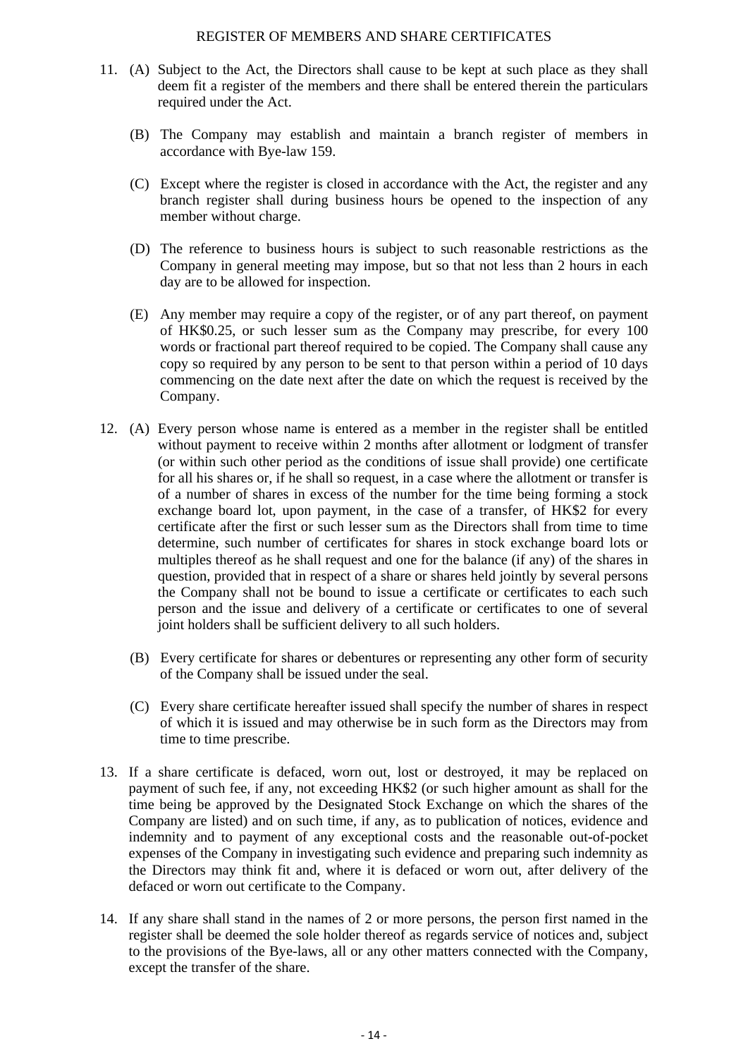## REGISTER OF MEMBERS AND SHARE CERTIFICATES

11. (A) Subject to the Act, the Directors shall cause to be kept at such place as they shall deem fit a register of the members and there shall be entered therein the particulars required under the Act.

    (B) The Company may establish and maintain a branch register of members in accordance with Bye-law 159.

    (C) Except where the register is closed in accordance with the Act, the register and any branch register shall during business hours be opened to the inspection of any member without charge.

    (D) The reference to business hours is subject to such reasonable restrictions as the Company in general meeting may impose, but so that not less than 2 hours in each day are to be allowed for inspection.

    (E) Any member may require a copy of the register, or of any part thereof, on payment of HK$0.25, or such lesser sum as the Company may prescribe, for every 100 words or fractional part thereof required to be copied. The Company shall cause any copy so required by any person to be sent to that person within a period of 10 days commencing on the date next after the date on which the request is received by the Company.

12. (A) Every person whose name is entered as a member in the register shall be entitled without payment to receive within 2 months after allotment or lodgment of transfer (or within such other period as the conditions of issue shall provide) one certificate for all his shares or, if he shall so request, in a case where the allotment or transfer is of a number of shares in excess of the number for the time being forming a stock exchange board lot, upon payment, in the case of a transfer, of HK$2 for every certificate after the first or such lesser sum as the Directors shall from time to time determine, such number of certificates for shares in stock exchange board lots or multiples thereof as he shall request and one for the balance (if any) of the shares in question, provided that in respect of a share or shares held jointly by several persons the Company shall not be bound to issue a certificate or certificates to each such person and the issue and delivery of a certificate or certificates to one of several joint holders shall be sufficient delivery to all such holders.

    (B) Every certificate for shares or debentures or representing any other form of security of the Company shall be issued under the seal.

    (C) Every share certificate hereafter issued shall specify the number of shares in respect of which it is issued and may otherwise be in such form as the Directors may from time to time prescribe.

13. If a share certificate is defaced, worn out, lost or destroyed, it may be replaced on payment of such fee, if any, not exceeding HK$2 (or such higher amount as shall for the time being be approved by the Designated Stock Exchange on which the shares of the Company are listed) and on such time, if any, as to publication of notices, evidence and indemnity and to payment of any exceptional costs and the reasonable out-of-pocket expenses of the Company in investigating such evidence and preparing such indemnity as the Directors may think fit and, where it is defaced or worn out, after delivery of the defaced or worn out certificate to the Company.

14. If any share shall stand in the names of 2 or more persons, the person first named in the register shall be deemed the sole holder thereof as regards service of notices and, subject to the provisions of the Bye-laws, all or any other matters connected with the Company, except the transfer of the share.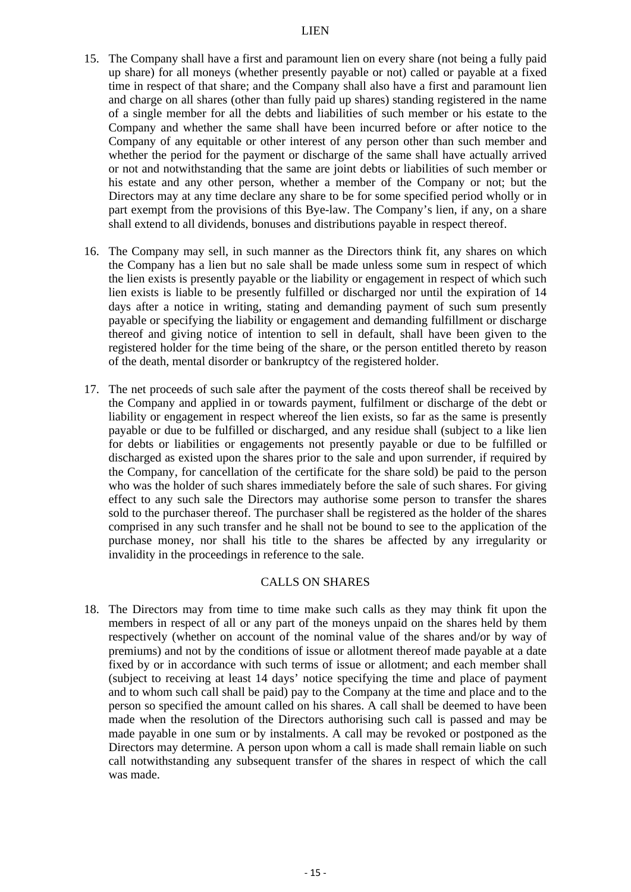## LIEN

15. The Company shall have a first and paramount lien on every share (not being a fully paid up share) for all moneys (whether presently payable or not) called or payable at a fixed time in respect of that share; and the Company shall also have a first and paramount lien and charge on all shares (other than fully paid up shares) standing registered in the name of a single member for all the debts and liabilities of such member or his estate to the Company and whether the same shall have been incurred before or after notice to the Company of any equitable or other interest of any person other than such member and whether the period for the payment or discharge of the same shall have actually arrived or not and notwithstanding that the same are joint debts or liabilities of such member or his estate and any other person, whether a member of the Company or not; but the Directors may at any time declare any share to be for some specified period wholly or in part exempt from the provisions of this Bye-law. The Company's lien, if any, on a share shall extend to all dividends, bonuses and distributions payable in respect thereof.

16. The Company may sell, in such manner as the Directors think fit, any shares on which the Company has a lien but no sale shall be made unless some sum in respect of which the lien exists is presently payable or the liability or engagement in respect of which such lien exists is liable to be presently fulfilled or discharged nor until the expiration of 14 days after a notice in writing, stating and demanding payment of such sum presently payable or specifying the liability or engagement and demanding fulfillment or discharge thereof and giving notice of intention to sell in default, shall have been given to the registered holder for the time being of the share, or the person entitled thereto by reason of the death, mental disorder or bankruptcy of the registered holder.

17. The net proceeds of such sale after the payment of the costs thereof shall be received by the Company and applied in or towards payment, fulfilment or discharge of the debt or liability or engagement in respect whereof the lien exists, so far as the same is presently payable or due to be fulfilled or discharged, and any residue shall (subject to a like lien for debts or liabilities or engagements not presently payable or due to be fulfilled or discharged as existed upon the shares prior to the sale and upon surrender, if required by the Company, for cancellation of the certificate for the share sold) be paid to the person who was the holder of such shares immediately before the sale of such shares. For giving effect to any such sale the Directors may authorise some person to transfer the shares sold to the purchaser thereof. The purchaser shall be registered as the holder of the shares comprised in any such transfer and he shall not be bound to see to the application of the purchase money, nor shall his title to the shares be affected by any irregularity or invalidity in the proceedings in reference to the sale.

## CALLS ON SHARES

18. The Directors may from time to time make such calls as they may think fit upon the members in respect of all or any part of the moneys unpaid on the shares held by them respectively (whether on account of the nominal value of the shares and/or by way of premiums) and not by the conditions of issue or allotment thereof made payable at a date fixed by or in accordance with such terms of issue or allotment; and each member shall (subject to receiving at least 14 days' notice specifying the time and place of payment and to whom such call shall be paid) pay to the Company at the time and place and to the person so specified the amount called on his shares. A call shall be deemed to have been made when the resolution of the Directors authorising such call is passed and may be made payable in one sum or by instalments. A call may be revoked or postponed as the Directors may determine. A person upon whom a call is made shall remain liable on such call notwithstanding any subsequent transfer of the shares in respect of which the call was made.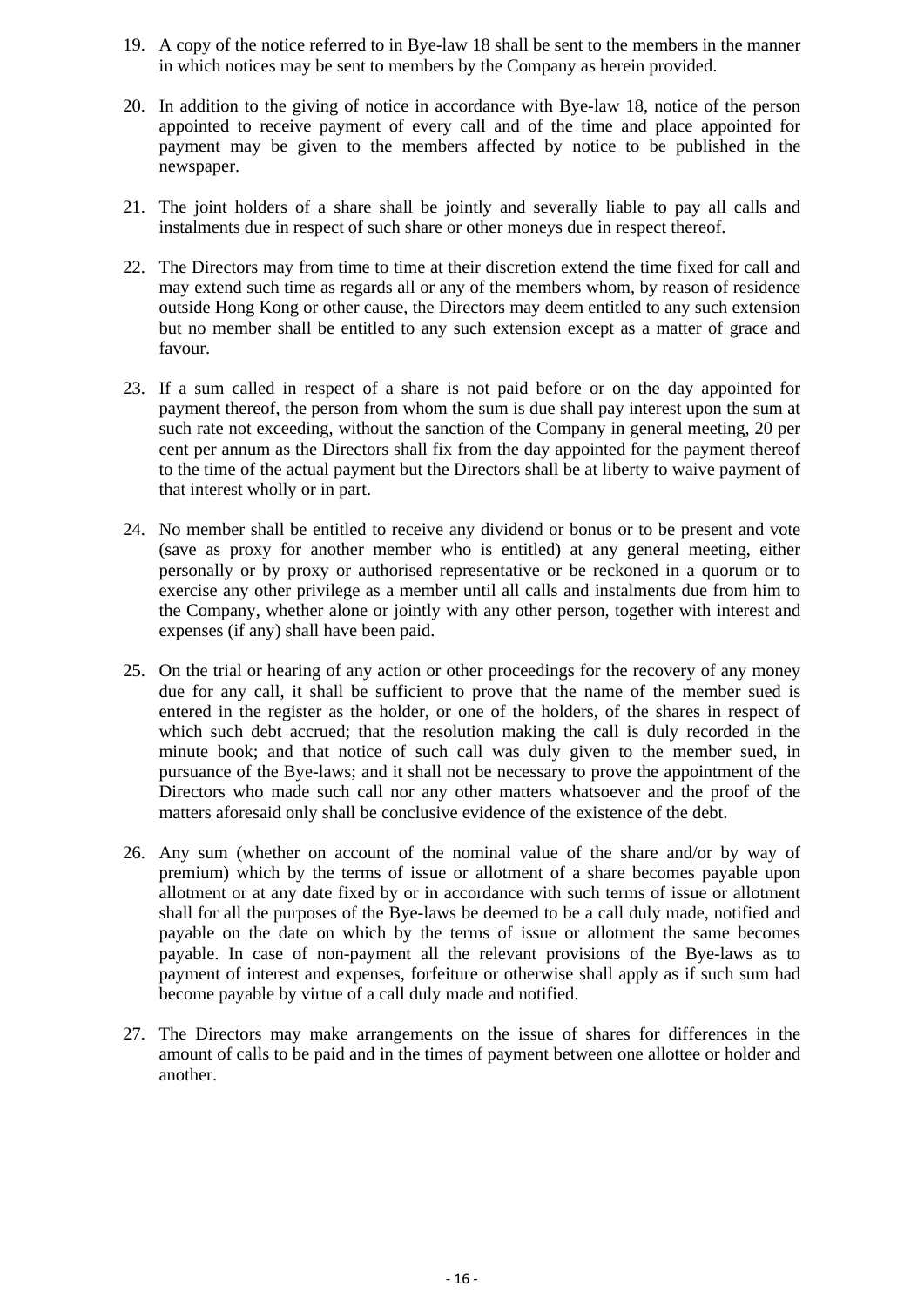19. A copy of the notice referred to in Bye-law 18 shall be sent to the members in the manner in which notices may be sent to members by the Company as herein provided.

20. In addition to the giving of notice in accordance with Bye-law 18, notice of the person appointed to receive payment of every call and of the time and place appointed for payment may be given to the members affected by notice to be published in the newspaper.

21. The joint holders of a share shall be jointly and severally liable to pay all calls and instalments due in respect of such share or other moneys due in respect thereof.

22. The Directors may from time to time at their discretion extend the time fixed for call and may extend such time as regards all or any of the members whom, by reason of residence outside Hong Kong or other cause, the Directors may deem entitled to any such extension but no member shall be entitled to any such extension except as a matter of grace and favour.

23. If a sum called in respect of a share is not paid before or on the day appointed for payment thereof, the person from whom the sum is due shall pay interest upon the sum at such rate not exceeding, without the sanction of the Company in general meeting, 20 per cent per annum as the Directors shall fix from the day appointed for the payment thereof to the time of the actual payment but the Directors shall be at liberty to waive payment of that interest wholly or in part.

24. No member shall be entitled to receive any dividend or bonus or to be present and vote (save as proxy for another member who is entitled) at any general meeting, either personally or by proxy or authorised representative or be reckoned in a quorum or to exercise any other privilege as a member until all calls and instalments due from him to the Company, whether alone or jointly with any other person, together with interest and expenses (if any) shall have been paid.

25. On the trial or hearing of any action or other proceedings for the recovery of any money due for any call, it shall be sufficient to prove that the name of the member sued is entered in the register as the holder, or one of the holders, of the shares in respect of which such debt accrued; that the resolution making the call is duly recorded in the minute book; and that notice of such call was duly given to the member sued, in pursuance of the Bye-laws; and it shall not be necessary to prove the appointment of the Directors who made such call nor any other matters whatsoever and the proof of the matters aforesaid only shall be conclusive evidence of the existence of the debt.

26. Any sum (whether on account of the nominal value of the share and/or by way of premium) which by the terms of issue or allotment of a share becomes payable upon allotment or at any date fixed by or in accordance with such terms of issue or allotment shall for all the purposes of the Bye-laws be deemed to be a call duly made, notified and payable on the date on which by the terms of issue or allotment the same becomes payable. In case of non-payment all the relevant provisions of the Bye-laws as to payment of interest and expenses, forfeiture or otherwise shall apply as if such sum had become payable by virtue of a call duly made and notified.

27. The Directors may make arrangements on the issue of shares for differences in the amount of calls to be paid and in the times of payment between one allottee or holder and another.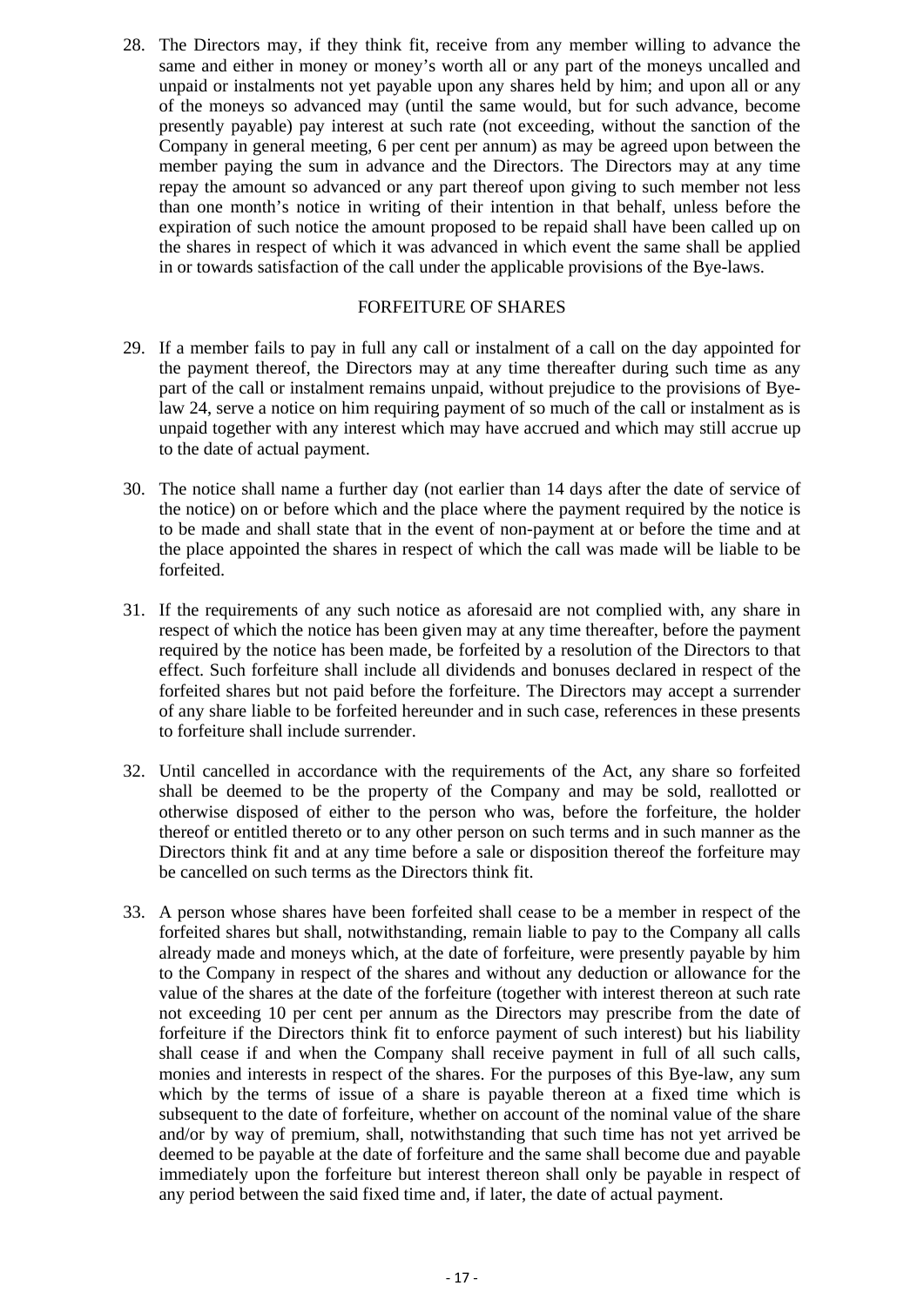28. The Directors may, if they think fit, receive from any member willing to advance the same and either in money or money's worth all or any part of the moneys uncalled and unpaid or instalments not yet payable upon any shares held by him; and upon all or any of the moneys so advanced may (until the same would, but for such advance, become presently payable) pay interest at such rate (not exceeding, without the sanction of the Company in general meeting, 6 per cent per annum) as may be agreed upon between the member paying the sum in advance and the Directors. The Directors may at any time repay the amount so advanced or any part thereof upon giving to such member not less than one month's notice in writing of their intention in that behalf, unless before the expiration of such notice the amount proposed to be repaid shall have been called up on the shares in respect of which it was advanced in which event the same shall be applied in or towards satisfaction of the call under the applicable provisions of the Bye-laws.

## FORFEITURE OF SHARES

29. If a member fails to pay in full any call or instalment of a call on the day appointed for the payment thereof, the Directors may at any time thereafter during such time as any part of the call or instalment remains unpaid, without prejudice to the provisions of Bye-law 24, serve a notice on him requiring payment of so much of the call or instalment as is unpaid together with any interest which may have accrued and which may still accrue up to the date of actual payment.

30. The notice shall name a further day (not earlier than 14 days after the date of service of the notice) on or before which and the place where the payment required by the notice is to be made and shall state that in the event of non-payment at or before the time and at the place appointed the shares in respect of which the call was made will be liable to be forfeited.

31. If the requirements of any such notice as aforesaid are not complied with, any share in respect of which the notice has been given may at any time thereafter, before the payment required by the notice has been made, be forfeited by a resolution of the Directors to that effect. Such forfeiture shall include all dividends and bonuses declared in respect of the forfeited shares but not paid before the forfeiture. The Directors may accept a surrender of any share liable to be forfeited hereunder and in such case, references in these presents to forfeiture shall include surrender.

32. Until cancelled in accordance with the requirements of the Act, any share so forfeited shall be deemed to be the property of the Company and may be sold, reallotted or otherwise disposed of either to the person who was, before the forfeiture, the holder thereof or entitled thereto or to any other person on such terms and in such manner as the Directors think fit and at any time before a sale or disposition thereof the forfeiture may be cancelled on such terms as the Directors think fit.

33. A person whose shares have been forfeited shall cease to be a member in respect of the forfeited shares but shall, notwithstanding, remain liable to pay to the Company all calls already made and moneys which, at the date of forfeiture, were presently payable by him to the Company in respect of the shares and without any deduction or allowance for the value of the shares at the date of the forfeiture (together with interest thereon at such rate not exceeding 10 per cent per annum as the Directors may prescribe from the date of forfeiture if the Directors think fit to enforce payment of such interest) but his liability shall cease if and when the Company shall receive payment in full of all such calls, monies and interests in respect of the shares. For the purposes of this Bye-law, any sum which by the terms of issue of a share is payable thereon at a fixed time which is subsequent to the date of forfeiture, whether on account of the nominal value of the share and/or by way of premium, shall, notwithstanding that such time has not yet arrived be deemed to be payable at the date of forfeiture and the same shall become due and payable immediately upon the forfeiture but interest thereon shall only be payable in respect of any period between the said fixed time and, if later, the date of actual payment.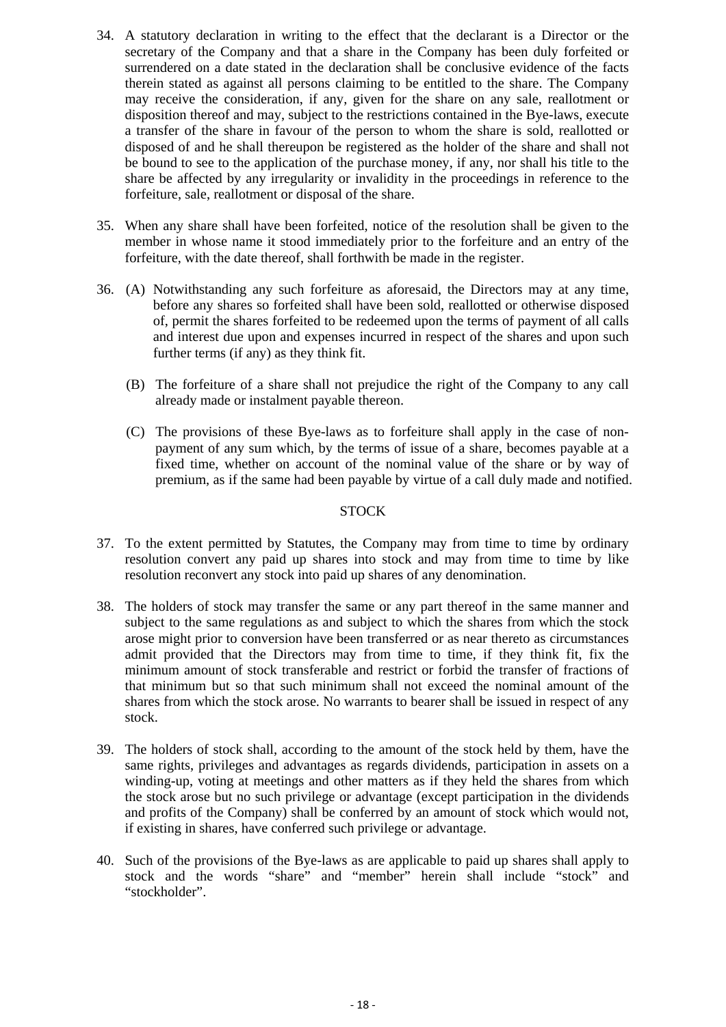34. A statutory declaration in writing to the effect that the declarant is a Director or the secretary of the Company and that a share in the Company has been duly forfeited or surrendered on a date stated in the declaration shall be conclusive evidence of the facts therein stated as against all persons claiming to be entitled to the share. The Company may receive the consideration, if any, given for the share on any sale, reallotment or disposition thereof and may, subject to the restrictions contained in the Bye-laws, execute a transfer of the share in favour of the person to whom the share is sold, reallotted or disposed of and he shall thereupon be registered as the holder of the share and shall not be bound to see to the application of the purchase money, if any, nor shall his title to the share be affected by any irregularity or invalidity in the proceedings in reference to the forfeiture, sale, reallotment or disposal of the share.

35. When any share shall have been forfeited, notice of the resolution shall be given to the member in whose name it stood immediately prior to the forfeiture and an entry of the forfeiture, with the date thereof, shall forthwith be made in the register.

36. (A) Notwithstanding any such forfeiture as aforesaid, the Directors may at any time, before any shares so forfeited shall have been sold, reallotted or otherwise disposed of, permit the shares forfeited to be redeemed upon the terms of payment of all calls and interest due upon and expenses incurred in respect of the shares and upon such further terms (if any) as they think fit.

    (B) The forfeiture of a share shall not prejudice the right of the Company to any call already made or instalment payable thereon.

    (C) The provisions of these Bye-laws as to forfeiture shall apply in the case of non-payment of any sum which, by the terms of issue of a share, becomes payable at a fixed time, whether on account of the nominal value of the share or by way of premium, as if the same had been payable by virtue of a call duly made and notified.

## STOCK

37. To the extent permitted by Statutes, the Company may from time to time by ordinary resolution convert any paid up shares into stock and may from time to time by like resolution reconvert any stock into paid up shares of any denomination.

38. The holders of stock may transfer the same or any part thereof in the same manner and subject to the same regulations as and subject to which the shares from which the stock arose might prior to conversion have been transferred or as near thereto as circumstances admit provided that the Directors may from time to time, if they think fit, fix the minimum amount of stock transferable and restrict or forbid the transfer of fractions of that minimum but so that such minimum shall not exceed the nominal amount of the shares from which the stock arose. No warrants to bearer shall be issued in respect of any stock.

39. The holders of stock shall, according to the amount of the stock held by them, have the same rights, privileges and advantages as regards dividends, participation in assets on a winding-up, voting at meetings and other matters as if they held the shares from which the stock arose but no such privilege or advantage (except participation in the dividends and profits of the Company) shall be conferred by an amount of stock which would not, if existing in shares, have conferred such privilege or advantage.

40. Such of the provisions of the Bye-laws as are applicable to paid up shares shall apply to stock and the words "share" and "member" herein shall include "stock" and "stockholder".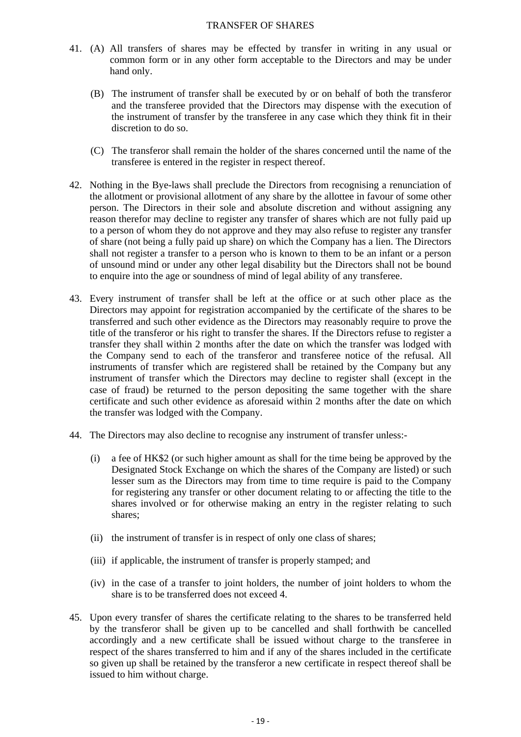## TRANSFER OF SHARES

41. (A) All transfers of shares may be effected by transfer in writing in any usual or common form or in any other form acceptable to the Directors and may be under hand only.

    (B) The instrument of transfer shall be executed by or on behalf of both the transferor and the transferee provided that the Directors may dispense with the execution of the instrument of transfer by the transferee in any case which they think fit in their discretion to do so.

    (C) The transferor shall remain the holder of the shares concerned until the name of the transferee is entered in the register in respect thereof.

42. Nothing in the Bye-laws shall preclude the Directors from recognising a renunciation of the allotment or provisional allotment of any share by the allottee in favour of some other person. The Directors in their sole and absolute discretion and without assigning any reason therefor may decline to register any transfer of shares which are not fully paid up to a person of whom they do not approve and they may also refuse to register any transfer of share (not being a fully paid up share) on which the Company has a lien. The Directors shall not register a transfer to a person who is known to them to be an infant or a person of unsound mind or under any other legal disability but the Directors shall not be bound to enquire into the age or soundness of mind of legal ability of any transferee.

43. Every instrument of transfer shall be left at the office or at such other place as the Directors may appoint for registration accompanied by the certificate of the shares to be transferred and such other evidence as the Directors may reasonably require to prove the title of the transferor or his right to transfer the shares. If the Directors refuse to register a transfer they shall within 2 months after the date on which the transfer was lodged with the Company send to each of the transferor and transferee notice of the refusal. All instruments of transfer which are registered shall be retained by the Company but any instrument of transfer which the Directors may decline to register shall (except in the case of fraud) be returned to the person depositing the same together with the share certificate and such other evidence as aforesaid within 2 months after the date on which the transfer was lodged with the Company.

44. The Directors may also decline to recognise any instrument of transfer unless:-

    (i) a fee of HK$2 (or such higher amount as shall for the time being be approved by the Designated Stock Exchange on which the shares of the Company are listed) or such lesser sum as the Directors may from time to time require is paid to the Company for registering any transfer or other document relating to or affecting the title to the shares involved or for otherwise making an entry in the register relating to such shares;

    (ii) the instrument of transfer is in respect of only one class of shares;

    (iii) if applicable, the instrument of transfer is properly stamped; and

    (iv) in the case of a transfer to joint holders, the number of joint holders to whom the share is to be transferred does not exceed 4.

45. Upon every transfer of shares the certificate relating to the shares to be transferred held by the transferor shall be given up to be cancelled and shall forthwith be cancelled accordingly and a new certificate shall be issued without charge to the transferee in respect of the shares transferred to him and if any of the shares included in the certificate so given up shall be retained by the transferor a new certificate in respect thereof shall be issued to him without charge.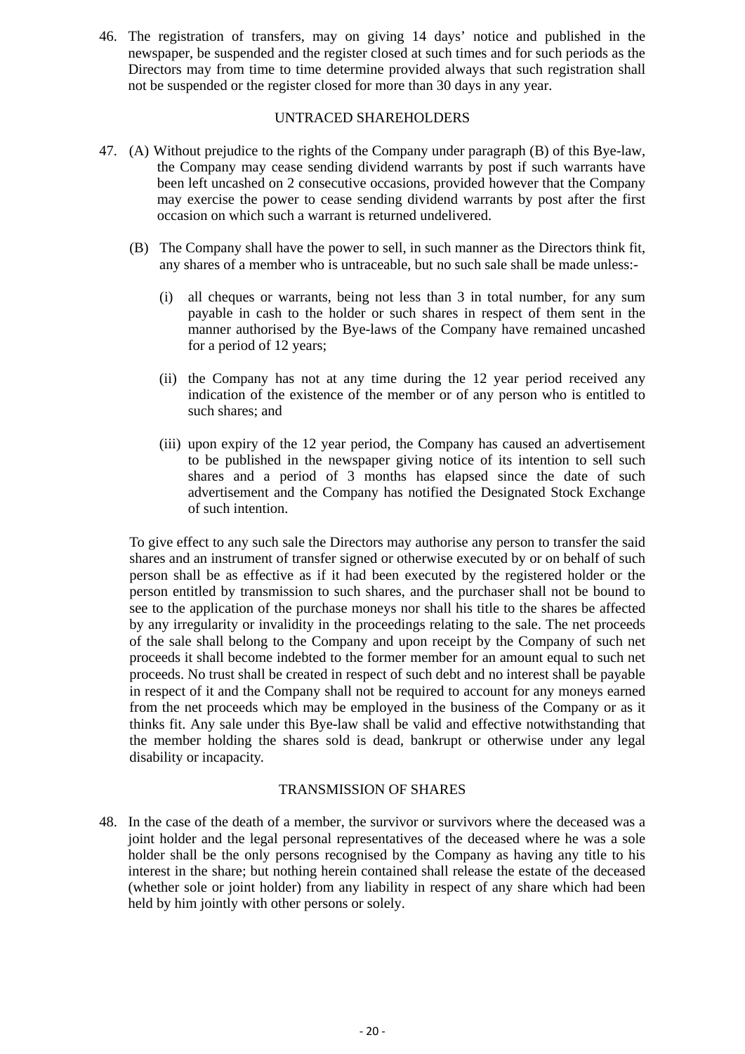46. The registration of transfers, may on giving 14 days' notice and published in the newspaper, be suspended and the register closed at such times and for such periods as the Directors may from time to time determine provided always that such registration shall not be suspended or the register closed for more than 30 days in any year.

## UNTRACED SHAREHOLDERS

47. (A) Without prejudice to the rights of the Company under paragraph (B) of this Bye-law, the Company may cease sending dividend warrants by post if such warrants have been left uncashed on 2 consecutive occasions, provided however that the Company may exercise the power to cease sending dividend warrants by post after the first occasion on which such a warrant is returned undelivered.

    (B) The Company shall have the power to sell, in such manner as the Directors think fit, any shares of a member who is untraceable, but no such sale shall be made unless:-

    (i) all cheques or warrants, being not less than 3 in total number, for any sum payable in cash to the holder or such shares in respect of them sent in the manner authorised by the Bye-laws of the Company have remained uncashed for a period of 12 years;

    (ii) the Company has not at any time during the 12 year period received any indication of the existence of the member or of any person who is entitled to such shares; and

    (iii) upon expiry of the 12 year period, the Company has caused an advertisement to be published in the newspaper giving notice of its intention to sell such shares and a period of 3 months has elapsed since the date of such advertisement and the Company has notified the Designated Stock Exchange of such intention.

    To give effect to any such sale the Directors may authorise any person to transfer the said shares and an instrument of transfer signed or otherwise executed by or on behalf of such person shall be as effective as if it had been executed by the registered holder or the person entitled by transmission to such shares, and the purchaser shall not be bound to see to the application of the purchase moneys nor shall his title to the shares be affected by any irregularity or invalidity in the proceedings relating to the sale. The net proceeds of the sale shall belong to the Company and upon receipt by the Company of such net proceeds it shall become indebted to the former member for an amount equal to such net proceeds. No trust shall be created in respect of such debt and no interest shall be payable in respect of it and the Company shall not be required to account for any moneys earned from the net proceeds which may be employed in the business of the Company or as it thinks fit. Any sale under this Bye-law shall be valid and effective notwithstanding that the member holding the shares sold is dead, bankrupt or otherwise under any legal disability or incapacity.

## TRANSMISSION OF SHARES

48. In the case of the death of a member, the survivor or survivors where the deceased was a joint holder and the legal personal representatives of the deceased where he was a sole holder shall be the only persons recognised by the Company as having any title to his interest in the share; but nothing herein contained shall release the estate of the deceased (whether sole or joint holder) from any liability in respect of any share which had been held by him jointly with other persons or solely.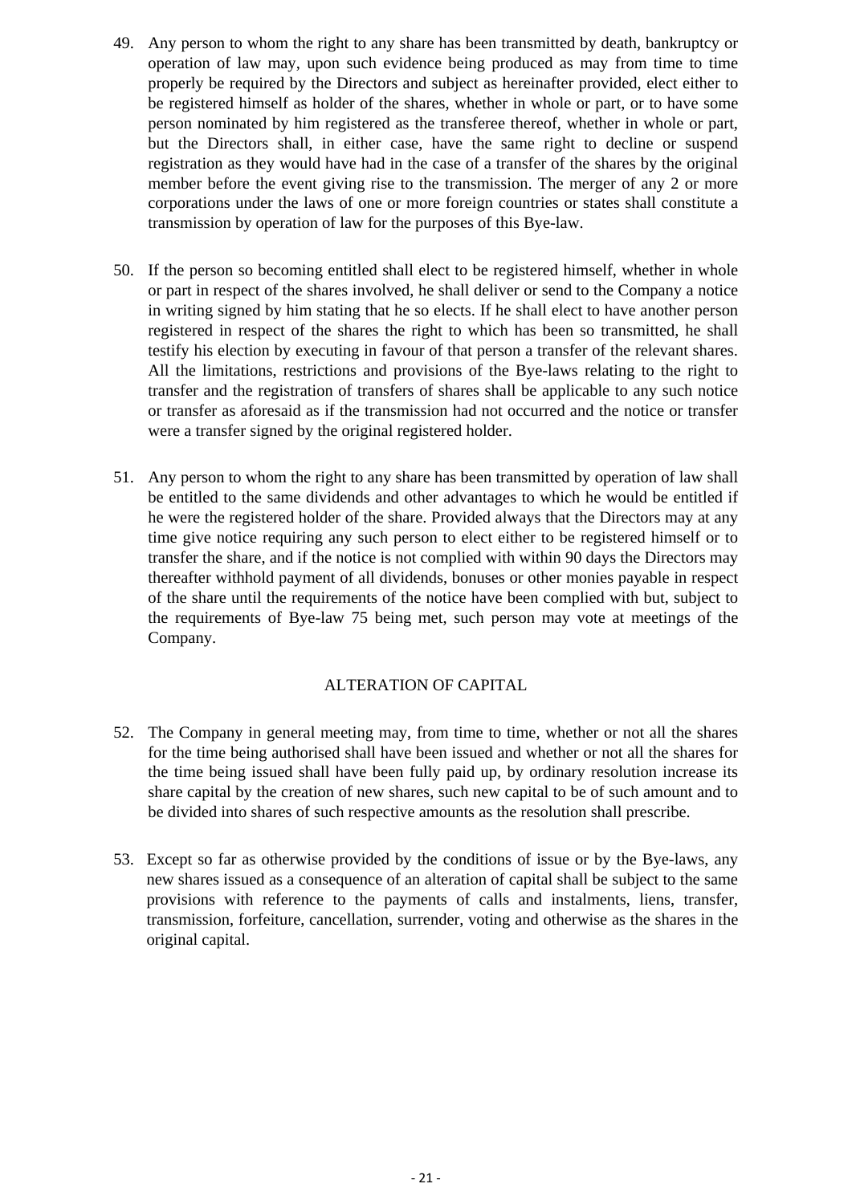49. Any person to whom the right to any share has been transmitted by death, bankruptcy or operation of law may, upon such evidence being produced as may from time to time properly be required by the Directors and subject as hereinafter provided, elect either to be registered himself as holder of the shares, whether in whole or part, or to have some person nominated by him registered as the transferee thereof, whether in whole or part, but the Directors shall, in either case, have the same right to decline or suspend registration as they would have had in the case of a transfer of the shares by the original member before the event giving rise to the transmission. The merger of any 2 or more corporations under the laws of one or more foreign countries or states shall constitute a transmission by operation of law for the purposes of this Bye-law.

50. If the person so becoming entitled shall elect to be registered himself, whether in whole or part in respect of the shares involved, he shall deliver or send to the Company a notice in writing signed by him stating that he so elects. If he shall elect to have another person registered in respect of the shares the right to which has been so transmitted, he shall testify his election by executing in favour of that person a transfer of the relevant shares. All the limitations, restrictions and provisions of the Bye-laws relating to the right to transfer and the registration of transfers of shares shall be applicable to any such notice or transfer as aforesaid as if the transmission had not occurred and the notice or transfer were a transfer signed by the original registered holder.

51. Any person to whom the right to any share has been transmitted by operation of law shall be entitled to the same dividends and other advantages to which he would be entitled if he were the registered holder of the share. Provided always that the Directors may at any time give notice requiring any such person to elect either to be registered himself or to transfer the share, and if the notice is not complied with within 90 days the Directors may thereafter withhold payment of all dividends, bonuses or other monies payable in respect of the share until the requirements of the notice have been complied with but, subject to the requirements of Bye-law 75 being met, such person may vote at meetings of the Company.

## ALTERATION OF CAPITAL

52. The Company in general meeting may, from time to time, whether or not all the shares for the time being authorised shall have been issued and whether or not all the shares for the time being issued shall have been fully paid up, by ordinary resolution increase its share capital by the creation of new shares, such new capital to be of such amount and to be divided into shares of such respective amounts as the resolution shall prescribe.

53. Except so far as otherwise provided by the conditions of issue or by the Bye-laws, any new shares issued as a consequence of an alteration of capital shall be subject to the same provisions with reference to the payments of calls and instalments, liens, transfer, transmission, forfeiture, cancellation, surrender, voting and otherwise as the shares in the original capital.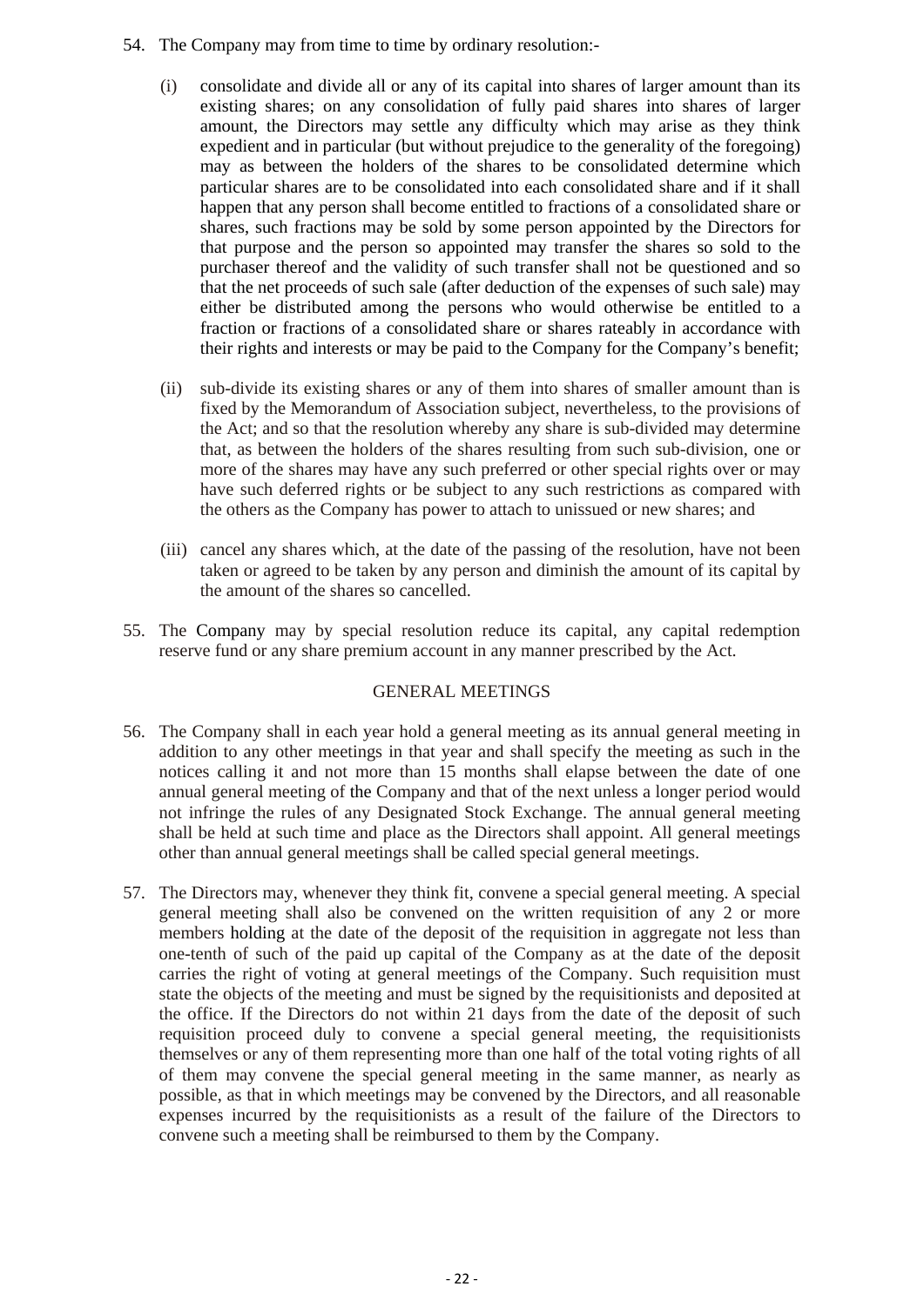54. The Company may from time to time by ordinary resolution:-

    (i) consolidate and divide all or any of its capital into shares of larger amount than its existing shares; on any consolidation of fully paid shares into shares of larger amount, the Directors may settle any difficulty which may arise as they think expedient and in particular (but without prejudice to the generality of the foregoing) may as between the holders of the shares to be consolidated determine which particular shares are to be consolidated into each consolidated share and if it shall happen that any person shall become entitled to fractions of a consolidated share or shares, such fractions may be sold by some person appointed by the Directors for that purpose and the person so appointed may transfer the shares so sold to the purchaser thereof and the validity of such transfer shall not be questioned and so that the net proceeds of such sale (after deduction of the expenses of such sale) may either be distributed among the persons who would otherwise be entitled to a fraction or fractions of a consolidated share or shares rateably in accordance with their rights and interests or may be paid to the Company for the Company's benefit;

    (ii) sub-divide its existing shares or any of them into shares of smaller amount than is fixed by the Memorandum of Association subject, nevertheless, to the provisions of the Act; and so that the resolution whereby any share is sub-divided may determine that, as between the holders of the shares resulting from such sub-division, one or more of the shares may have any such preferred or other special rights over or may have such deferred rights or be subject to any such restrictions as compared with the others as the Company has power to attach to unissued or new shares; and

    (iii) cancel any shares which, at the date of the passing of the resolution, have not been taken or agreed to be taken by any person and diminish the amount of its capital by the amount of the shares so cancelled.

55. The Company may by special resolution reduce its capital, any capital redemption reserve fund or any share premium account in any manner prescribed by the Act.

## GENERAL MEETINGS

56. The Company shall in each year hold a general meeting as its annual general meeting in addition to any other meetings in that year and shall specify the meeting as such in the notices calling it and not more than 15 months shall elapse between the date of one annual general meeting of the Company and that of the next unless a longer period would not infringe the rules of any Designated Stock Exchange. The annual general meeting shall be held at such time and place as the Directors shall appoint. All general meetings other than annual general meetings shall be called special general meetings.

57. The Directors may, whenever they think fit, convene a special general meeting. A special general meeting shall also be convened on the written requisition of any 2 or more members holding at the date of the deposit of the requisition in aggregate not less than one-tenth of such of the paid up capital of the Company as at the date of the deposit carries the right of voting at general meetings of the Company. Such requisition must state the objects of the meeting and must be signed by the requisitionists and deposited at the office. If the Directors do not within 21 days from the date of the deposit of such requisition proceed duly to convene a special general meeting, the requisitionists themselves or any of them representing more than one half of the total voting rights of all of them may convene the special general meeting in the same manner, as nearly as possible, as that in which meetings may be convened by the Directors, and all reasonable expenses incurred by the requisitionists as a result of the failure of the Directors to convene such a meeting shall be reimbursed to them by the Company.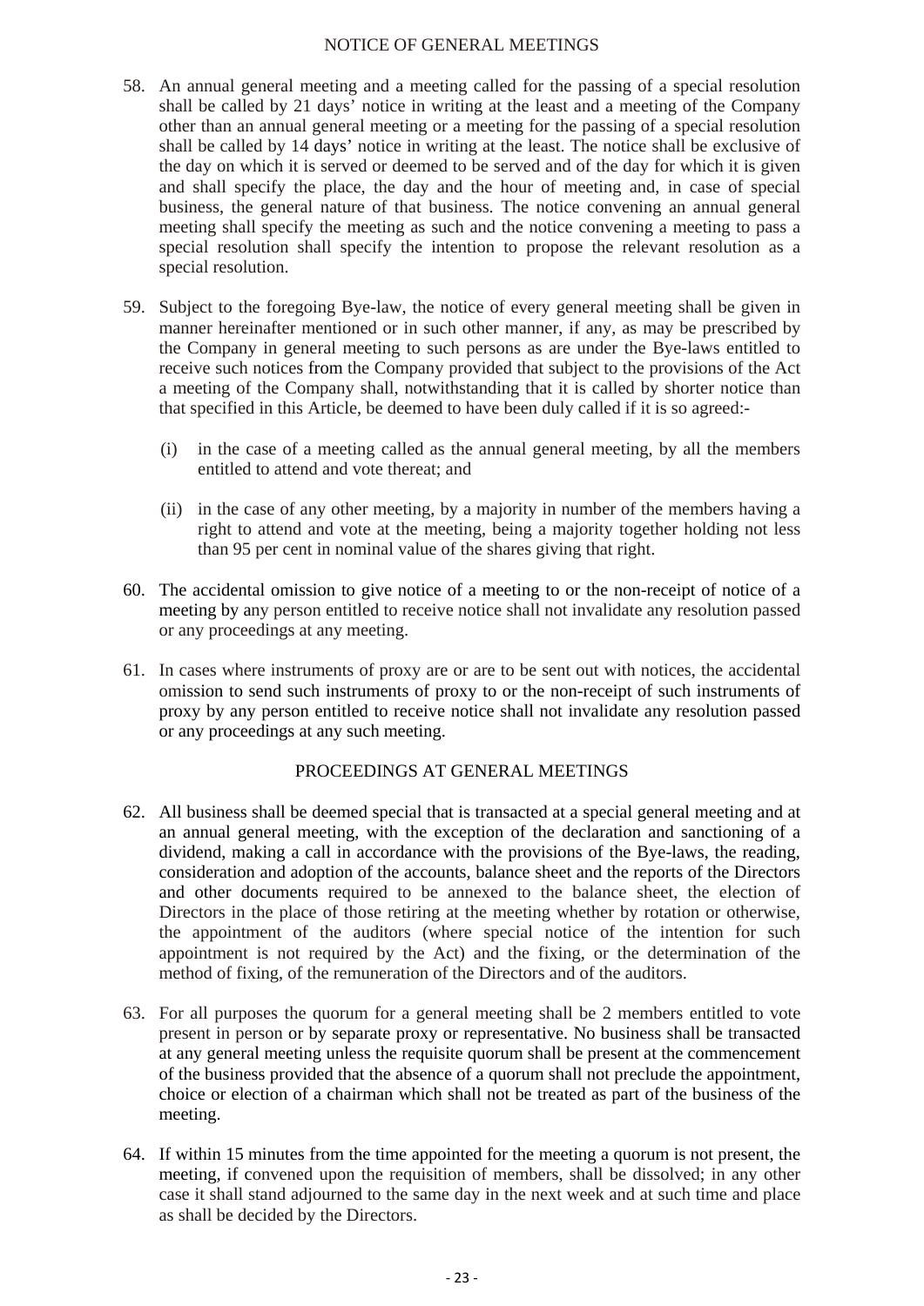## NOTICE OF GENERAL MEETINGS

58. An annual general meeting and a meeting called for the passing of a special resolution shall be called by 21 days' notice in writing at the least and a meeting of the Company other than an annual general meeting or a meeting for the passing of a special resolution shall be called by 14 days' notice in writing at the least. The notice shall be exclusive of the day on which it is served or deemed to be served and of the day for which it is given and shall specify the place, the day and the hour of meeting and, in case of special business, the general nature of that business. The notice convening an annual general meeting shall specify the meeting as such and the notice convening a meeting to pass a special resolution shall specify the intention to propose the relevant resolution as a special resolution.

59. Subject to the foregoing Bye-law, the notice of every general meeting shall be given in manner hereinafter mentioned or in such other manner, if any, as may be prescribed by the Company in general meeting to such persons as are under the Bye-laws entitled to receive such notices from the Company provided that subject to the provisions of the Act a meeting of the Company shall, notwithstanding that it is called by shorter notice than that specified in this Article, be deemed to have been duly called if it is so agreed:-

    (i) in the case of a meeting called as the annual general meeting, by all the members entitled to attend and vote thereat; and

    (ii) in the case of any other meeting, by a majority in number of the members having a right to attend and vote at the meeting, being a majority together holding not less than 95 per cent in nominal value of the shares giving that right.

60. The accidental omission to give notice of a meeting to or the non-receipt of notice of a meeting by any person entitled to receive notice shall not invalidate any resolution passed or any proceedings at any meeting.

61. In cases where instruments of proxy are or are to be sent out with notices, the accidental omission to send such instruments of proxy to or the non-receipt of such instruments of proxy by any person entitled to receive notice shall not invalidate any resolution passed or any proceedings at any such meeting.

## PROCEEDINGS AT GENERAL MEETINGS

62. All business shall be deemed special that is transacted at a special general meeting and at an annual general meeting, with the exception of the declaration and sanctioning of a dividend, making a call in accordance with the provisions of the Bye-laws, the reading, consideration and adoption of the accounts, balance sheet and the reports of the Directors and other documents required to be annexed to the balance sheet, the election of Directors in the place of those retiring at the meeting whether by rotation or otherwise, the appointment of the auditors (where special notice of the intention for such appointment is not required by the Act) and the fixing, or the determination of the method of fixing, of the remuneration of the Directors and of the auditors.

63. For all purposes the quorum for a general meeting shall be 2 members entitled to vote present in person or by separate proxy or representative. No business shall be transacted at any general meeting unless the requisite quorum shall be present at the commencement of the business provided that the absence of a quorum shall not preclude the appointment, choice or election of a chairman which shall not be treated as part of the business of the meeting.

64. If within 15 minutes from the time appointed for the meeting a quorum is not present, the meeting, if convened upon the requisition of members, shall be dissolved; in any other case it shall stand adjourned to the same day in the next week and at such time and place as shall be decided by the Directors.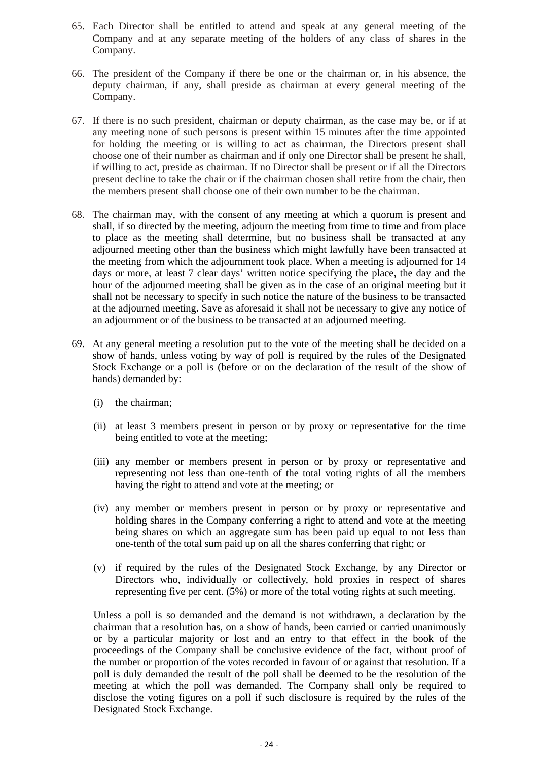65. Each Director shall be entitled to attend and speak at any general meeting of the Company and at any separate meeting of the holders of any class of shares in the Company.

66. The president of the Company if there be one or the chairman or, in his absence, the deputy chairman, if any, shall preside as chairman at every general meeting of the Company.

67. If there is no such president, chairman or deputy chairman, as the case may be, or if at any meeting none of such persons is present within 15 minutes after the time appointed for holding the meeting or is willing to act as chairman, the Directors present shall choose one of their number as chairman and if only one Director shall be present he shall, if willing to act, preside as chairman. If no Director shall be present or if all the Directors present decline to take the chair or if the chairman chosen shall retire from the chair, then the members present shall choose one of their own number to be the chairman.

68. The chairman may, with the consent of any meeting at which a quorum is present and shall, if so directed by the meeting, adjourn the meeting from time to time and from place to place as the meeting shall determine, but no business shall be transacted at any adjourned meeting other than the business which might lawfully have been transacted at the meeting from which the adjournment took place. When a meeting is adjourned for 14 days or more, at least 7 clear days' written notice specifying the place, the day and the hour of the adjourned meeting shall be given as in the case of an original meeting but it shall not be necessary to specify in such notice the nature of the business to be transacted at the adjourned meeting. Save as aforesaid it shall not be necessary to give any notice of an adjournment or of the business to be transacted at an adjourned meeting.

69. At any general meeting a resolution put to the vote of the meeting shall be decided on a show of hands, unless voting by way of poll is required by the rules of the Designated Stock Exchange or a poll is (before or on the declaration of the result of the show of hands) demanded by:

    (i) the chairman;

    (ii) at least 3 members present in person or by proxy or representative for the time being entitled to vote at the meeting;

    (iii) any member or members present in person or by proxy or representative and representing not less than one-tenth of the total voting rights of all the members having the right to attend and vote at the meeting; or

    (iv) any member or members present in person or by proxy or representative and holding shares in the Company conferring a right to attend and vote at the meeting being shares on which an aggregate sum has been paid up equal to not less than one-tenth of the total sum paid up on all the shares conferring that right; or

    (v) if required by the rules of the Designated Stock Exchange, by any Director or Directors who, individually or collectively, hold proxies in respect of shares representing five per cent. (5%) or more of the total voting rights at such meeting.

    Unless a poll is so demanded and the demand is not withdrawn, a declaration by the chairman that a resolution has, on a show of hands, been carried or carried unanimously or by a particular majority or lost and an entry to that effect in the book of the proceedings of the Company shall be conclusive evidence of the fact, without proof of the number or proportion of the votes recorded in favour of or against that resolution. If a poll is duly demanded the result of the poll shall be deemed to be the resolution of the meeting at which the poll was demanded. The Company shall only be required to disclose the voting figures on a poll if such disclosure is required by the rules of the Designated Stock Exchange.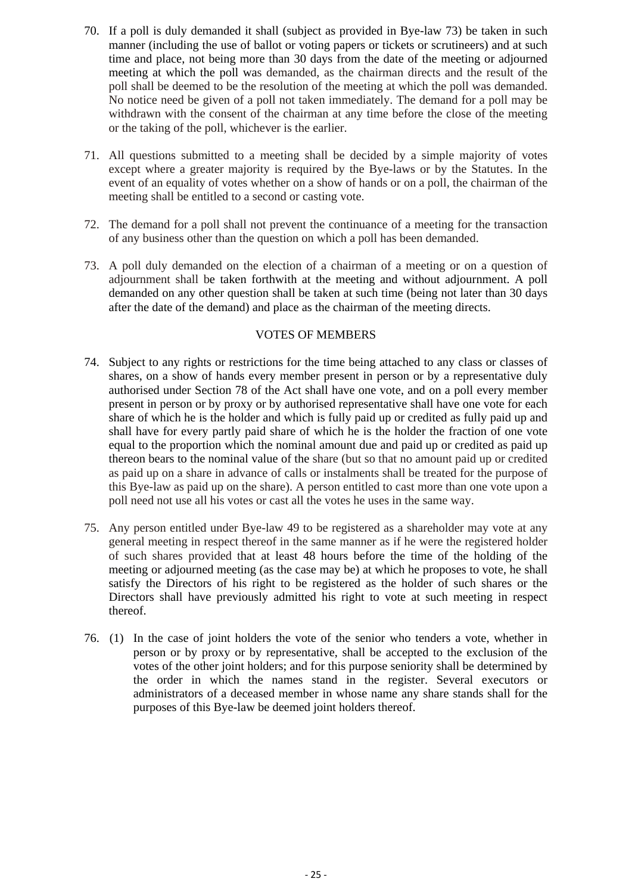70. If a poll is duly demanded it shall (subject as provided in Bye-law 73) be taken in such manner (including the use of ballot or voting papers or tickets or scrutineers) and at such time and place, not being more than 30 days from the date of the meeting or adjourned meeting at which the poll was demanded, as the chairman directs and the result of the poll shall be deemed to be the resolution of the meeting at which the poll was demanded. No notice need be given of a poll not taken immediately. The demand for a poll may be withdrawn with the consent of the chairman at any time before the close of the meeting or the taking of the poll, whichever is the earlier.

71. All questions submitted to a meeting shall be decided by a simple majority of votes except where a greater majority is required by the Bye-laws or by the Statutes. In the event of an equality of votes whether on a show of hands or on a poll, the chairman of the meeting shall be entitled to a second or casting vote.

72. The demand for a poll shall not prevent the continuance of a meeting for the transaction of any business other than the question on which a poll has been demanded.

73. A poll duly demanded on the election of a chairman of a meeting or on a question of adjournment shall be taken forthwith at the meeting and without adjournment. A poll demanded on any other question shall be taken at such time (being not later than 30 days after the date of the demand) and place as the chairman of the meeting directs.

## VOTES OF MEMBERS

74. Subject to any rights or restrictions for the time being attached to any class or classes of shares, on a show of hands every member present in person or by a representative duly authorised under Section 78 of the Act shall have one vote, and on a poll every member present in person or by proxy or by authorised representative shall have one vote for each share of which he is the holder and which is fully paid up or credited as fully paid up and shall have for every partly paid share of which he is the holder the fraction of one vote equal to the proportion which the nominal amount due and paid up or credited as paid up thereon bears to the nominal value of the share (but so that no amount paid up or credited as paid up on a share in advance of calls or instalments shall be treated for the purpose of this Bye-law as paid up on the share). A person entitled to cast more than one vote upon a poll need not use all his votes or cast all the votes he uses in the same way.

75. Any person entitled under Bye-law 49 to be registered as a shareholder may vote at any general meeting in respect thereof in the same manner as if he were the registered holder of such shares provided that at least 48 hours before the time of the holding of the meeting or adjourned meeting (as the case may be) at which he proposes to vote, he shall satisfy the Directors of his right to be registered as the holder of such shares or the Directors shall have previously admitted his right to vote at such meeting in respect thereof.

76. (1) In the case of joint holders the vote of the senior who tenders a vote, whether in person or by proxy or by representative, shall be accepted to the exclusion of the votes of the other joint holders; and for this purpose seniority shall be determined by the order in which the names stand in the register. Several executors or administrators of a deceased member in whose name any share stands shall for the purposes of this Bye-law be deemed joint holders thereof.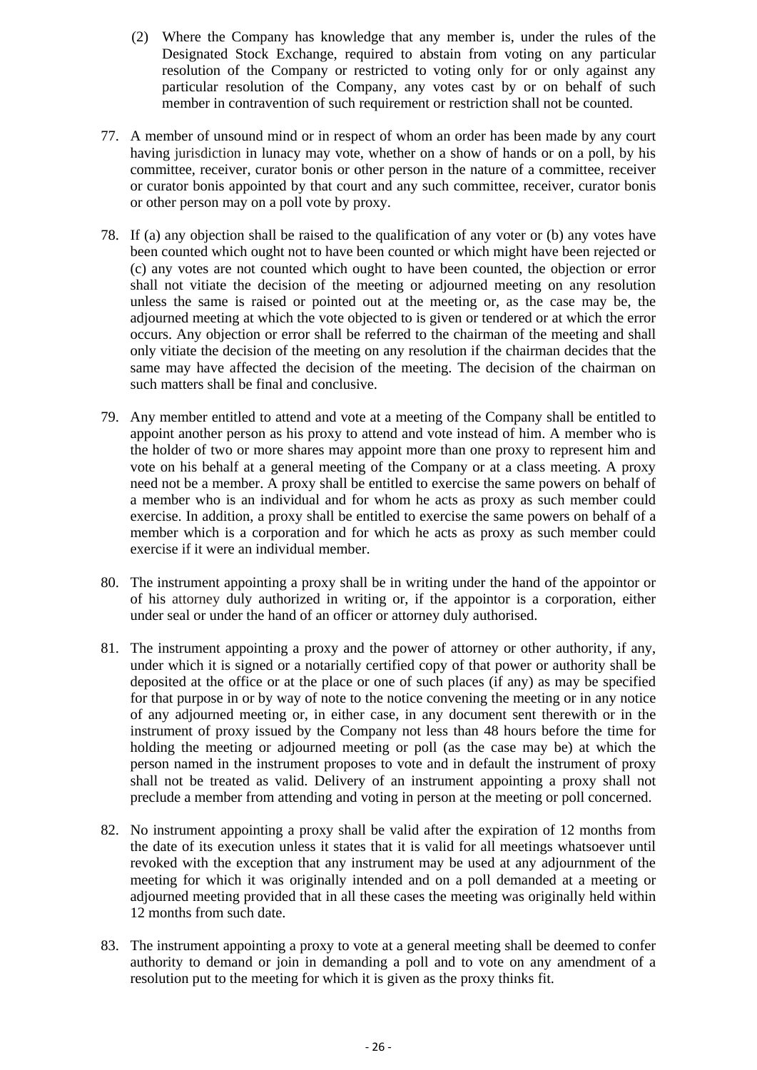(2) Where the Company has knowledge that any member is, under the rules of the Designated Stock Exchange, required to abstain from voting on any particular resolution of the Company or restricted to voting only for or only against any particular resolution of the Company, any votes cast by or on behalf of such member in contravention of such requirement or restriction shall not be counted.

77. A member of unsound mind or in respect of whom an order has been made by any court having jurisdiction in lunacy may vote, whether on a show of hands or on a poll, by his committee, receiver, curator bonis or other person in the nature of a committee, receiver or curator bonis appointed by that court and any such committee, receiver, curator bonis or other person may on a poll vote by proxy.

78. If (a) any objection shall be raised to the qualification of any voter or (b) any votes have been counted which ought not to have been counted or which might have been rejected or (c) any votes are not counted which ought to have been counted, the objection or error shall not vitiate the decision of the meeting or adjourned meeting on any resolution unless the same is raised or pointed out at the meeting or, as the case may be, the adjourned meeting at which the vote objected to is given or tendered or at which the error occurs. Any objection or error shall be referred to the chairman of the meeting and shall only vitiate the decision of the meeting on any resolution if the chairman decides that the same may have affected the decision of the meeting. The decision of the chairman on such matters shall be final and conclusive.

79. Any member entitled to attend and vote at a meeting of the Company shall be entitled to appoint another person as his proxy to attend and vote instead of him. A member who is the holder of two or more shares may appoint more than one proxy to represent him and vote on his behalf at a general meeting of the Company or at a class meeting. A proxy need not be a member. A proxy shall be entitled to exercise the same powers on behalf of a member who is an individual and for whom he acts as proxy as such member could exercise. In addition, a proxy shall be entitled to exercise the same powers on behalf of a member which is a corporation and for which he acts as proxy as such member could exercise if it were an individual member.

80. The instrument appointing a proxy shall be in writing under the hand of the appointor or of his attorney duly authorized in writing or, if the appointor is a corporation, either under seal or under the hand of an officer or attorney duly authorised.

81. The instrument appointing a proxy and the power of attorney or other authority, if any, under which it is signed or a notarially certified copy of that power or authority shall be deposited at the office or at the place or one of such places (if any) as may be specified for that purpose in or by way of note to the notice convening the meeting or in any notice of any adjourned meeting or, in either case, in any document sent therewith or in the instrument of proxy issued by the Company not less than 48 hours before the time for holding the meeting or adjourned meeting or poll (as the case may be) at which the person named in the instrument proposes to vote and in default the instrument of proxy shall not be treated as valid. Delivery of an instrument appointing a proxy shall not preclude a member from attending and voting in person at the meeting or poll concerned.

82. No instrument appointing a proxy shall be valid after the expiration of 12 months from the date of its execution unless it states that it is valid for all meetings whatsoever until revoked with the exception that any instrument may be used at any adjournment of the meeting for which it was originally intended and on a poll demanded at a meeting or adjourned meeting provided that in all these cases the meeting was originally held within 12 months from such date.

83. The instrument appointing a proxy to vote at a general meeting shall be deemed to confer authority to demand or join in demanding a poll and to vote on any amendment of a resolution put to the meeting for which it is given as the proxy thinks fit.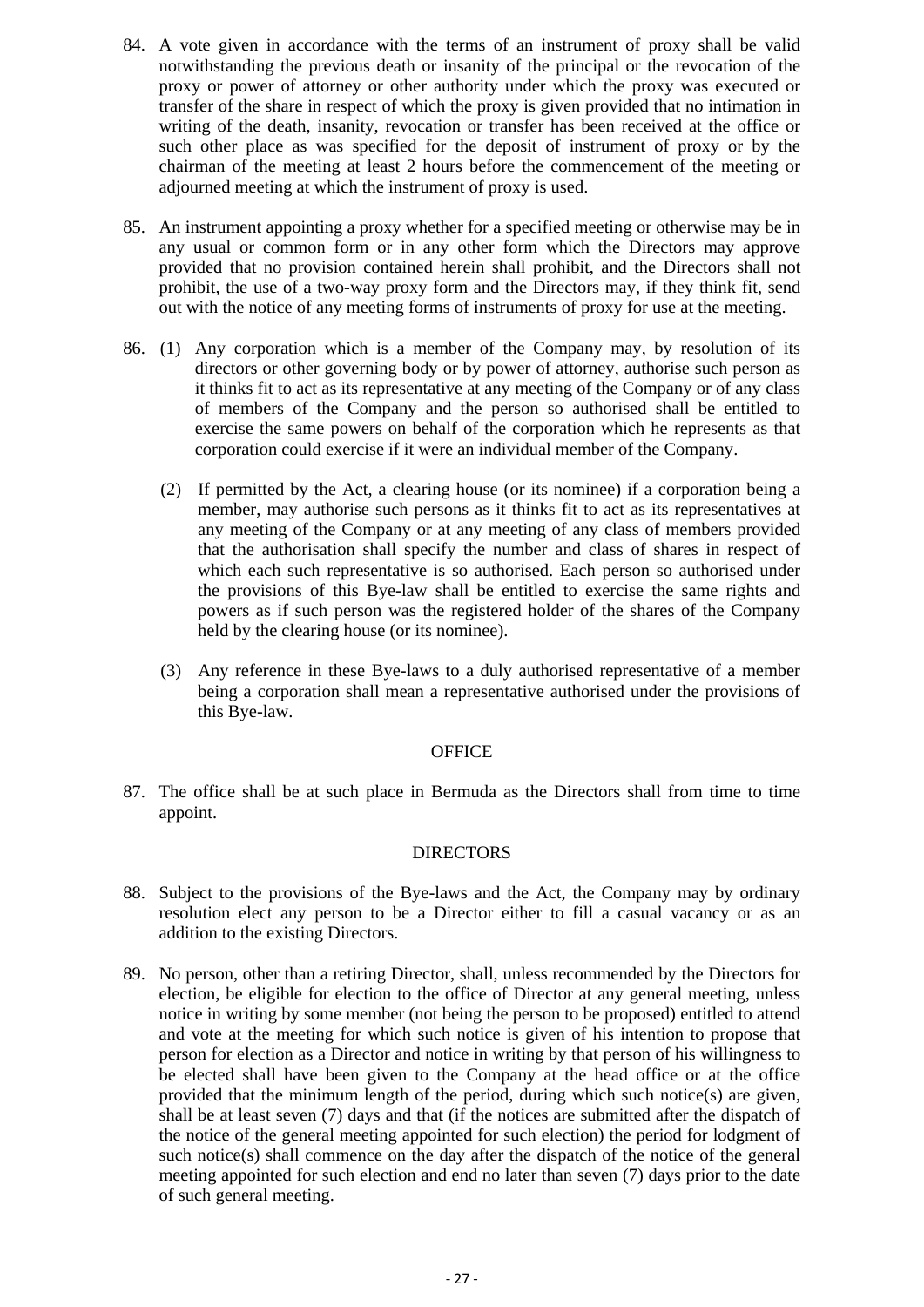84. A vote given in accordance with the terms of an instrument of proxy shall be valid notwithstanding the previous death or insanity of the principal or the revocation of the proxy or power of attorney or other authority under which the proxy was executed or transfer of the share in respect of which the proxy is given provided that no intimation in writing of the death, insanity, revocation or transfer has been received at the office or such other place as was specified for the deposit of instrument of proxy or by the chairman of the meeting at least 2 hours before the commencement of the meeting or adjourned meeting at which the instrument of proxy is used.

85. An instrument appointing a proxy whether for a specified meeting or otherwise may be in any usual or common form or in any other form which the Directors may approve provided that no provision contained herein shall prohibit, and the Directors shall not prohibit, the use of a two-way proxy form and the Directors may, if they think fit, send out with the notice of any meeting forms of instruments of proxy for use at the meeting.

86. (1) Any corporation which is a member of the Company may, by resolution of its directors or other governing body or by power of attorney, authorise such person as it thinks fit to act as its representative at any meeting of the Company or of any class of members of the Company and the person so authorised shall be entitled to exercise the same powers on behalf of the corporation which he represents as that corporation could exercise if it were an individual member of the Company.

    (2) If permitted by the Act, a clearing house (or its nominee) if a corporation being a member, may authorise such persons as it thinks fit to act as its representatives at any meeting of the Company or at any meeting of any class of members provided that the authorisation shall specify the number and class of shares in respect of which each such representative is so authorised. Each person so authorised under the provisions of this Bye-law shall be entitled to exercise the same rights and powers as if such person was the registered holder of the shares of the Company held by the clearing house (or its nominee).

    (3) Any reference in these Bye-laws to a duly authorised representative of a member being a corporation shall mean a representative authorised under the provisions of this Bye-law.

OFFICE

87. The office shall be at such place in Bermuda as the Directors shall from time to time appoint.

DIRECTORS

88. Subject to the provisions of the Bye-laws and the Act, the Company may by ordinary resolution elect any person to be a Director either to fill a casual vacancy or as an addition to the existing Directors.

89. No person, other than a retiring Director, shall, unless recommended by the Directors for election, be eligible for election to the office of Director at any general meeting, unless notice in writing by some member (not being the person to be proposed) entitled to attend and vote at the meeting for which such notice is given of his intention to propose that person for election as a Director and notice in writing by that person of his willingness to be elected shall have been given to the Company at the head office or at the office provided that the minimum length of the period, during which such notice(s) are given, shall be at least seven (7) days and that (if the notices are submitted after the dispatch of the notice of the general meeting appointed for such election) the period for lodgment of such notice(s) shall commence on the day after the dispatch of the notice of the general meeting appointed for such election and end no later than seven (7) days prior to the date of such general meeting.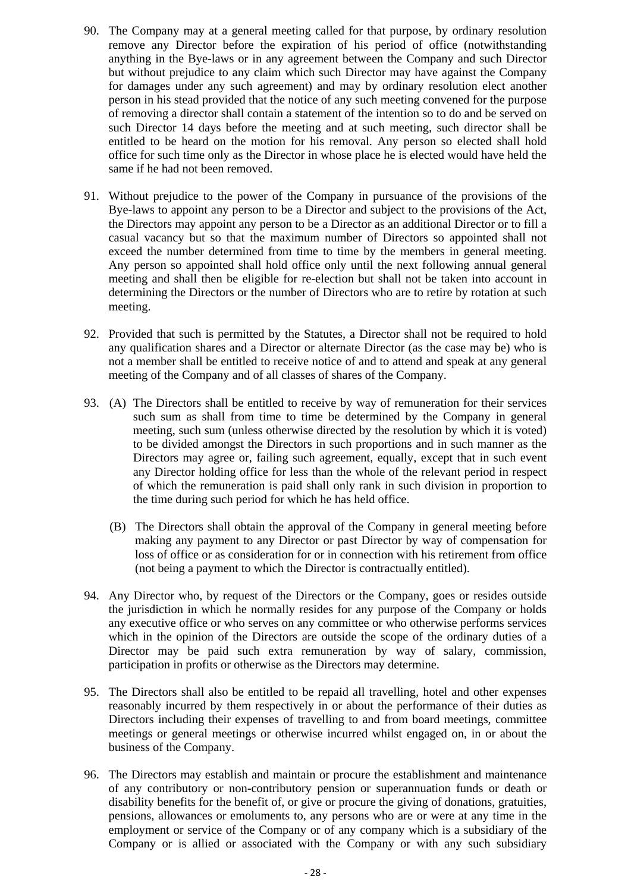90. The Company may at a general meeting called for that purpose, by ordinary resolution remove any Director before the expiration of his period of office (notwithstanding anything in the Bye-laws or in any agreement between the Company and such Director but without prejudice to any claim which such Director may have against the Company for damages under any such agreement) and may by ordinary resolution elect another person in his stead provided that the notice of any such meeting convened for the purpose of removing a director shall contain a statement of the intention so to do and be served on such Director 14 days before the meeting and at such meeting, such director shall be entitled to be heard on the motion for his removal. Any person so elected shall hold office for such time only as the Director in whose place he is elected would have held the same if he had not been removed.

91. Without prejudice to the power of the Company in pursuance of the provisions of the Bye-laws to appoint any person to be a Director and subject to the provisions of the Act, the Directors may appoint any person to be a Director as an additional Director or to fill a casual vacancy but so that the maximum number of Directors so appointed shall not exceed the number determined from time to time by the members in general meeting. Any person so appointed shall hold office only until the next following annual general meeting and shall then be eligible for re-election but shall not be taken into account in determining the Directors or the number of Directors who are to retire by rotation at such meeting.

92. Provided that such is permitted by the Statutes, a Director shall not be required to hold any qualification shares and a Director or alternate Director (as the case may be) who is not a member shall be entitled to receive notice of and to attend and speak at any general meeting of the Company and of all classes of shares of the Company.

93. (A) The Directors shall be entitled to receive by way of remuneration for their services such sum as shall from time to time be determined by the Company in general meeting, such sum (unless otherwise directed by the resolution by which it is voted) to be divided amongst the Directors in such proportions and in such manner as the Directors may agree or, failing such agreement, equally, except that in such event any Director holding office for less than the whole of the relevant period in respect of which the remuneration is paid shall only rank in such division in proportion to the time during such period for which he has held office.

    (B) The Directors shall obtain the approval of the Company in general meeting before making any payment to any Director or past Director by way of compensation for loss of office or as consideration for or in connection with his retirement from office (not being a payment to which the Director is contractually entitled).

94. Any Director who, by request of the Directors or the Company, goes or resides outside the jurisdiction in which he normally resides for any purpose of the Company or holds any executive office or who serves on any committee or who otherwise performs services which in the opinion of the Directors are outside the scope of the ordinary duties of a Director may be paid such extra remuneration by way of salary, commission, participation in profits or otherwise as the Directors may determine.

95. The Directors shall also be entitled to be repaid all travelling, hotel and other expenses reasonably incurred by them respectively in or about the performance of their duties as Directors including their expenses of travelling to and from board meetings, committee meetings or general meetings or otherwise incurred whilst engaged on, in or about the business of the Company.

96. The Directors may establish and maintain or procure the establishment and maintenance of any contributory or non-contributory pension or superannuation funds or death or disability benefits for the benefit of, or give or procure the giving of donations, gratuities, pensions, allowances or emoluments to, any persons who are or were at any time in the employment or service of the Company or of any company which is a subsidiary of the Company or is allied or associated with the Company or with any such subsidiary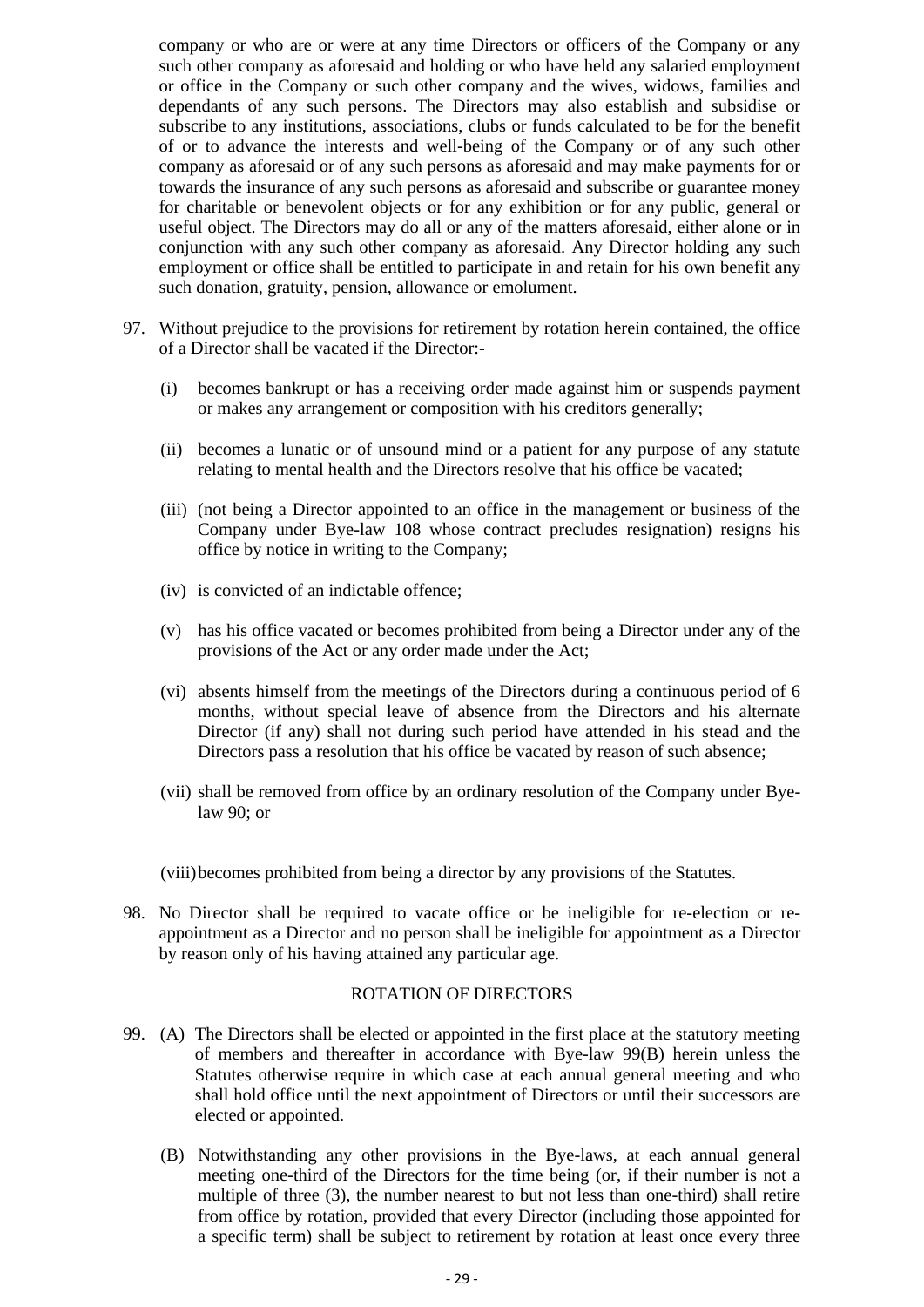company or who are or were at any time Directors or officers of the Company or any such other company as aforesaid and holding or who have held any salaried employment or office in the Company or such other company and the wives, widows, families and dependants of any such persons. The Directors may also establish and subsidise or subscribe to any institutions, associations, clubs or funds calculated to be for the benefit of or to advance the interests and well-being of the Company or of any such other company as aforesaid or of any such persons as aforesaid and may make payments for or towards the insurance of any such persons as aforesaid and subscribe or guarantee money for charitable or benevolent objects or for any exhibition or for any public, general or useful object. The Directors may do all or any of the matters aforesaid, either alone or in conjunction with any such other company as aforesaid. Any Director holding any such employment or office shall be entitled to participate in and retain for his own benefit any such donation, gratuity, pension, allowance or emolument.

97. Without prejudice to the provisions for retirement by rotation herein contained, the office of a Director shall be vacated if the Director:-

    (i) becomes bankrupt or has a receiving order made against him or suspends payment or makes any arrangement or composition with his creditors generally;

    (ii) becomes a lunatic or of unsound mind or a patient for any purpose of any statute relating to mental health and the Directors resolve that his office be vacated;

    (iii) (not being a Director appointed to an office in the management or business of the Company under Bye-law 108 whose contract precludes resignation) resigns his office by notice in writing to the Company;

    (iv) is convicted of an indictable offence;

    (v) has his office vacated or becomes prohibited from being a Director under any of the provisions of the Act or any order made under the Act;

    (vi) absents himself from the meetings of the Directors during a continuous period of 6 months, without special leave of absence from the Directors and his alternate Director (if any) shall not during such period have attended in his stead and the Directors pass a resolution that his office be vacated by reason of such absence;

    (vii) shall be removed from office by an ordinary resolution of the Company under Bye-law 90; or

    (viii) becomes prohibited from being a director by any provisions of the Statutes.

98. No Director shall be required to vacate office or be ineligible for re-election or re-appointment as a Director and no person shall be ineligible for appointment as a Director by reason only of his having attained any particular age.

## ROTATION OF DIRECTORS

99. (A) The Directors shall be elected or appointed in the first place at the statutory meeting of members and thereafter in accordance with Bye-law 99(B) herein unless the Statutes otherwise require in which case at each annual general meeting and who shall hold office until the next appointment of Directors or until their successors are elected or appointed.

    (B) Notwithstanding any other provisions in the Bye-laws, at each annual general meeting one-third of the Directors for the time being (or, if their number is not a multiple of three (3), the number nearest to but not less than one-third) shall retire from office by rotation, provided that every Director (including those appointed for a specific term) shall be subject to retirement by rotation at least once every three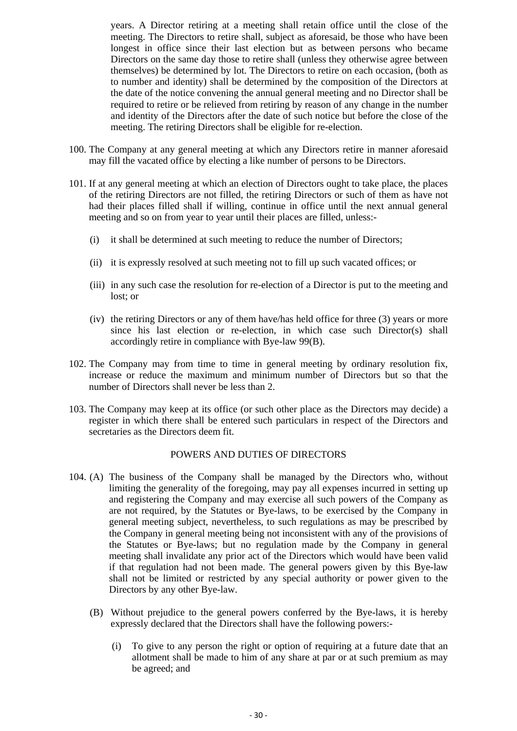years. A Director retiring at a meeting shall retain office until the close of the meeting. The Directors to retire shall, subject as aforesaid, be those who have been longest in office since their last election but as between persons who became Directors on the same day those to retire shall (unless they otherwise agree between themselves) be determined by lot. The Directors to retire on each occasion, (both as to number and identity) shall be determined by the composition of the Directors at the date of the notice convening the annual general meeting and no Director shall be required to retire or be relieved from retiring by reason of any change in the number and identity of the Directors after the date of such notice but before the close of the meeting. The retiring Directors shall be eligible for re-election.

100. The Company at any general meeting at which any Directors retire in manner aforesaid may fill the vacated office by electing a like number of persons to be Directors.

101. If at any general meeting at which an election of Directors ought to take place, the places of the retiring Directors are not filled, the retiring Directors or such of them as have not had their places filled shall if willing, continue in office until the next annual general meeting and so on from year to year until their places are filled, unless:-

   (i) it shall be determined at such meeting to reduce the number of Directors;

   (ii) it is expressly resolved at such meeting not to fill up such vacated offices; or

   (iii) in any such case the resolution for re-election of a Director is put to the meeting and lost; or

   (iv) the retiring Directors or any of them have/has held office for three (3) years or more since his last election or re-election, in which case such Director(s) shall accordingly retire in compliance with Bye-law 99(B).

102. The Company may from time to time in general meeting by ordinary resolution fix, increase or reduce the maximum and minimum number of Directors but so that the number of Directors shall never be less than 2.

103. The Company may keep at its office (or such other place as the Directors may decide) a register in which there shall be entered such particulars in respect of the Directors and secretaries as the Directors deem fit.

## POWERS AND DUTIES OF DIRECTORS

104. (A) The business of the Company shall be managed by the Directors who, without limiting the generality of the foregoing, may pay all expenses incurred in setting up and registering the Company and may exercise all such powers of the Company as are not required, by the Statutes or Bye-laws, to be exercised by the Company in general meeting subject, nevertheless, to such regulations as may be prescribed by the Company in general meeting being not inconsistent with any of the provisions of the Statutes or Bye-laws; but no regulation made by the Company in general meeting shall invalidate any prior act of the Directors which would have been valid if that regulation had not been made. The general powers given by this Bye-law shall not be limited or restricted by any special authority or power given to the Directors by any other Bye-law.

   (B) Without prejudice to the general powers conferred by the Bye-laws, it is hereby expressly declared that the Directors shall have the following powers:-

      (i) To give to any person the right or option of requiring at a future date that an allotment shall be made to him of any share at par or at such premium as may be agreed; and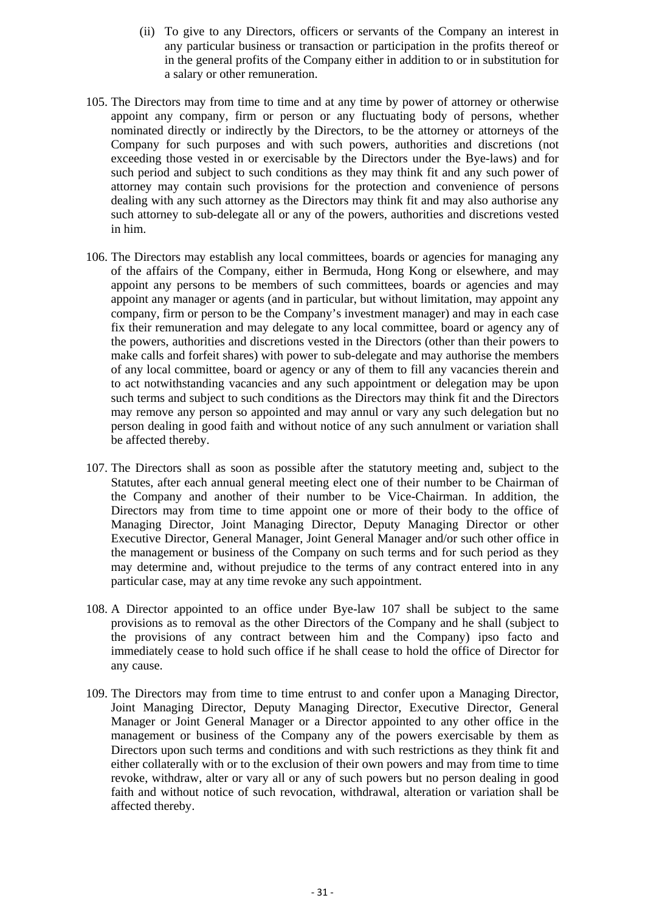(ii) To give to any Directors, officers or servants of the Company an interest in any particular business or transaction or participation in the profits thereof or in the general profits of the Company either in addition to or in substitution for a salary or other remuneration.

105. The Directors may from time to time and at any time by power of attorney or otherwise appoint any company, firm or person or any fluctuating body of persons, whether nominated directly or indirectly by the Directors, to be the attorney or attorneys of the Company for such purposes and with such powers, authorities and discretions (not exceeding those vested in or exercisable by the Directors under the Bye-laws) and for such period and subject to such conditions as they may think fit and any such power of attorney may contain such provisions for the protection and convenience of persons dealing with any such attorney as the Directors may think fit and may also authorise any such attorney to sub-delegate all or any of the powers, authorities and discretions vested in him.

106. The Directors may establish any local committees, boards or agencies for managing any of the affairs of the Company, either in Bermuda, Hong Kong or elsewhere, and may appoint any persons to be members of such committees, boards or agencies and may appoint any manager or agents (and in particular, but without limitation, may appoint any company, firm or person to be the Company's investment manager) and may in each case fix their remuneration and may delegate to any local committee, board or agency any of the powers, authorities and discretions vested in the Directors (other than their powers to make calls and forfeit shares) with power to sub-delegate and may authorise the members of any local committee, board or agency or any of them to fill any vacancies therein and to act notwithstanding vacancies and any such appointment or delegation may be upon such terms and subject to such conditions as the Directors may think fit and the Directors may remove any person so appointed and may annul or vary any such delegation but no person dealing in good faith and without notice of any such annulment or variation shall be affected thereby.

107. The Directors shall as soon as possible after the statutory meeting and, subject to the Statutes, after each annual general meeting elect one of their number to be Chairman of the Company and another of their number to be Vice-Chairman. In addition, the Directors may from time to time appoint one or more of their body to the office of Managing Director, Joint Managing Director, Deputy Managing Director or other Executive Director, General Manager, Joint General Manager and/or such other office in the management or business of the Company on such terms and for such period as they may determine and, without prejudice to the terms of any contract entered into in any particular case, may at any time revoke any such appointment.

108. A Director appointed to an office under Bye-law 107 shall be subject to the same provisions as to removal as the other Directors of the Company and he shall (subject to the provisions of any contract between him and the Company) ipso facto and immediately cease to hold such office if he shall cease to hold the office of Director for any cause.

109. The Directors may from time to time entrust to and confer upon a Managing Director, Joint Managing Director, Deputy Managing Director, Executive Director, General Manager or Joint General Manager or a Director appointed to any other office in the management or business of the Company any of the powers exercisable by them as Directors upon such terms and conditions and with such restrictions as they think fit and either collaterally with or to the exclusion of their own powers and may from time to time revoke, withdraw, alter or vary all or any of such powers but no person dealing in good faith and without notice of such revocation, withdrawal, alteration or variation shall be affected thereby.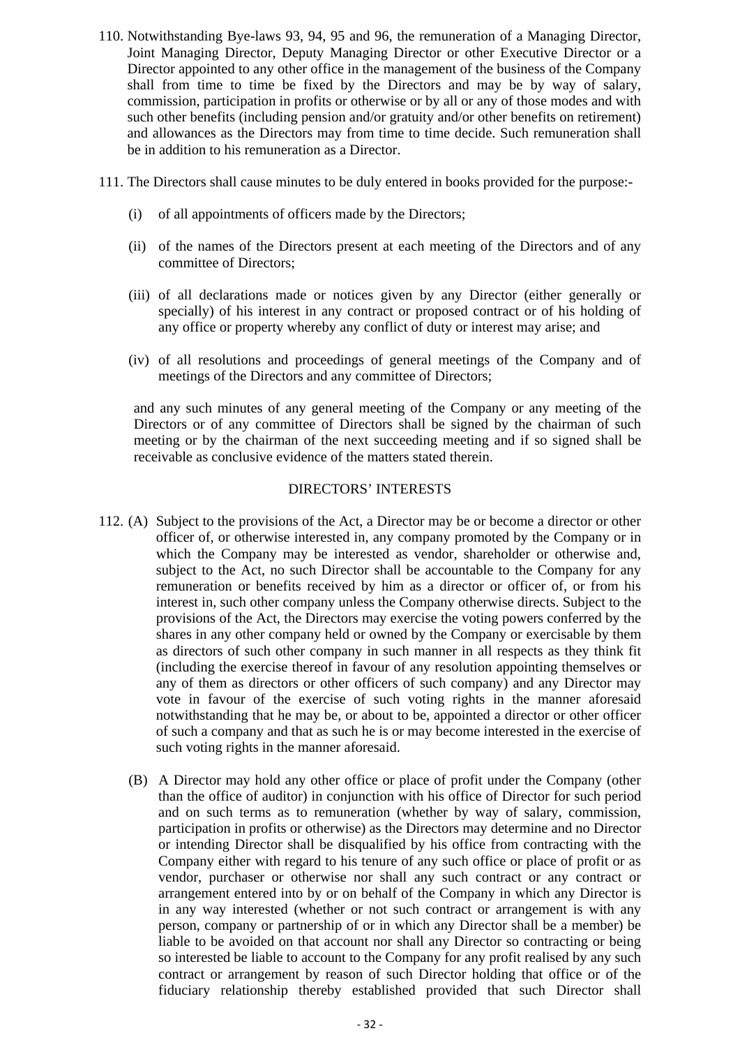110. Notwithstanding Bye-laws 93, 94, 95 and 96, the remuneration of a Managing Director, Joint Managing Director, Deputy Managing Director or other Executive Director or a Director appointed to any other office in the management of the business of the Company shall from time to time be fixed by the Directors and may be by way of salary, commission, participation in profits or otherwise or by all or any of those modes and with such other benefits (including pension and/or gratuity and/or other benefits on retirement) and allowances as the Directors may from time to time decide. Such remuneration shall be in addition to his remuneration as a Director.

111. The Directors shall cause minutes to be duly entered in books provided for the purpose:-

   (i) of all appointments of officers made by the Directors;

   (ii) of the names of the Directors present at each meeting of the Directors and of any committee of Directors;

   (iii) of all declarations made or notices given by any Director (either generally or specially) of his interest in any contract or proposed contract or of his holding of any office or property whereby any conflict of duty or interest may arise; and

   (iv) of all resolutions and proceedings of general meetings of the Company and of meetings of the Directors and any committee of Directors;

   and any such minutes of any general meeting of the Company or any meeting of the Directors or of any committee of Directors shall be signed by the chairman of such meeting or by the chairman of the next succeeding meeting and if so signed shall be receivable as conclusive evidence of the matters stated therein.

## DIRECTORS' INTERESTS

112. (A) Subject to the provisions of the Act, a Director may be or become a director or other officer of, or otherwise interested in, any company promoted by the Company or in which the Company may be interested as vendor, shareholder or otherwise and, subject to the Act, no such Director shall be accountable to the Company for any remuneration or benefits received by him as a director or officer of, or from his interest in, such other company unless the Company otherwise directs. Subject to the provisions of the Act, the Directors may exercise the voting powers conferred by the shares in any other company held or owned by the Company or exercisable by them as directors of such other company in such manner in all respects as they think fit (including the exercise thereof in favour of any resolution appointing themselves or any of them as directors or other officers of such company) and any Director may vote in favour of the exercise of such voting rights in the manner aforesaid notwithstanding that he may be, or about to be, appointed a director or other officer of such a company and that as such he is or may become interested in the exercise of such voting rights in the manner aforesaid.

   (B) A Director may hold any other office or place of profit under the Company (other than the office of auditor) in conjunction with his office of Director for such period and on such terms as to remuneration (whether by way of salary, commission, participation in profits or otherwise) as the Directors may determine and no Director or intending Director shall be disqualified by his office from contracting with the Company either with regard to his tenure of any such office or place of profit or as vendor, purchaser or otherwise nor shall any such contract or any contract or arrangement entered into by or on behalf of the Company in which any Director is in any way interested (whether or not such contract or arrangement is with any person, company or partnership of or in which any Director shall be a member) be liable to be avoided on that account nor shall any Director so contracting or being so interested be liable to account to the Company for any profit realised by any such contract or arrangement by reason of such Director holding that office or of the fiduciary relationship thereby established provided that such Director shall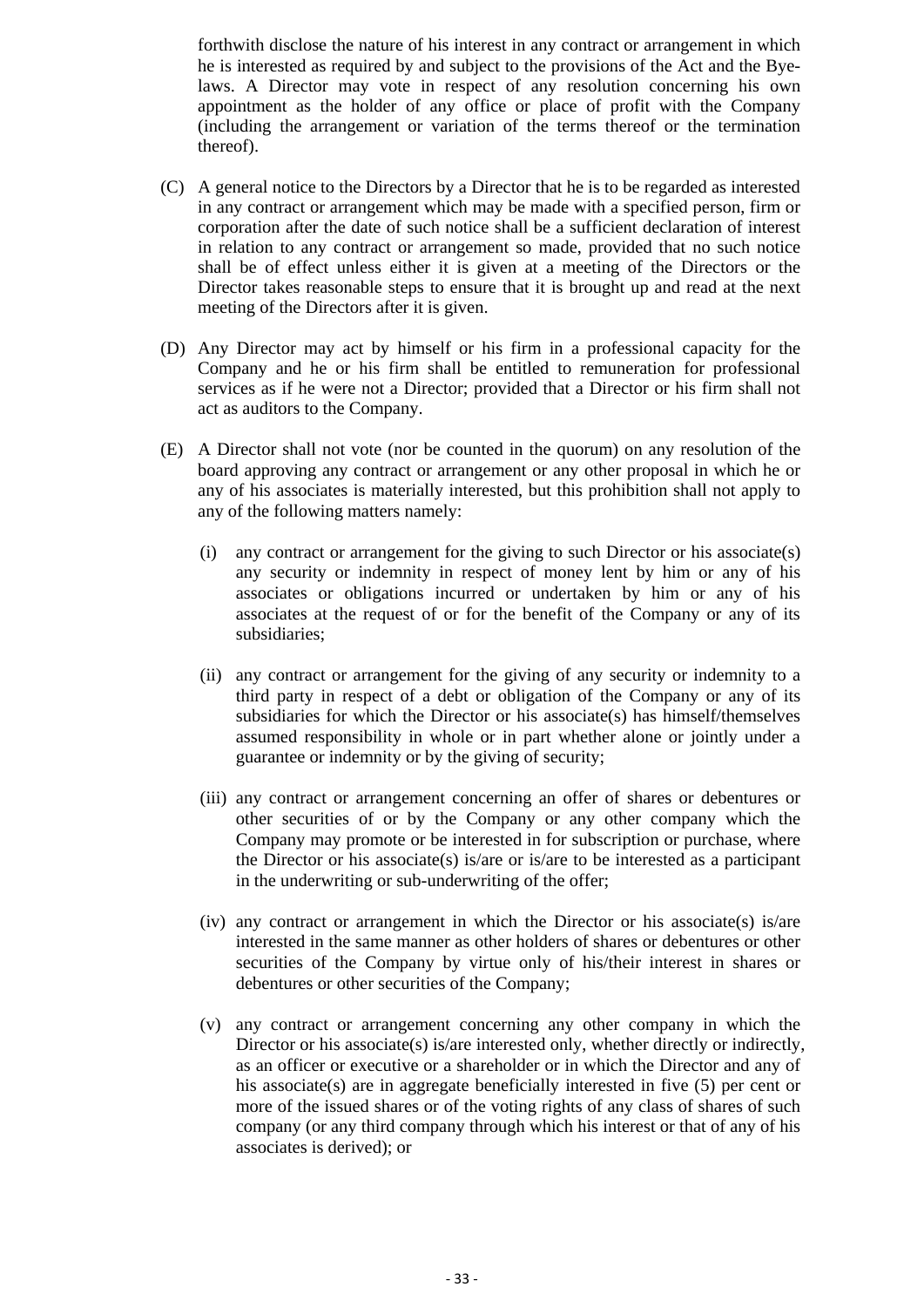forthwith disclose the nature of his interest in any contract or arrangement in which he is interested as required by and subject to the provisions of the Act and the Bye-laws. A Director may vote in respect of any resolution concerning his own appointment as the holder of any office or place of profit with the Company (including the arrangement or variation of the terms thereof or the termination thereof).

(C) A general notice to the Directors by a Director that he is to be regarded as interested in any contract or arrangement which may be made with a specified person, firm or corporation after the date of such notice shall be a sufficient declaration of interest in relation to any contract or arrangement so made, provided that no such notice shall be of effect unless either it is given at a meeting of the Directors or the Director takes reasonable steps to ensure that it is brought up and read at the next meeting of the Directors after it is given.

(D) Any Director may act by himself or his firm in a professional capacity for the Company and he or his firm shall be entitled to remuneration for professional services as if he were not a Director; provided that a Director or his firm shall not act as auditors to the Company.

(E) A Director shall not vote (nor be counted in the quorum) on any resolution of the board approving any contract or arrangement or any other proposal in which he or any of his associates is materially interested, but this prohibition shall not apply to any of the following matters namely:

(i) any contract or arrangement for the giving to such Director or his associate(s) any security or indemnity in respect of money lent by him or any of his associates or obligations incurred or undertaken by him or any of his associates at the request of or for the benefit of the Company or any of its subsidiaries;

(ii) any contract or arrangement for the giving of any security or indemnity to a third party in respect of a debt or obligation of the Company or any of its subsidiaries for which the Director or his associate(s) has himself/themselves assumed responsibility in whole or in part whether alone or jointly under a guarantee or indemnity or by the giving of security;

(iii) any contract or arrangement concerning an offer of shares or debentures or other securities of or by the Company or any other company which the Company may promote or be interested in for subscription or purchase, where the Director or his associate(s) is/are or is/are to be interested as a participant in the underwriting or sub-underwriting of the offer;

(iv) any contract or arrangement in which the Director or his associate(s) is/are interested in the same manner as other holders of shares or debentures or other securities of the Company by virtue only of his/their interest in shares or debentures or other securities of the Company;

(v) any contract or arrangement concerning any other company in which the Director or his associate(s) is/are interested only, whether directly or indirectly, as an officer or executive or a shareholder or in which the Director and any of his associate(s) are in aggregate beneficially interested in five (5) per cent or more of the issued shares or of the voting rights of any class of shares of such company (or any third company through which his interest or that of any of his associates is derived); or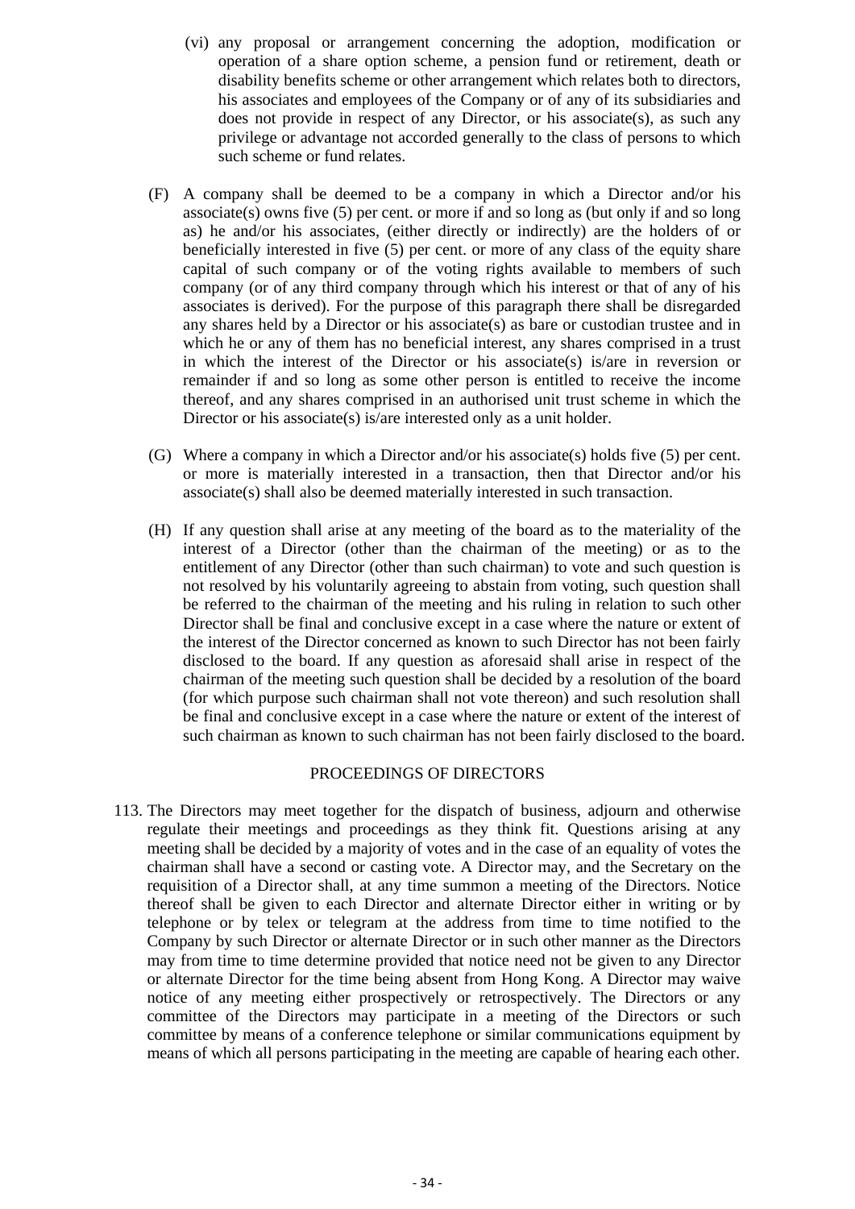(vi) any proposal or arrangement concerning the adoption, modification or operation of a share option scheme, a pension fund or retirement, death or disability benefits scheme or other arrangement which relates both to directors, his associates and employees of the Company or of any of its subsidiaries and does not provide in respect of any Director, or his associate(s), as such any privilege or advantage not accorded generally to the class of persons to which such scheme or fund relates.

(F) A company shall be deemed to be a company in which a Director and/or his associate(s) owns five (5) per cent. or more if and so long as (but only if and so long as) he and/or his associates, (either directly or indirectly) are the holders of or beneficially interested in five (5) per cent. or more of any class of the equity share capital of such company or of the voting rights available to members of such company (or of any third company through which his interest or that of any of his associates is derived). For the purpose of this paragraph there shall be disregarded any shares held by a Director or his associate(s) as bare or custodian trustee and in which he or any of them has no beneficial interest, any shares comprised in a trust in which the interest of the Director or his associate(s) is/are in reversion or remainder if and so long as some other person is entitled to receive the income thereof, and any shares comprised in an authorised unit trust scheme in which the Director or his associate(s) is/are interested only as a unit holder.

(G) Where a company in which a Director and/or his associate(s) holds five (5) per cent. or more is materially interested in a transaction, then that Director and/or his associate(s) shall also be deemed materially interested in such transaction.

(H) If any question shall arise at any meeting of the board as to the materiality of the interest of a Director (other than the chairman of the meeting) or as to the entitlement of any Director (other than such chairman) to vote and such question is not resolved by his voluntarily agreeing to abstain from voting, such question shall be referred to the chairman of the meeting and his ruling in relation to such other Director shall be final and conclusive except in a case where the nature or extent of the interest of the Director concerned as known to such Director has not been fairly disclosed to the board. If any question as aforesaid shall arise in respect of the chairman of the meeting such question shall be decided by a resolution of the board (for which purpose such chairman shall not vote thereon) and such resolution shall be final and conclusive except in a case where the nature or extent of the interest of such chairman as known to such chairman has not been fairly disclosed to the board.

## PROCEEDINGS OF DIRECTORS

113. The Directors may meet together for the dispatch of business, adjourn and otherwise regulate their meetings and proceedings as they think fit. Questions arising at any meeting shall be decided by a majority of votes and in the case of an equality of votes the chairman shall have a second or casting vote. A Director may, and the Secretary on the requisition of a Director shall, at any time summon a meeting of the Directors. Notice thereof shall be given to each Director and alternate Director either in writing or by telephone or by telex or telegram at the address from time to time notified to the Company by such Director or alternate Director or in such other manner as the Directors may from time to time determine provided that notice need not be given to any Director or alternate Director for the time being absent from Hong Kong. A Director may waive notice of any meeting either prospectively or retrospectively. The Directors or any committee of the Directors may participate in a meeting of the Directors or such committee by means of a conference telephone or similar communications equipment by means of which all persons participating in the meeting are capable of hearing each other.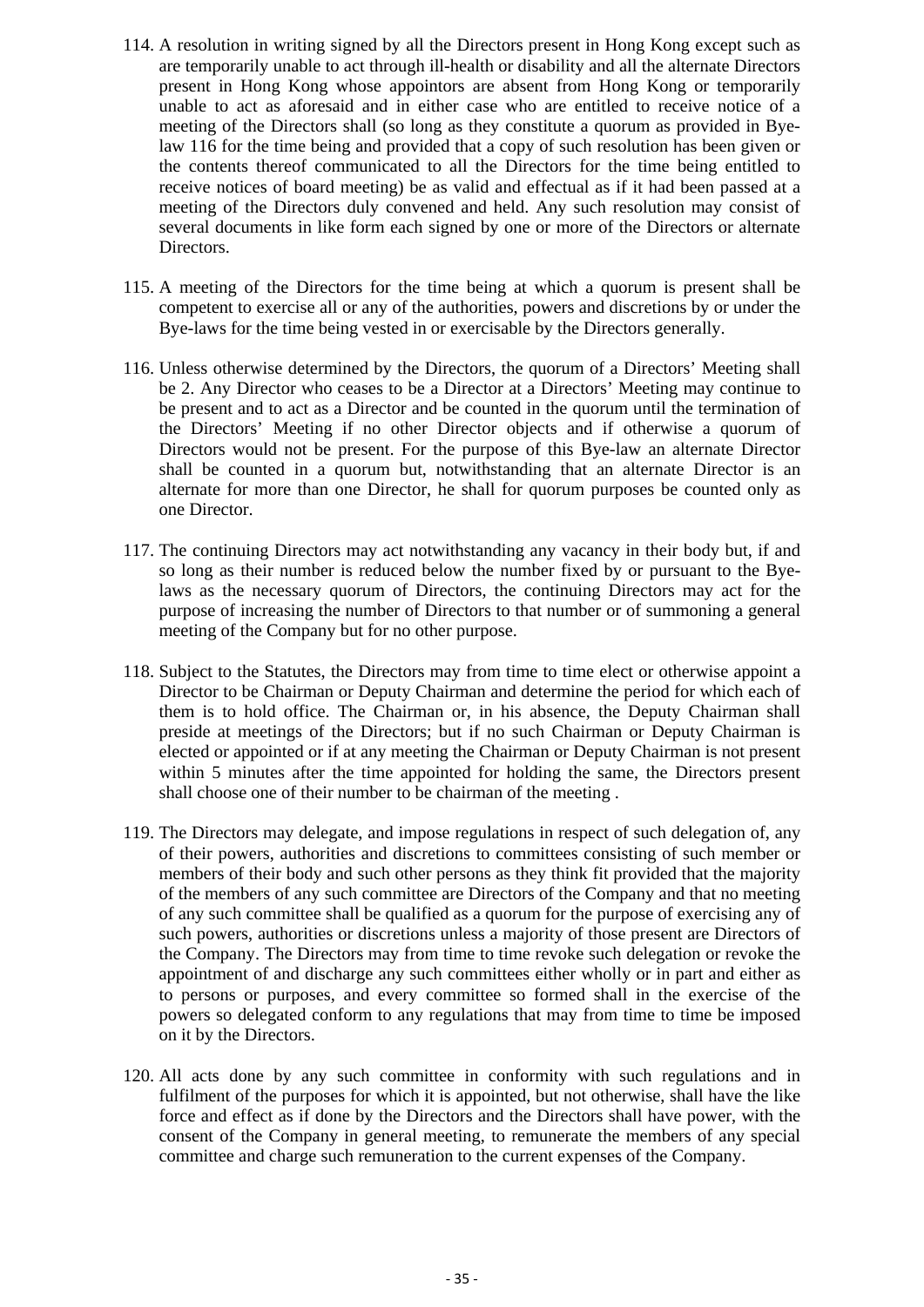114. A resolution in writing signed by all the Directors present in Hong Kong except such as are temporarily unable to act through ill-health or disability and all the alternate Directors present in Hong Kong whose appointors are absent from Hong Kong or temporarily unable to act as aforesaid and in either case who are entitled to receive notice of a meeting of the Directors shall (so long as they constitute a quorum as provided in Bye-law 116 for the time being and provided that a copy of such resolution has been given or the contents thereof communicated to all the Directors for the time being entitled to receive notices of board meeting) be as valid and effectual as if it had been passed at a meeting of the Directors duly convened and held. Any such resolution may consist of several documents in like form each signed by one or more of the Directors or alternate Directors.

115. A meeting of the Directors for the time being at which a quorum is present shall be competent to exercise all or any of the authorities, powers and discretions by or under the Bye-laws for the time being vested in or exercisable by the Directors generally.

116. Unless otherwise determined by the Directors, the quorum of a Directors' Meeting shall be 2. Any Director who ceases to be a Director at a Directors' Meeting may continue to be present and to act as a Director and be counted in the quorum until the termination of the Directors' Meeting if no other Director objects and if otherwise a quorum of Directors would not be present. For the purpose of this Bye-law an alternate Director shall be counted in a quorum but, notwithstanding that an alternate Director is an alternate for more than one Director, he shall for quorum purposes be counted only as one Director.

117. The continuing Directors may act notwithstanding any vacancy in their body but, if and so long as their number is reduced below the number fixed by or pursuant to the Bye-laws as the necessary quorum of Directors, the continuing Directors may act for the purpose of increasing the number of Directors to that number or of summoning a general meeting of the Company but for no other purpose.

118. Subject to the Statutes, the Directors may from time to time elect or otherwise appoint a Director to be Chairman or Deputy Chairman and determine the period for which each of them is to hold office. The Chairman or, in his absence, the Deputy Chairman shall preside at meetings of the Directors; but if no such Chairman or Deputy Chairman is elected or appointed or if at any meeting the Chairman or Deputy Chairman is not present within 5 minutes after the time appointed for holding the same, the Directors present shall choose one of their number to be chairman of the meeting .

119. The Directors may delegate, and impose regulations in respect of such delegation of, any of their powers, authorities and discretions to committees consisting of such member or members of their body and such other persons as they think fit provided that the majority of the members of any such committee are Directors of the Company and that no meeting of any such committee shall be qualified as a quorum for the purpose of exercising any of such powers, authorities or discretions unless a majority of those present are Directors of the Company. The Directors may from time to time revoke such delegation or revoke the appointment of and discharge any such committees either wholly or in part and either as to persons or purposes, and every committee so formed shall in the exercise of the powers so delegated conform to any regulations that may from time to time be imposed on it by the Directors.

120. All acts done by any such committee in conformity with such regulations and in fulfilment of the purposes for which it is appointed, but not otherwise, shall have the like force and effect as if done by the Directors and the Directors shall have power, with the consent of the Company in general meeting, to remunerate the members of any special committee and charge such remuneration to the current expenses of the Company.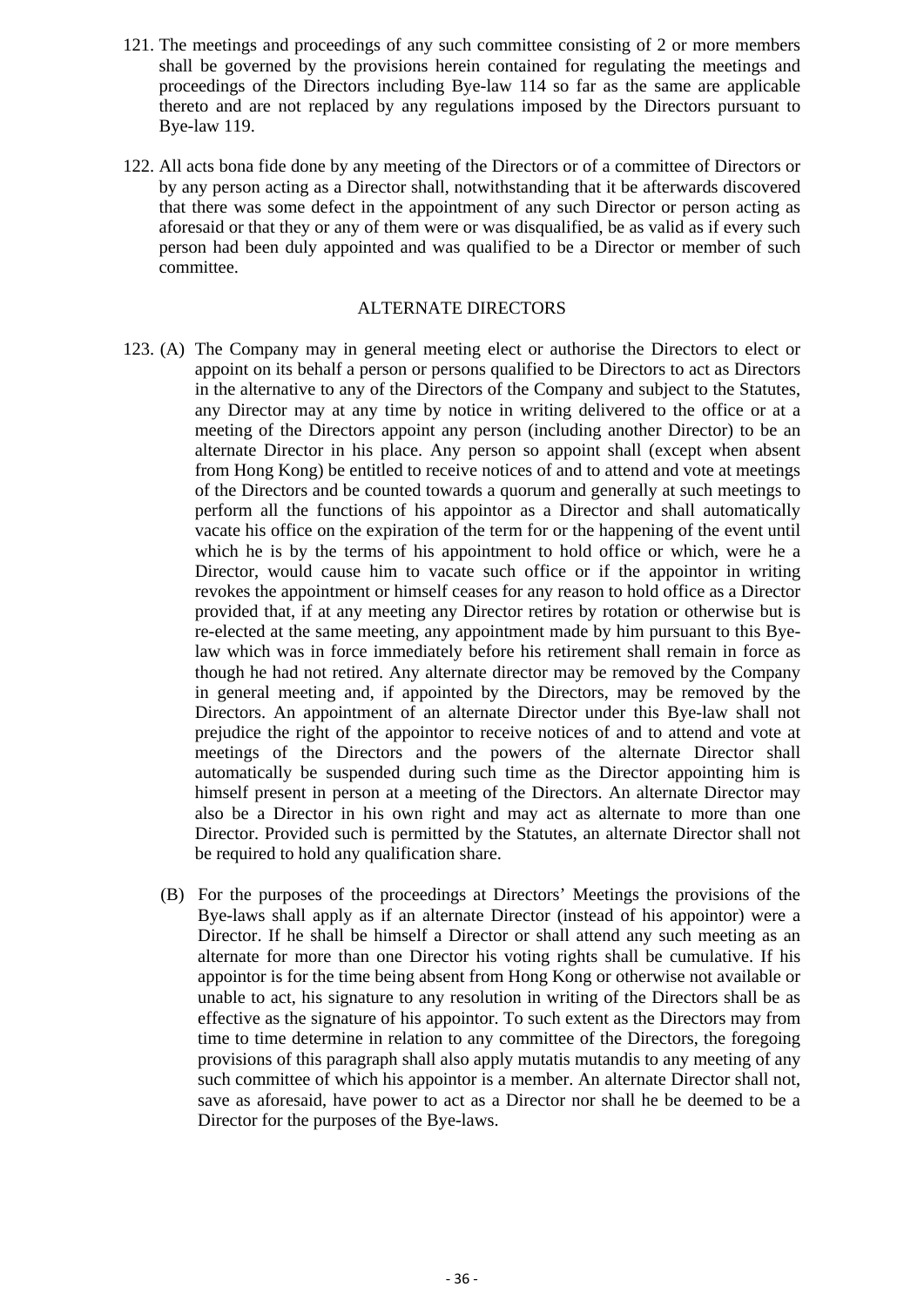121. The meetings and proceedings of any such committee consisting of 2 or more members shall be governed by the provisions herein contained for regulating the meetings and proceedings of the Directors including Bye-law 114 so far as the same are applicable thereto and are not replaced by any regulations imposed by the Directors pursuant to Bye-law 119.

122. All acts bona fide done by any meeting of the Directors or of a committee of Directors or by any person acting as a Director shall, notwithstanding that it be afterwards discovered that there was some defect in the appointment of any such Director or person acting as aforesaid or that they or any of them were or was disqualified, be as valid as if every such person had been duly appointed and was qualified to be a Director or member of such committee.

## ALTERNATE DIRECTORS

123. (A) The Company may in general meeting elect or authorise the Directors to elect or appoint on its behalf a person or persons qualified to be Directors to act as Directors in the alternative to any of the Directors of the Company and subject to the Statutes, any Director may at any time by notice in writing delivered to the office or at a meeting of the Directors appoint any person (including another Director) to be an alternate Director in his place. Any person so appoint shall (except when absent from Hong Kong) be entitled to receive notices of and to attend and vote at meetings of the Directors and be counted towards a quorum and generally at such meetings to perform all the functions of his appointor as a Director and shall automatically vacate his office on the expiration of the term for or the happening of the event until which he is by the terms of his appointment to hold office or which, were he a Director, would cause him to vacate such office or if the appointor in writing revokes the appointment or himself ceases for any reason to hold office as a Director provided that, if at any meeting any Director retires by rotation or otherwise but is re-elected at the same meeting, any appointment made by him pursuant to this Bye-law which was in force immediately before his retirement shall remain in force as though he had not retired. Any alternate director may be removed by the Company in general meeting and, if appointed by the Directors, may be removed by the Directors. An appointment of an alternate Director under this Bye-law shall not prejudice the right of the appointor to receive notices of and to attend and vote at meetings of the Directors and the powers of the alternate Director shall automatically be suspended during such time as the Director appointing him is himself present in person at a meeting of the Directors. An alternate Director may also be a Director in his own right and may act as alternate to more than one Director. Provided such is permitted by the Statutes, an alternate Director shall not be required to hold any qualification share.

(B) For the purposes of the proceedings at Directors' Meetings the provisions of the Bye-laws shall apply as if an alternate Director (instead of his appointor) were a Director. If he shall be himself a Director or shall attend any such meeting as an alternate for more than one Director his voting rights shall be cumulative. If his appointor is for the time being absent from Hong Kong or otherwise not available or unable to act, his signature to any resolution in writing of the Directors shall be as effective as the signature of his appointor. To such extent as the Directors may from time to time determine in relation to any committee of the Directors, the foregoing provisions of this paragraph shall also apply mutatis mutandis to any meeting of any such committee of which his appointor is a member. An alternate Director shall not, save as aforesaid, have power to act as a Director nor shall he be deemed to be a Director for the purposes of the Bye-laws.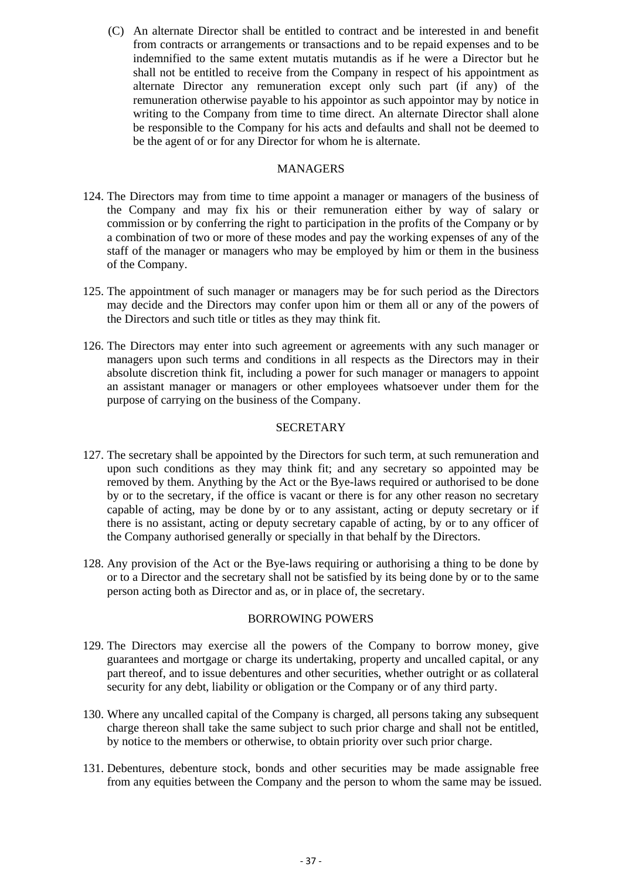(C) An alternate Director shall be entitled to contract and be interested in and benefit from contracts or arrangements or transactions and to be repaid expenses and to be indemnified to the same extent mutatis mutandis as if he were a Director but he shall not be entitled to receive from the Company in respect of his appointment as alternate Director any remuneration except only such part (if any) of the remuneration otherwise payable to his appointor as such appointor may by notice in writing to the Company from time to time direct. An alternate Director shall alone be responsible to the Company for his acts and defaults and shall not be deemed to be the agent of or for any Director for whom he is alternate.

## MANAGERS

124. The Directors may from time to time appoint a manager or managers of the business of the Company and may fix his or their remuneration either by way of salary or commission or by conferring the right to participation in the profits of the Company or by a combination of two or more of these modes and pay the working expenses of any of the staff of the manager or managers who may be employed by him or them in the business of the Company.

125. The appointment of such manager or managers may be for such period as the Directors may decide and the Directors may confer upon him or them all or any of the powers of the Directors and such title or titles as they may think fit.

126. The Directors may enter into such agreement or agreements with any such manager or managers upon such terms and conditions in all respects as the Directors may in their absolute discretion think fit, including a power for such manager or managers to appoint an assistant manager or managers or other employees whatsoever under them for the purpose of carrying on the business of the Company.

## SECRETARY

127. The secretary shall be appointed by the Directors for such term, at such remuneration and upon such conditions as they may think fit; and any secretary so appointed may be removed by them. Anything by the Act or the Bye-laws required or authorised to be done by or to the secretary, if the office is vacant or there is for any other reason no secretary capable of acting, may be done by or to any assistant, acting or deputy secretary or if there is no assistant, acting or deputy secretary capable of acting, by or to any officer of the Company authorised generally or specially in that behalf by the Directors.

128. Any provision of the Act or the Bye-laws requiring or authorising a thing to be done by or to a Director and the secretary shall not be satisfied by its being done by or to the same person acting both as Director and as, or in place of, the secretary.

## BORROWING POWERS

129. The Directors may exercise all the powers of the Company to borrow money, give guarantees and mortgage or charge its undertaking, property and uncalled capital, or any part thereof, and to issue debentures and other securities, whether outright or as collateral security for any debt, liability or obligation or the Company or of any third party.

130. Where any uncalled capital of the Company is charged, all persons taking any subsequent charge thereon shall take the same subject to such prior charge and shall not be entitled, by notice to the members or otherwise, to obtain priority over such prior charge.

131. Debentures, debenture stock, bonds and other securities may be made assignable free from any equities between the Company and the person to whom the same may be issued.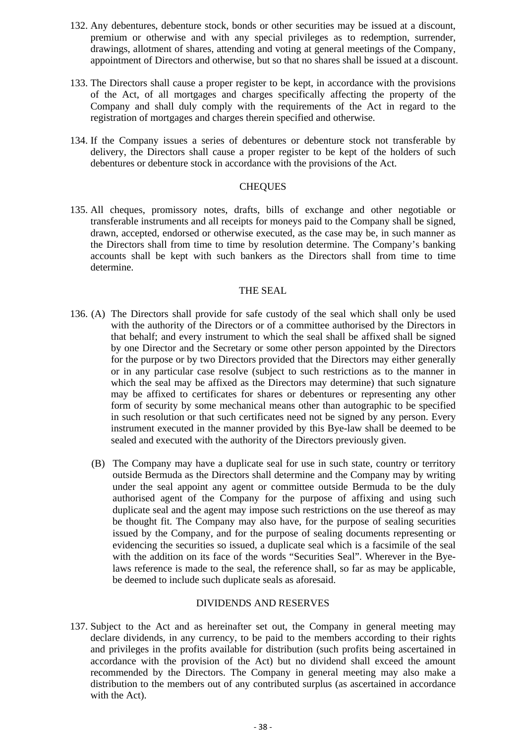132. Any debentures, debenture stock, bonds or other securities may be issued at a discount, premium or otherwise and with any special privileges as to redemption, surrender, drawings, allotment of shares, attending and voting at general meetings of the Company, appointment of Directors and otherwise, but so that no shares shall be issued at a discount.

133. The Directors shall cause a proper register to be kept, in accordance with the provisions of the Act, of all mortgages and charges specifically affecting the property of the Company and shall duly comply with the requirements of the Act in regard to the registration of mortgages and charges therein specified and otherwise.

134. If the Company issues a series of debentures or debenture stock not transferable by delivery, the Directors shall cause a proper register to be kept of the holders of such debentures or debenture stock in accordance with the provisions of the Act.

## CHEQUES

135. All cheques, promissory notes, drafts, bills of exchange and other negotiable or transferable instruments and all receipts for moneys paid to the Company shall be signed, drawn, accepted, endorsed or otherwise executed, as the case may be, in such manner as the Directors shall from time to time by resolution determine. The Company's banking accounts shall be kept with such bankers as the Directors shall from time to time determine.

## THE SEAL

136. (A) The Directors shall provide for safe custody of the seal which shall only be used with the authority of the Directors or of a committee authorised by the Directors in that behalf; and every instrument to which the seal shall be affixed shall be signed by one Director and the Secretary or some other person appointed by the Directors for the purpose or by two Directors provided that the Directors may either generally or in any particular case resolve (subject to such restrictions as to the manner in which the seal may be affixed as the Directors may determine) that such signature may be affixed to certificates for shares or debentures or representing any other form of security by some mechanical means other than autographic to be specified in such resolution or that such certificates need not be signed by any person. Every instrument executed in the manner provided by this Bye-law shall be deemed to be sealed and executed with the authority of the Directors previously given.

(B) The Company may have a duplicate seal for use in such state, country or territory outside Bermuda as the Directors shall determine and the Company may by writing under the seal appoint any agent or committee outside Bermuda to be the duly authorised agent of the Company for the purpose of affixing and using such duplicate seal and the agent may impose such restrictions on the use thereof as may be thought fit. The Company may also have, for the purpose of sealing securities issued by the Company, and for the purpose of sealing documents representing or evidencing the securities so issued, a duplicate seal which is a facsimile of the seal with the addition on its face of the words "Securities Seal". Wherever in the Bye-laws reference is made to the seal, the reference shall, so far as may be applicable, be deemed to include such duplicate seals as aforesaid.

## DIVIDENDS AND RESERVES

137. Subject to the Act and as hereinafter set out, the Company in general meeting may declare dividends, in any currency, to be paid to the members according to their rights and privileges in the profits available for distribution (such profits being ascertained in accordance with the provision of the Act) but no dividend shall exceed the amount recommended by the Directors. The Company in general meeting may also make a distribution to the members out of any contributed surplus (as ascertained in accordance with the Act).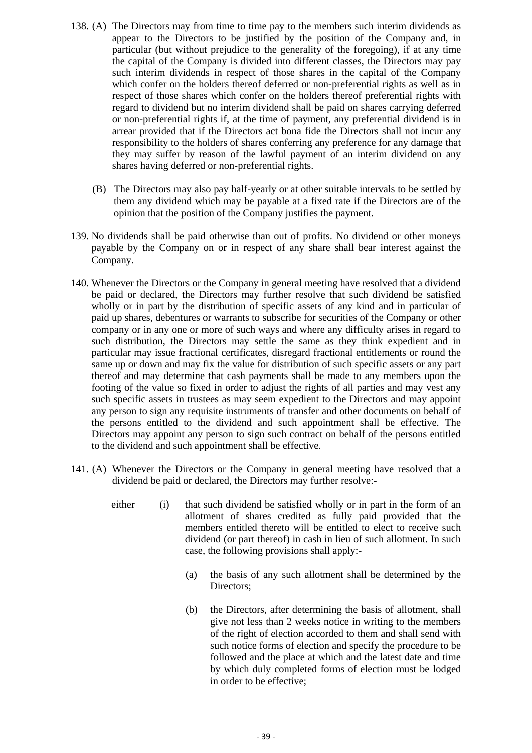138. (A) The Directors may from time to time pay to the members such interim dividends as appear to the Directors to be justified by the position of the Company and, in particular (but without prejudice to the generality of the foregoing), if at any time the capital of the Company is divided into different classes, the Directors may pay such interim dividends in respect of those shares in the capital of the Company which confer on the holders thereof deferred or non-preferential rights as well as in respect of those shares which confer on the holders thereof preferential rights with regard to dividend but no interim dividend shall be paid on shares carrying deferred or non-preferential rights if, at the time of payment, any preferential dividend is in arrear provided that if the Directors act bona fide the Directors shall not incur any responsibility to the holders of shares conferring any preference for any damage that they may suffer by reason of the lawful payment of an interim dividend on any shares having deferred or non-preferential rights.

(B) The Directors may also pay half-yearly or at other suitable intervals to be settled by them any dividend which may be payable at a fixed rate if the Directors are of the opinion that the position of the Company justifies the payment.

139. No dividends shall be paid otherwise than out of profits. No dividend or other moneys payable by the Company on or in respect of any share shall bear interest against the Company.

140. Whenever the Directors or the Company in general meeting have resolved that a dividend be paid or declared, the Directors may further resolve that such dividend be satisfied wholly or in part by the distribution of specific assets of any kind and in particular of paid up shares, debentures or warrants to subscribe for securities of the Company or other company or in any one or more of such ways and where any difficulty arises in regard to such distribution, the Directors may settle the same as they think expedient and in particular may issue fractional certificates, disregard fractional entitlements or round the same up or down and may fix the value for distribution of such specific assets or any part thereof and may determine that cash payments shall be made to any members upon the footing of the value so fixed in order to adjust the rights of all parties and may vest any such specific assets in trustees as may seem expedient to the Directors and may appoint any person to sign any requisite instruments of transfer and other documents on behalf of the persons entitled to the dividend and such appointment shall be effective. The Directors may appoint any person to sign such contract on behalf of the persons entitled to the dividend and such appointment shall be effective.

141. (A) Whenever the Directors or the Company in general meeting have resolved that a dividend be paid or declared, the Directors may further resolve:-

either (i) that such dividend be satisfied wholly or in part in the form of an allotment of shares credited as fully paid provided that the members entitled thereto will be entitled to elect to receive such dividend (or part thereof) in cash in lieu of such allotment. In such case, the following provisions shall apply:-

(a) the basis of any such allotment shall be determined by the Directors;

(b) the Directors, after determining the basis of allotment, shall give not less than 2 weeks notice in writing to the members of the right of election accorded to them and shall send with such notice forms of election and specify the procedure to be followed and the place at which and the latest date and time by which duly completed forms of election must be lodged in order to be effective;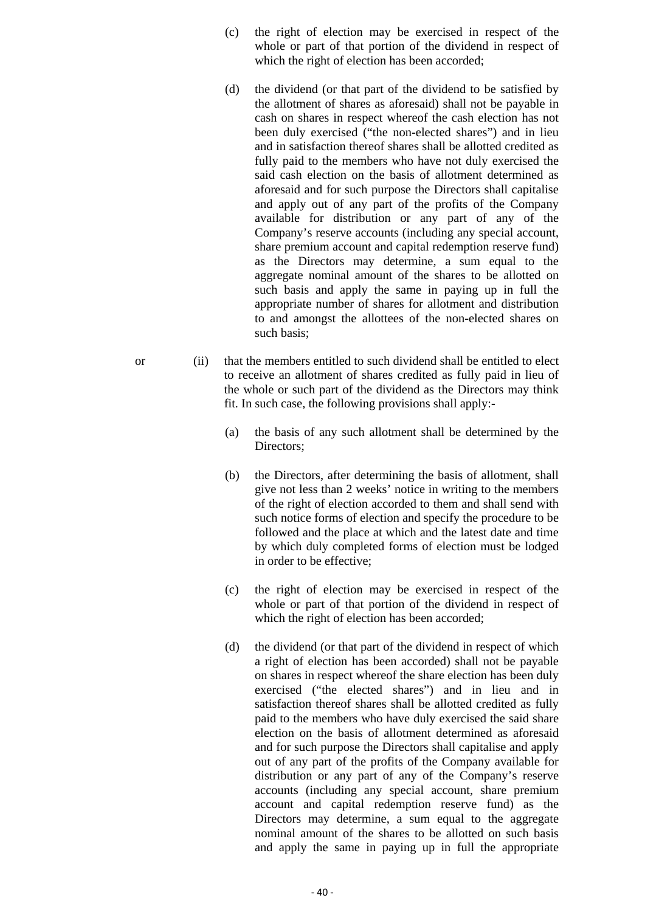(c) the right of election may be exercised in respect of the whole or part of that portion of the dividend in respect of which the right of election has been accorded;

(d) the dividend (or that part of the dividend to be satisfied by the allotment of shares as aforesaid) shall not be payable in cash on shares in respect whereof the cash election has not been duly exercised ("the non-elected shares") and in lieu and in satisfaction thereof shares shall be allotted credited as fully paid to the members who have not duly exercised the said cash election on the basis of allotment determined as aforesaid and for such purpose the Directors shall capitalise and apply out of any part of the profits of the Company available for distribution or any part of any of the Company's reserve accounts (including any special account, share premium account and capital redemption reserve fund) as the Directors may determine, a sum equal to the aggregate nominal amount of the shares to be allotted on such basis and apply the same in paying up in full the appropriate number of shares for allotment and distribution to and amongst the allottees of the non-elected shares on such basis;

or (ii) that the members entitled to such dividend shall be entitled to elect to receive an allotment of shares credited as fully paid in lieu of the whole or such part of the dividend as the Directors may think fit. In such case, the following provisions shall apply:-

(a) the basis of any such allotment shall be determined by the Directors;

(b) the Directors, after determining the basis of allotment, shall give not less than 2 weeks' notice in writing to the members of the right of election accorded to them and shall send with such notice forms of election and specify the procedure to be followed and the place at which and the latest date and time by which duly completed forms of election must be lodged in order to be effective;

(c) the right of election may be exercised in respect of the whole or part of that portion of the dividend in respect of which the right of election has been accorded;

(d) the dividend (or that part of the dividend in respect of which a right of election has been accorded) shall not be payable on shares in respect whereof the share election has been duly exercised ("the elected shares") and in lieu and in satisfaction thereof shares shall be allotted credited as fully paid to the members who have duly exercised the said share election on the basis of allotment determined as aforesaid and for such purpose the Directors shall capitalise and apply out of any part of the profits of the Company available for distribution or any part of any of the Company's reserve accounts (including any special account, share premium account and capital redemption reserve fund) as the Directors may determine, a sum equal to the aggregate nominal amount of the shares to be allotted on such basis and apply the same in paying up in full the appropriate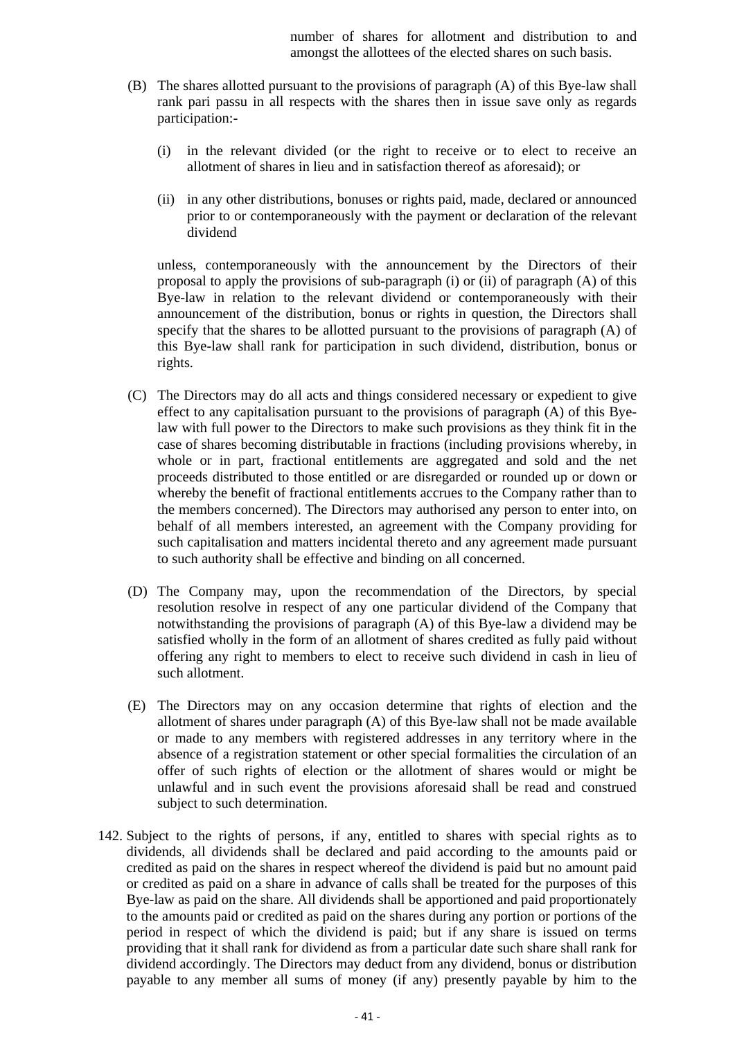number of shares for allotment and distribution to and amongst the allottees of the elected shares on such basis.

(B) The shares allotted pursuant to the provisions of paragraph (A) of this Bye-law shall rank pari passu in all respects with the shares then in issue save only as regards participation:-

(i) in the relevant divided (or the right to receive or to elect to receive an allotment of shares in lieu and in satisfaction thereof as aforesaid); or

(ii) in any other distributions, bonuses or rights paid, made, declared or announced prior to or contemporaneously with the payment or declaration of the relevant dividend

unless, contemporaneously with the announcement by the Directors of their proposal to apply the provisions of sub-paragraph (i) or (ii) of paragraph (A) of this Bye-law in relation to the relevant dividend or contemporaneously with their announcement of the distribution, bonus or rights in question, the Directors shall specify that the shares to be allotted pursuant to the provisions of paragraph (A) of this Bye-law shall rank for participation in such dividend, distribution, bonus or rights.

(C) The Directors may do all acts and things considered necessary or expedient to give effect to any capitalisation pursuant to the provisions of paragraph (A) of this Bye-law with full power to the Directors to make such provisions as they think fit in the case of shares becoming distributable in fractions (including provisions whereby, in whole or in part, fractional entitlements are aggregated and sold and the net proceeds distributed to those entitled or are disregarded or rounded up or down or whereby the benefit of fractional entitlements accrues to the Company rather than to the members concerned). The Directors may authorised any person to enter into, on behalf of all members interested, an agreement with the Company providing for such capitalisation and matters incidental thereto and any agreement made pursuant to such authority shall be effective and binding on all concerned.

(D) The Company may, upon the recommendation of the Directors, by special resolution resolve in respect of any one particular dividend of the Company that notwithstanding the provisions of paragraph (A) of this Bye-law a dividend may be satisfied wholly in the form of an allotment of shares credited as fully paid without offering any right to members to elect to receive such dividend in cash in lieu of such allotment.

(E) The Directors may on any occasion determine that rights of election and the allotment of shares under paragraph (A) of this Bye-law shall not be made available or made to any members with registered addresses in any territory where in the absence of a registration statement or other special formalities the circulation of an offer of such rights of election or the allotment of shares would or might be unlawful and in such event the provisions aforesaid shall be read and construed subject to such determination.

142. Subject to the rights of persons, if any, entitled to shares with special rights as to dividends, all dividends shall be declared and paid according to the amounts paid or credited as paid on the shares in respect whereof the dividend is paid but no amount paid or credited as paid on a share in advance of calls shall be treated for the purposes of this Bye-law as paid on the share. All dividends shall be apportioned and paid proportionately to the amounts paid or credited as paid on the shares during any portion or portions of the period in respect of which the dividend is paid; but if any share is issued on terms providing that it shall rank for dividend as from a particular date such share shall rank for dividend accordingly. The Directors may deduct from any dividend, bonus or distribution payable to any member all sums of money (if any) presently payable by him to the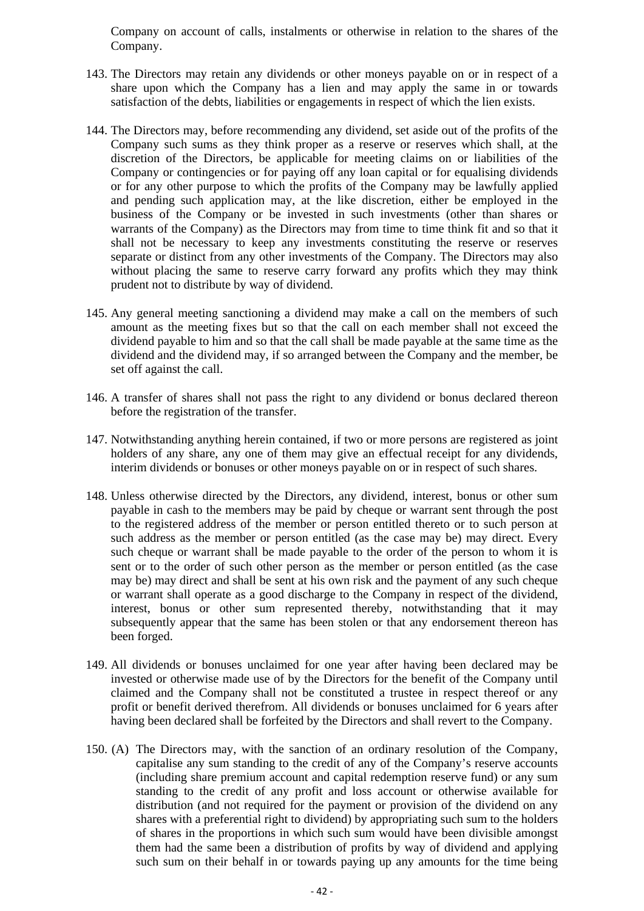Company on account of calls, instalments or otherwise in relation to the shares of the Company.

143. The Directors may retain any dividends or other moneys payable on or in respect of a share upon which the Company has a lien and may apply the same in or towards satisfaction of the debts, liabilities or engagements in respect of which the lien exists.

144. The Directors may, before recommending any dividend, set aside out of the profits of the Company such sums as they think proper as a reserve or reserves which shall, at the discretion of the Directors, be applicable for meeting claims on or liabilities of the Company or contingencies or for paying off any loan capital or for equalising dividends or for any other purpose to which the profits of the Company may be lawfully applied and pending such application may, at the like discretion, either be employed in the business of the Company or be invested in such investments (other than shares or warrants of the Company) as the Directors may from time to time think fit and so that it shall not be necessary to keep any investments constituting the reserve or reserves separate or distinct from any other investments of the Company. The Directors may also without placing the same to reserve carry forward any profits which they may think prudent not to distribute by way of dividend.

145. Any general meeting sanctioning a dividend may make a call on the members of such amount as the meeting fixes but so that the call on each member shall not exceed the dividend payable to him and so that the call shall be made payable at the same time as the dividend and the dividend may, if so arranged between the Company and the member, be set off against the call.

146. A transfer of shares shall not pass the right to any dividend or bonus declared thereon before the registration of the transfer.

147. Notwithstanding anything herein contained, if two or more persons are registered as joint holders of any share, any one of them may give an effectual receipt for any dividends, interim dividends or bonuses or other moneys payable on or in respect of such shares.

148. Unless otherwise directed by the Directors, any dividend, interest, bonus or other sum payable in cash to the members may be paid by cheque or warrant sent through the post to the registered address of the member or person entitled thereto or to such person at such address as the member or person entitled (as the case may be) may direct. Every such cheque or warrant shall be made payable to the order of the person to whom it is sent or to the order of such other person as the member or person entitled (as the case may be) may direct and shall be sent at his own risk and the payment of any such cheque or warrant shall operate as a good discharge to the Company in respect of the dividend, interest, bonus or other sum represented thereby, notwithstanding that it may subsequently appear that the same has been stolen or that any endorsement thereon has been forged.

149. All dividends or bonuses unclaimed for one year after having been declared may be invested or otherwise made use of by the Directors for the benefit of the Company until claimed and the Company shall not be constituted a trustee in respect thereof or any profit or benefit derived therefrom. All dividends or bonuses unclaimed for 6 years after having been declared shall be forfeited by the Directors and shall revert to the Company.

150. (A) The Directors may, with the sanction of an ordinary resolution of the Company, capitalise any sum standing to the credit of any of the Company's reserve accounts (including share premium account and capital redemption reserve fund) or any sum standing to the credit of any profit and loss account or otherwise available for distribution (and not required for the payment or provision of the dividend on any shares with a preferential right to dividend) by appropriating such sum to the holders of shares in the proportions in which such sum would have been divisible amongst them had the same been a distribution of profits by way of dividend and applying such sum on their behalf in or towards paying up any amounts for the time being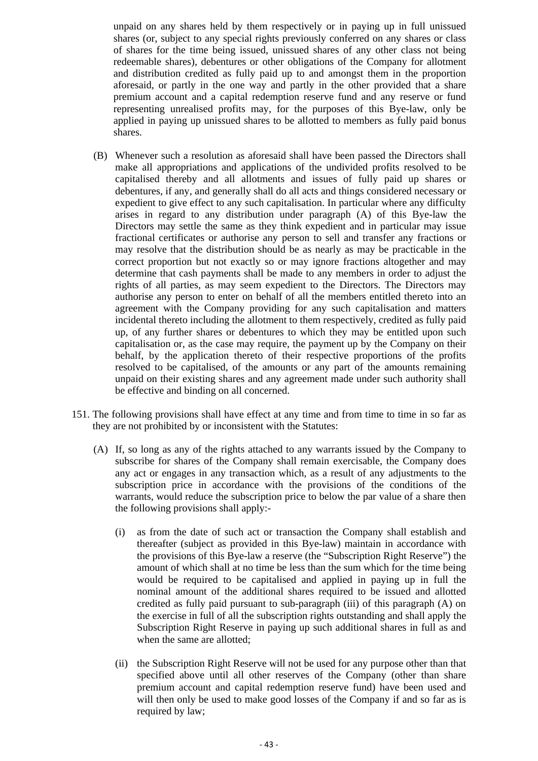unpaid on any shares held by them respectively or in paying up in full unissued shares (or, subject to any special rights previously conferred on any shares or class of shares for the time being issued, unissued shares of any other class not being redeemable shares), debentures or other obligations of the Company for allotment and distribution credited as fully paid up to and amongst them in the proportion aforesaid, or partly in the one way and partly in the other provided that a share premium account and a capital redemption reserve fund and any reserve or fund representing unrealised profits may, for the purposes of this Bye-law, only be applied in paying up unissued shares to be allotted to members as fully paid bonus shares.

(B) Whenever such a resolution as aforesaid shall have been passed the Directors shall make all appropriations and applications of the undivided profits resolved to be capitalised thereby and all allotments and issues of fully paid up shares or debentures, if any, and generally shall do all acts and things considered necessary or expedient to give effect to any such capitalisation. In particular where any difficulty arises in regard to any distribution under paragraph (A) of this Bye-law the Directors may settle the same as they think expedient and in particular may issue fractional certificates or authorise any person to sell and transfer any fractions or may resolve that the distribution should be as nearly as may be practicable in the correct proportion but not exactly so or may ignore fractions altogether and may determine that cash payments shall be made to any members in order to adjust the rights of all parties, as may seem expedient to the Directors. The Directors may authorise any person to enter on behalf of all the members entitled thereto into an agreement with the Company providing for any such capitalisation and matters incidental thereto including the allotment to them respectively, credited as fully paid up, of any further shares or debentures to which they may be entitled upon such capitalisation or, as the case may require, the payment up by the Company on their behalf, by the application thereto of their respective proportions of the profits resolved to be capitalised, of the amounts or any part of the amounts remaining unpaid on their existing shares and any agreement made under such authority shall be effective and binding on all concerned.

151. The following provisions shall have effect at any time and from time to time in so far as they are not prohibited by or inconsistent with the Statutes:

(A) If, so long as any of the rights attached to any warrants issued by the Company to subscribe for shares of the Company shall remain exercisable, the Company does any act or engages in any transaction which, as a result of any adjustments to the subscription price in accordance with the provisions of the conditions of the warrants, would reduce the subscription price to below the par value of a share then the following provisions shall apply:-

(i) as from the date of such act or transaction the Company shall establish and thereafter (subject as provided in this Bye-law) maintain in accordance with the provisions of this Bye-law a reserve (the "Subscription Right Reserve") the amount of which shall at no time be less than the sum which for the time being would be required to be capitalised and applied in paying up in full the nominal amount of the additional shares required to be issued and allotted credited as fully paid pursuant to sub-paragraph (iii) of this paragraph (A) on the exercise in full of all the subscription rights outstanding and shall apply the Subscription Right Reserve in paying up such additional shares in full as and when the same are allotted;

(ii) the Subscription Right Reserve will not be used for any purpose other than that specified above until all other reserves of the Company (other than share premium account and capital redemption reserve fund) have been used and will then only be used to make good losses of the Company if and so far as is required by law;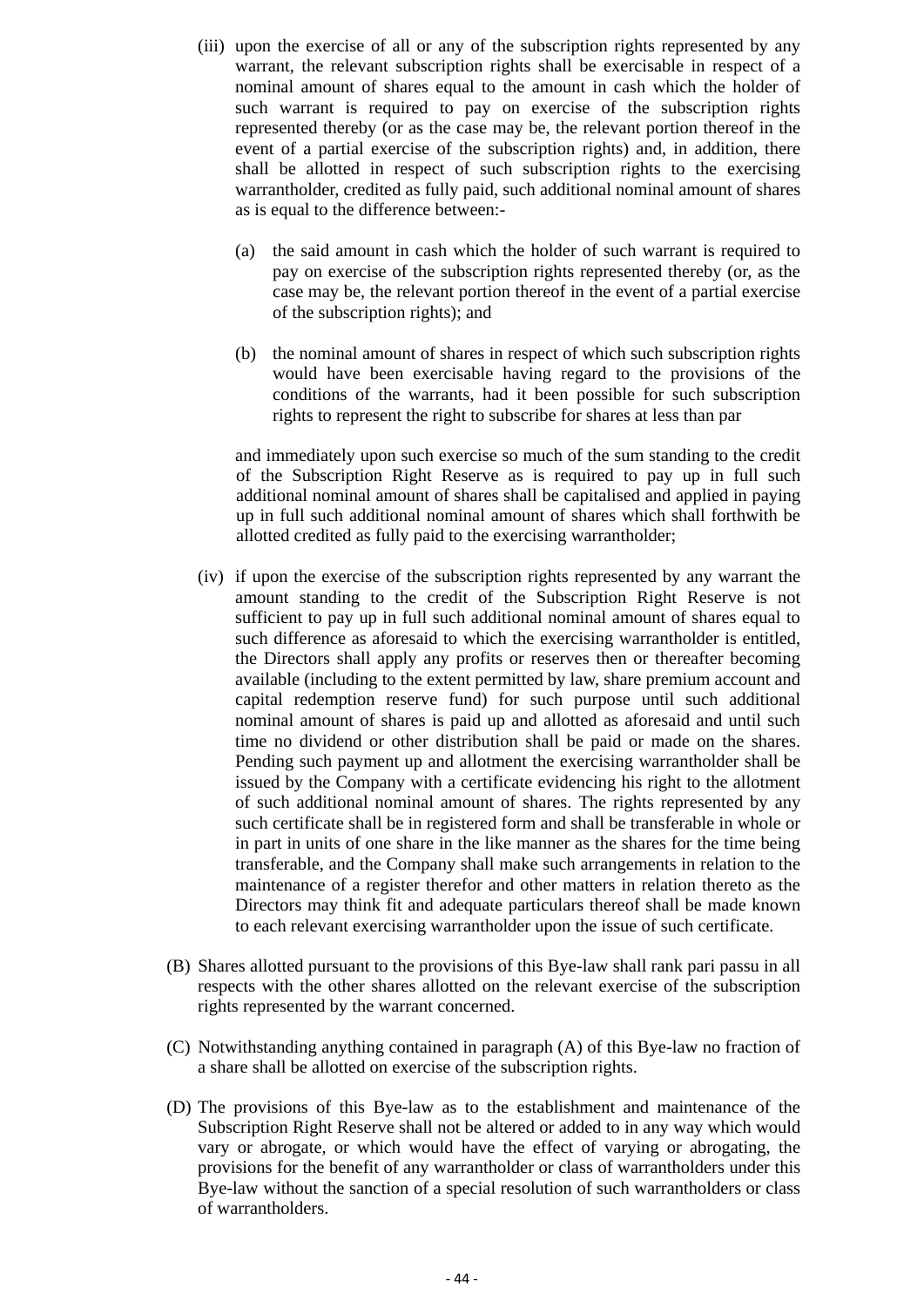(iii) upon the exercise of all or any of the subscription rights represented by any warrant, the relevant subscription rights shall be exercisable in respect of a nominal amount of shares equal to the amount in cash which the holder of such warrant is required to pay on exercise of the subscription rights represented thereby (or as the case may be, the relevant portion thereof in the event of a partial exercise of the subscription rights) and, in addition, there shall be allotted in respect of such subscription rights to the exercising warrantholder, credited as fully paid, such additional nominal amount of shares as is equal to the difference between:-

   (a) the said amount in cash which the holder of such warrant is required to pay on exercise of the subscription rights represented thereby (or, as the case may be, the relevant portion thereof in the event of a partial exercise of the subscription rights); and

   (b) the nominal amount of shares in respect of which such subscription rights would have been exercisable having regard to the provisions of the conditions of the warrants, had it been possible for such subscription rights to represent the right to subscribe for shares at less than par

   and immediately upon such exercise so much of the sum standing to the credit of the Subscription Right Reserve as is required to pay up in full such additional nominal amount of shares shall be capitalised and applied in paying up in full such additional nominal amount of shares which shall forthwith be allotted credited as fully paid to the exercising warrantholder;

(iv) if upon the exercise of the subscription rights represented by any warrant the amount standing to the credit of the Subscription Right Reserve is not sufficient to pay up in full such additional nominal amount of shares equal to such difference as aforesaid to which the exercising warrantholder is entitled, the Directors shall apply any profits or reserves then or thereafter becoming available (including to the extent permitted by law, share premium account and capital redemption reserve fund) for such purpose until such additional nominal amount of shares is paid up and allotted as aforesaid and until such time no dividend or other distribution shall be paid or made on the shares. Pending such payment up and allotment the exercising warrantholder shall be issued by the Company with a certificate evidencing his right to the allotment of such additional nominal amount of shares. The rights represented by any such certificate shall be in registered form and shall be transferable in whole or in part in units of one share in the like manner as the shares for the time being transferable, and the Company shall make such arrangements in relation to the maintenance of a register therefor and other matters in relation thereto as the Directors may think fit and adequate particulars thereof shall be made known to each relevant exercising warrantholder upon the issue of such certificate.

(B) Shares allotted pursuant to the provisions of this Bye-law shall rank pari passu in all respects with the other shares allotted on the relevant exercise of the subscription rights represented by the warrant concerned.

(C) Notwithstanding anything contained in paragraph (A) of this Bye-law no fraction of a share shall be allotted on exercise of the subscription rights.

(D) The provisions of this Bye-law as to the establishment and maintenance of the Subscription Right Reserve shall not be altered or added to in any way which would vary or abrogate, or which would have the effect of varying or abrogating, the provisions for the benefit of any warrantholder or class of warrantholders under this Bye-law without the sanction of a special resolution of such warrantholders or class of warrantholders.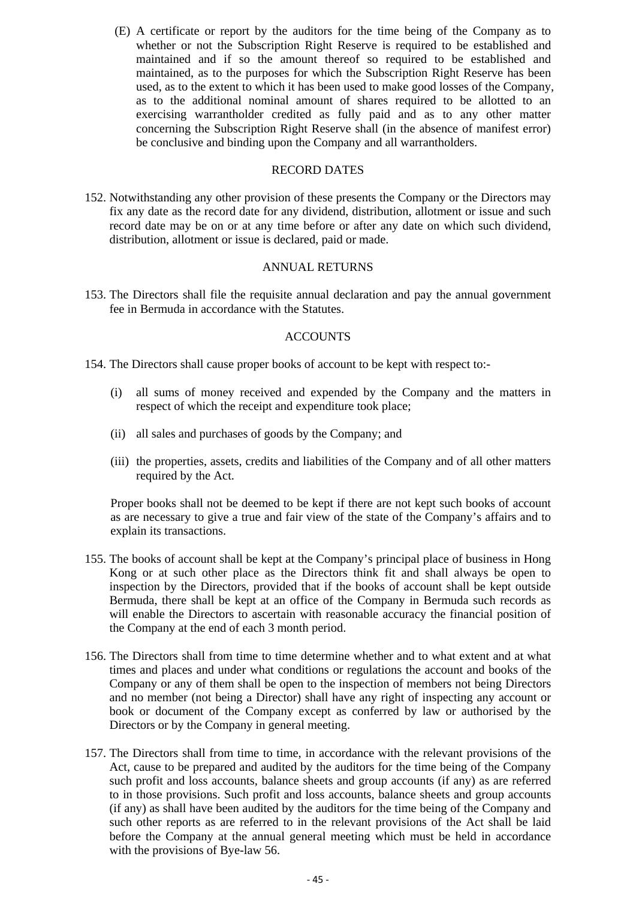(E) A certificate or report by the auditors for the time being of the Company as to whether or not the Subscription Right Reserve is required to be established and maintained and if so the amount thereof so required to be established and maintained, as to the purposes for which the Subscription Right Reserve has been used, as to the extent to which it has been used to make good losses of the Company, as to the additional nominal amount of shares required to be allotted to an exercising warrantholder credited as fully paid and as to any other matter concerning the Subscription Right Reserve shall (in the absence of manifest error) be conclusive and binding upon the Company and all warrantholders.

## RECORD DATES

152. Notwithstanding any other provision of these presents the Company or the Directors may fix any date as the record date for any dividend, distribution, allotment or issue and such record date may be on or at any time before or after any date on which such dividend, distribution, allotment or issue is declared, paid or made.

## ANNUAL RETURNS

153. The Directors shall file the requisite annual declaration and pay the annual government fee in Bermuda in accordance with the Statutes.

## ACCOUNTS

154. The Directors shall cause proper books of account to be kept with respect to:-

(i) all sums of money received and expended by the Company and the matters in respect of which the receipt and expenditure took place;

(ii) all sales and purchases of goods by the Company; and

(iii) the properties, assets, credits and liabilities of the Company and of all other matters required by the Act.

Proper books shall not be deemed to be kept if there are not kept such books of account as are necessary to give a true and fair view of the state of the Company's affairs and to explain its transactions.

155. The books of account shall be kept at the Company's principal place of business in Hong Kong or at such other place as the Directors think fit and shall always be open to inspection by the Directors, provided that if the books of account shall be kept outside Bermuda, there shall be kept at an office of the Company in Bermuda such records as will enable the Directors to ascertain with reasonable accuracy the financial position of the Company at the end of each 3 month period.

156. The Directors shall from time to time determine whether and to what extent and at what times and places and under what conditions or regulations the account and books of the Company or any of them shall be open to the inspection of members not being Directors and no member (not being a Director) shall have any right of inspecting any account or book or document of the Company except as conferred by law or authorised by the Directors or by the Company in general meeting.

157. The Directors shall from time to time, in accordance with the relevant provisions of the Act, cause to be prepared and audited by the auditors for the time being of the Company such profit and loss accounts, balance sheets and group accounts (if any) as are referred to in those provisions. Such profit and loss accounts, balance sheets and group accounts (if any) as shall have been audited by the auditors for the time being of the Company and such other reports as are referred to in the relevant provisions of the Act shall be laid before the Company at the annual general meeting which must be held in accordance with the provisions of Bye-law 56.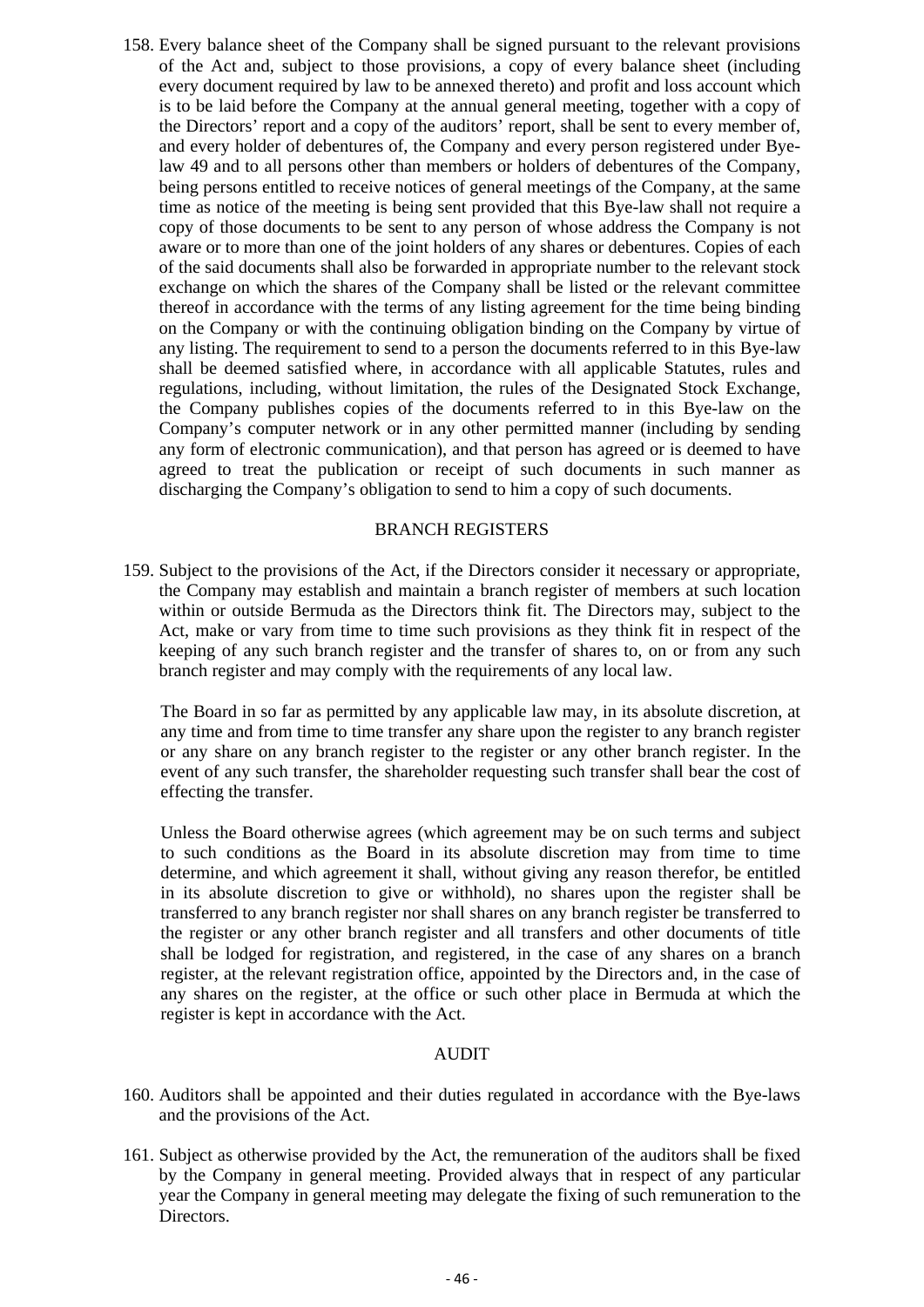158. Every balance sheet of the Company shall be signed pursuant to the relevant provisions of the Act and, subject to those provisions, a copy of every balance sheet (including every document required by law to be annexed thereto) and profit and loss account which is to be laid before the Company at the annual general meeting, together with a copy of the Directors' report and a copy of the auditors' report, shall be sent to every member of, and every holder of debentures of, the Company and every person registered under Bye-law 49 and to all persons other than members or holders of debentures of the Company, being persons entitled to receive notices of general meetings of the Company, at the same time as notice of the meeting is being sent provided that this Bye-law shall not require a copy of those documents to be sent to any person of whose address the Company is not aware or to more than one of the joint holders of any shares or debentures. Copies of each of the said documents shall also be forwarded in appropriate number to the relevant stock exchange on which the shares of the Company shall be listed or the relevant committee thereof in accordance with the terms of any listing agreement for the time being binding on the Company or with the continuing obligation binding on the Company by virtue of any listing. The requirement to send to a person the documents referred to in this Bye-law shall be deemed satisfied where, in accordance with all applicable Statutes, rules and regulations, including, without limitation, the rules of the Designated Stock Exchange, the Company publishes copies of the documents referred to in this Bye-law on the Company's computer network or in any other permitted manner (including by sending any form of electronic communication), and that person has agreed or is deemed to have agreed to treat the publication or receipt of such documents in such manner as discharging the Company's obligation to send to him a copy of such documents.

## BRANCH REGISTERS

159. Subject to the provisions of the Act, if the Directors consider it necessary or appropriate, the Company may establish and maintain a branch register of members at such location within or outside Bermuda as the Directors think fit. The Directors may, subject to the Act, make or vary from time to time such provisions as they think fit in respect of the keeping of any such branch register and the transfer of shares to, on or from any such branch register and may comply with the requirements of any local law.

    The Board in so far as permitted by any applicable law may, in its absolute discretion, at any time and from time to time transfer any share upon the register to any branch register or any share on any branch register to the register or any other branch register. In the event of any such transfer, the shareholder requesting such transfer shall bear the cost of effecting the transfer.

    Unless the Board otherwise agrees (which agreement may be on such terms and subject to such conditions as the Board in its absolute discretion may from time to time determine, and which agreement it shall, without giving any reason therefor, be entitled in its absolute discretion to give or withhold), no shares upon the register shall be transferred to any branch register nor shall shares on any branch register be transferred to the register or any other branch register and all transfers and other documents of title shall be lodged for registration, and registered, in the case of any shares on a branch register, at the relevant registration office, appointed by the Directors and, in the case of any shares on the register, at the office or such other place in Bermuda at which the register is kept in accordance with the Act.

## AUDIT

160. Auditors shall be appointed and their duties regulated in accordance with the Bye-laws and the provisions of the Act.

161. Subject as otherwise provided by the Act, the remuneration of the auditors shall be fixed by the Company in general meeting. Provided always that in respect of any particular year the Company in general meeting may delegate the fixing of such remuneration to the Directors.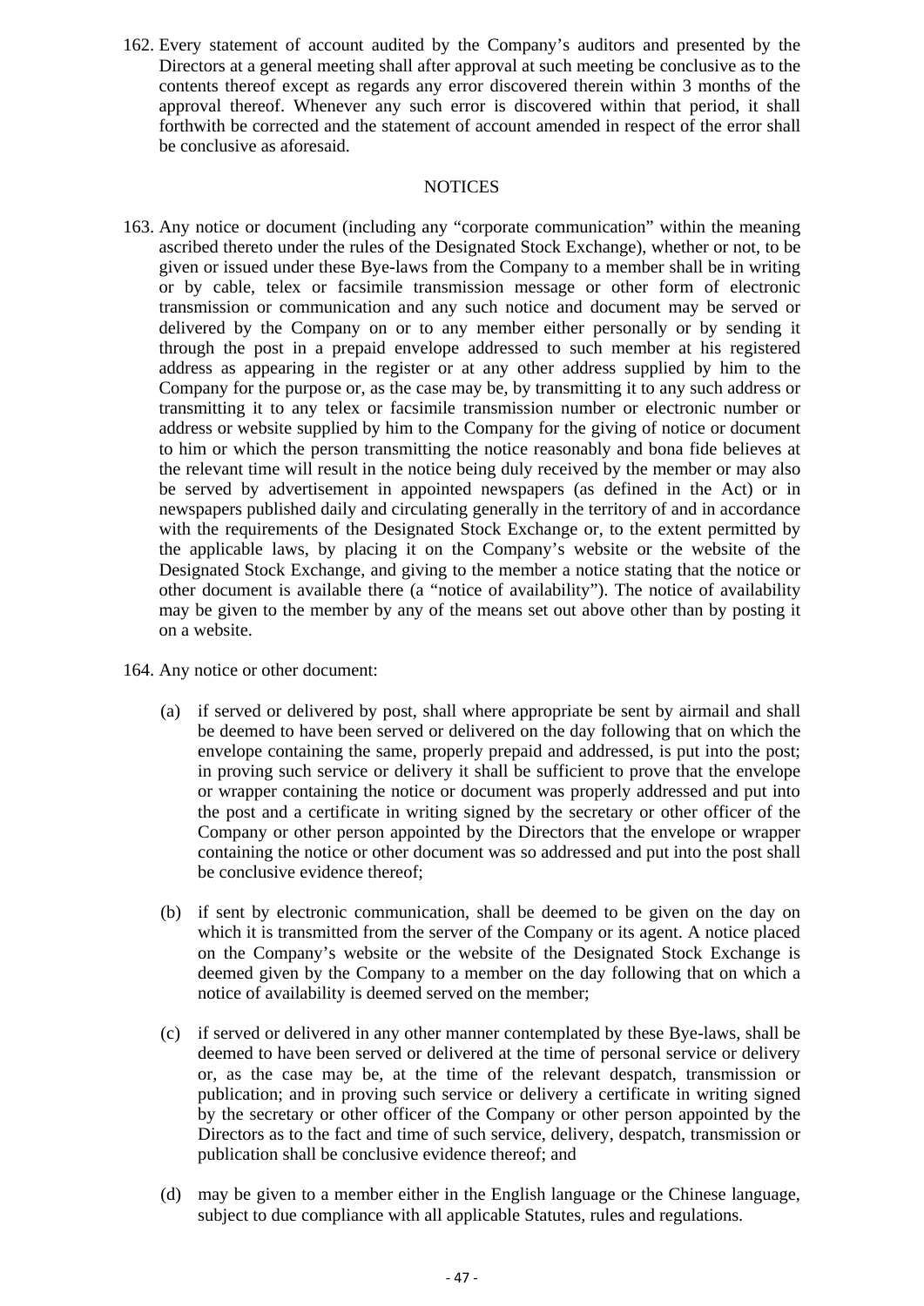162. Every statement of account audited by the Company's auditors and presented by the Directors at a general meeting shall after approval at such meeting be conclusive as to the contents thereof except as regards any error discovered therein within 3 months of the approval thereof. Whenever any such error is discovered within that period, it shall forthwith be corrected and the statement of account amended in respect of the error shall be conclusive as aforesaid.

## NOTICES

163. Any notice or document (including any "corporate communication" within the meaning ascribed thereto under the rules of the Designated Stock Exchange), whether or not, to be given or issued under these Bye-laws from the Company to a member shall be in writing or by cable, telex or facsimile transmission message or other form of electronic transmission or communication and any such notice and document may be served or delivered by the Company on or to any member either personally or by sending it through the post in a prepaid envelope addressed to such member at his registered address as appearing in the register or at any other address supplied by him to the Company for the purpose or, as the case may be, by transmitting it to any such address or transmitting it to any telex or facsimile transmission number or electronic number or address or website supplied by him to the Company for the giving of notice or document to him or which the person transmitting the notice reasonably and bona fide believes at the relevant time will result in the notice being duly received by the member or may also be served by advertisement in appointed newspapers (as defined in the Act) or in newspapers published daily and circulating generally in the territory of and in accordance with the requirements of the Designated Stock Exchange or, to the extent permitted by the applicable laws, by placing it on the Company's website or the website of the Designated Stock Exchange, and giving to the member a notice stating that the notice or other document is available there (a "notice of availability"). The notice of availability may be given to the member by any of the means set out above other than by posting it on a website.

164. Any notice or other document:

    (a) if served or delivered by post, shall where appropriate be sent by airmail and shall be deemed to have been served or delivered on the day following that on which the envelope containing the same, properly prepaid and addressed, is put into the post; in proving such service or delivery it shall be sufficient to prove that the envelope or wrapper containing the notice or document was properly addressed and put into the post and a certificate in writing signed by the secretary or other officer of the Company or other person appointed by the Directors that the envelope or wrapper containing the notice or other document was so addressed and put into the post shall be conclusive evidence thereof;

    (b) if sent by electronic communication, shall be deemed to be given on the day on which it is transmitted from the server of the Company or its agent. A notice placed on the Company's website or the website of the Designated Stock Exchange is deemed given by the Company to a member on the day following that on which a notice of availability is deemed served on the member;

    (c) if served or delivered in any other manner contemplated by these Bye-laws, shall be deemed to have been served or delivered at the time of personal service or delivery or, as the case may be, at the time of the relevant despatch, transmission or publication; and in proving such service or delivery a certificate in writing signed by the secretary or other officer of the Company or other person appointed by the Directors as to the fact and time of such service, delivery, despatch, transmission or publication shall be conclusive evidence thereof; and

    (d) may be given to a member either in the English language or the Chinese language, subject to due compliance with all applicable Statutes, rules and regulations.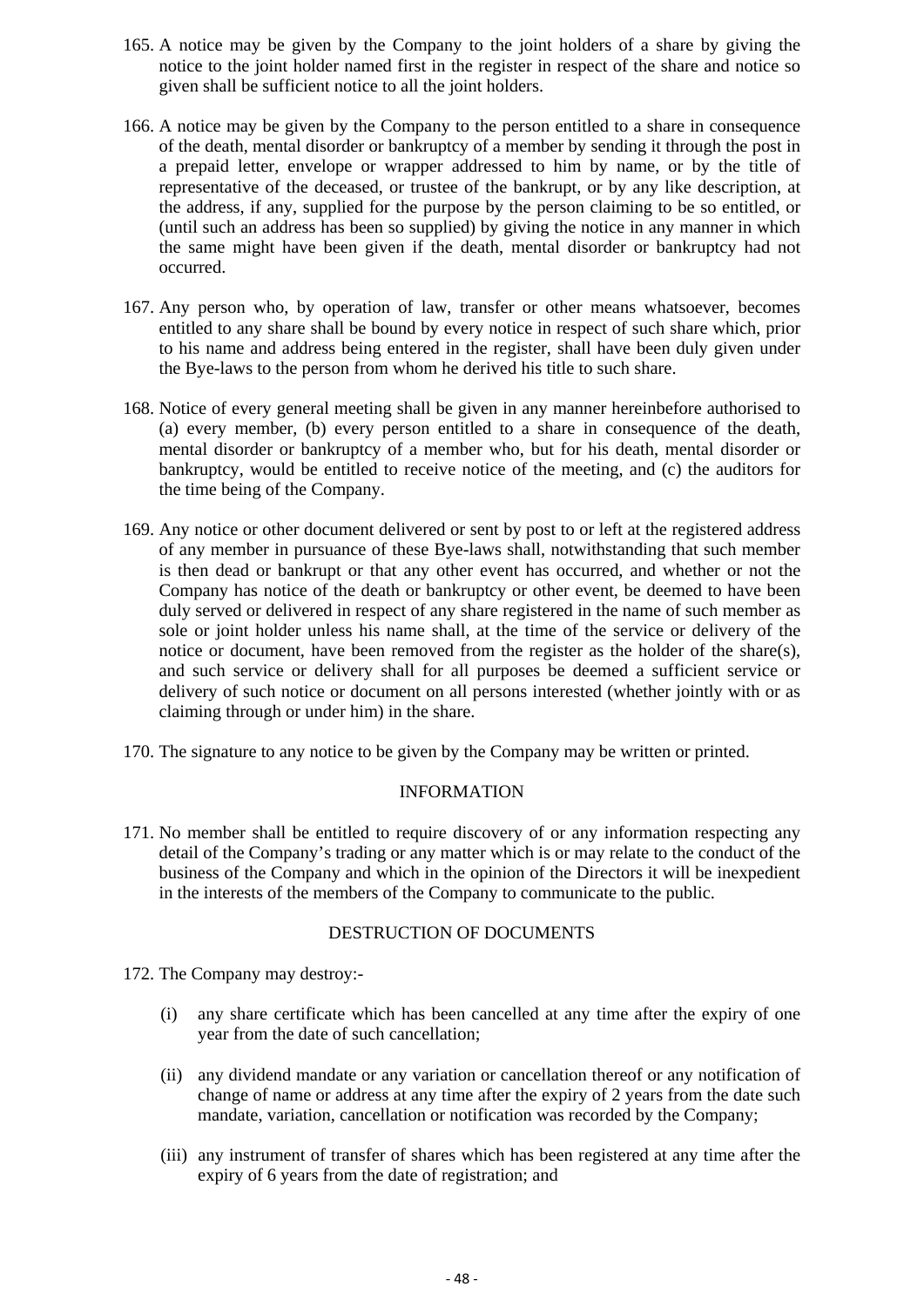165. A notice may be given by the Company to the joint holders of a share by giving the notice to the joint holder named first in the register in respect of the share and notice so given shall be sufficient notice to all the joint holders.

166. A notice may be given by the Company to the person entitled to a share in consequence of the death, mental disorder or bankruptcy of a member by sending it through the post in a prepaid letter, envelope or wrapper addressed to him by name, or by the title of representative of the deceased, or trustee of the bankrupt, or by any like description, at the address, if any, supplied for the purpose by the person claiming to be so entitled, or (until such an address has been so supplied) by giving the notice in any manner in which the same might have been given if the death, mental disorder or bankruptcy had not occurred.

167. Any person who, by operation of law, transfer or other means whatsoever, becomes entitled to any share shall be bound by every notice in respect of such share which, prior to his name and address being entered in the register, shall have been duly given under the Bye-laws to the person from whom he derived his title to such share.

168. Notice of every general meeting shall be given in any manner hereinbefore authorised to (a) every member, (b) every person entitled to a share in consequence of the death, mental disorder or bankruptcy of a member who, but for his death, mental disorder or bankruptcy, would be entitled to receive notice of the meeting, and (c) the auditors for the time being of the Company.

169. Any notice or other document delivered or sent by post to or left at the registered address of any member in pursuance of these Bye-laws shall, notwithstanding that such member is then dead or bankrupt or that any other event has occurred, and whether or not the Company has notice of the death or bankruptcy or other event, be deemed to have been duly served or delivered in respect of any share registered in the name of such member as sole or joint holder unless his name shall, at the time of the service or delivery of the notice or document, have been removed from the register as the holder of the share(s), and such service or delivery shall for all purposes be deemed a sufficient service or delivery of such notice or document on all persons interested (whether jointly with or as claiming through or under him) in the share.

170. The signature to any notice to be given by the Company may be written or printed.

## INFORMATION

171. No member shall be entitled to require discovery of or any information respecting any detail of the Company's trading or any matter which is or may relate to the conduct of the business of the Company and which in the opinion of the Directors it will be inexpedient in the interests of the members of the Company to communicate to the public.

## DESTRUCTION OF DOCUMENTS

172. The Company may destroy:-

    (i) any share certificate which has been cancelled at any time after the expiry of one year from the date of such cancellation;

    (ii) any dividend mandate or any variation or cancellation thereof or any notification of change of name or address at any time after the expiry of 2 years from the date such mandate, variation, cancellation or notification was recorded by the Company;

    (iii) any instrument of transfer of shares which has been registered at any time after the expiry of 6 years from the date of registration; and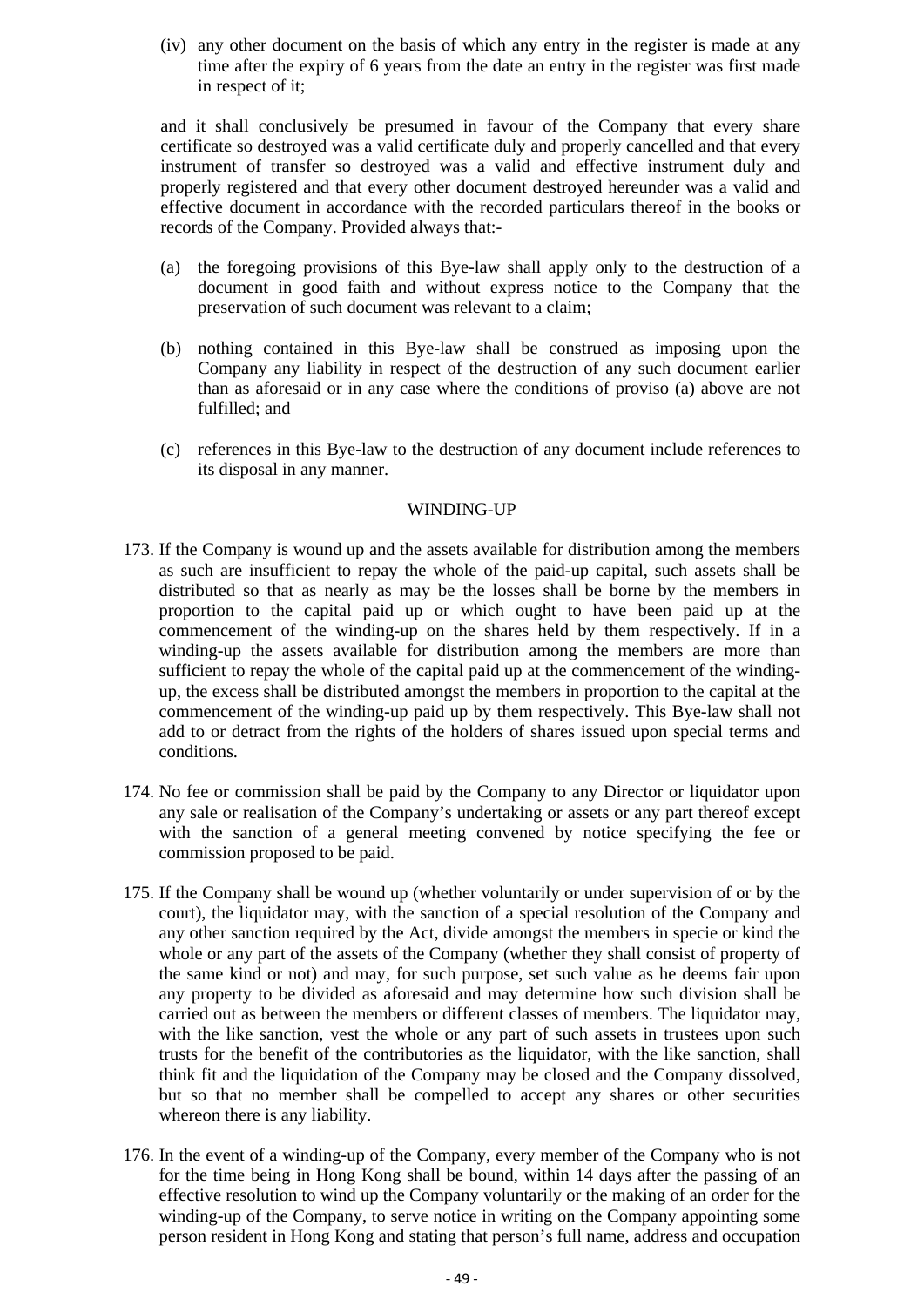(iv) any other document on the basis of which any entry in the register is made at any time after the expiry of 6 years from the date an entry in the register was first made in respect of it;

and it shall conclusively be presumed in favour of the Company that every share certificate so destroyed was a valid certificate duly and properly cancelled and that every instrument of transfer so destroyed was a valid and effective instrument duly and properly registered and that every other document destroyed hereunder was a valid and effective document in accordance with the recorded particulars thereof in the books or records of the Company. Provided always that:-

(a) the foregoing provisions of this Bye-law shall apply only to the destruction of a document in good faith and without express notice to the Company that the preservation of such document was relevant to a claim;

(b) nothing contained in this Bye-law shall be construed as imposing upon the Company any liability in respect of the destruction of any such document earlier than as aforesaid or in any case where the conditions of proviso (a) above are not fulfilled; and

(c) references in this Bye-law to the destruction of any document include references to its disposal in any manner.

## WINDING-UP

173. If the Company is wound up and the assets available for distribution among the members as such are insufficient to repay the whole of the paid-up capital, such assets shall be distributed so that as nearly as may be the losses shall be borne by the members in proportion to the capital paid up or which ought to have been paid up at the commencement of the winding-up on the shares held by them respectively. If in a winding-up the assets available for distribution among the members are more than sufficient to repay the whole of the capital paid up at the commencement of the winding-up, the excess shall be distributed amongst the members in proportion to the capital at the commencement of the winding-up paid up by them respectively. This Bye-law shall not add to or detract from the rights of the holders of shares issued upon special terms and conditions.

174. No fee or commission shall be paid by the Company to any Director or liquidator upon any sale or realisation of the Company's undertaking or assets or any part thereof except with the sanction of a general meeting convened by notice specifying the fee or commission proposed to be paid.

175. If the Company shall be wound up (whether voluntarily or under supervision of or by the court), the liquidator may, with the sanction of a special resolution of the Company and any other sanction required by the Act, divide amongst the members in specie or kind the whole or any part of the assets of the Company (whether they shall consist of property of the same kind or not) and may, for such purpose, set such value as he deems fair upon any property to be divided as aforesaid and may determine how such division shall be carried out as between the members or different classes of members. The liquidator may, with the like sanction, vest the whole or any part of such assets in trustees upon such trusts for the benefit of the contributories as the liquidator, with the like sanction, shall think fit and the liquidation of the Company may be closed and the Company dissolved, but so that no member shall be compelled to accept any shares or other securities whereon there is any liability.

176. In the event of a winding-up of the Company, every member of the Company who is not for the time being in Hong Kong shall be bound, within 14 days after the passing of an effective resolution to wind up the Company voluntarily or the making of an order for the winding-up of the Company, to serve notice in writing on the Company appointing some person resident in Hong Kong and stating that person's full name, address and occupation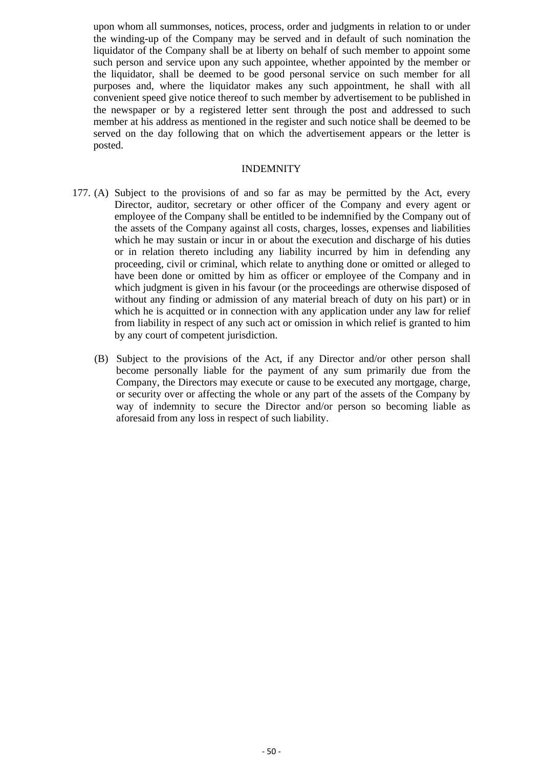upon whom all summonses, notices, process, order and judgments in relation to or under the winding-up of the Company may be served and in default of such nomination the liquidator of the Company shall be at liberty on behalf of such member to appoint some such person and service upon any such appointee, whether appointed by the member or the liquidator, shall be deemed to be good personal service on such member for all purposes and, where the liquidator makes any such appointment, he shall with all convenient speed give notice thereof to such member by advertisement to be published in the newspaper or by a registered letter sent through the post and addressed to such member at his address as mentioned in the register and such notice shall be deemed to be served on the day following that on which the advertisement appears or the letter is posted.

## INDEMNITY

177. (A) Subject to the provisions of and so far as may be permitted by the Act, every Director, auditor, secretary or other officer of the Company and every agent or employee of the Company shall be entitled to be indemnified by the Company out of the assets of the Company against all costs, charges, losses, expenses and liabilities which he may sustain or incur in or about the execution and discharge of his duties or in relation thereto including any liability incurred by him in defending any proceeding, civil or criminal, which relate to anything done or omitted or alleged to have been done or omitted by him as officer or employee of the Company and in which judgment is given in his favour (or the proceedings are otherwise disposed of without any finding or admission of any material breach of duty on his part) or in which he is acquitted or in connection with any application under any law for relief from liability in respect of any such act or omission in which relief is granted to him by any court of competent jurisdiction.

(B) Subject to the provisions of the Act, if any Director and/or other person shall become personally liable for the payment of any sum primarily due from the Company, the Directors may execute or cause to be executed any mortgage, charge, or security over or affecting the whole or any part of the assets of the Company by way of indemnity to secure the Director and/or person so becoming liable as aforesaid from any loss in respect of such liability.